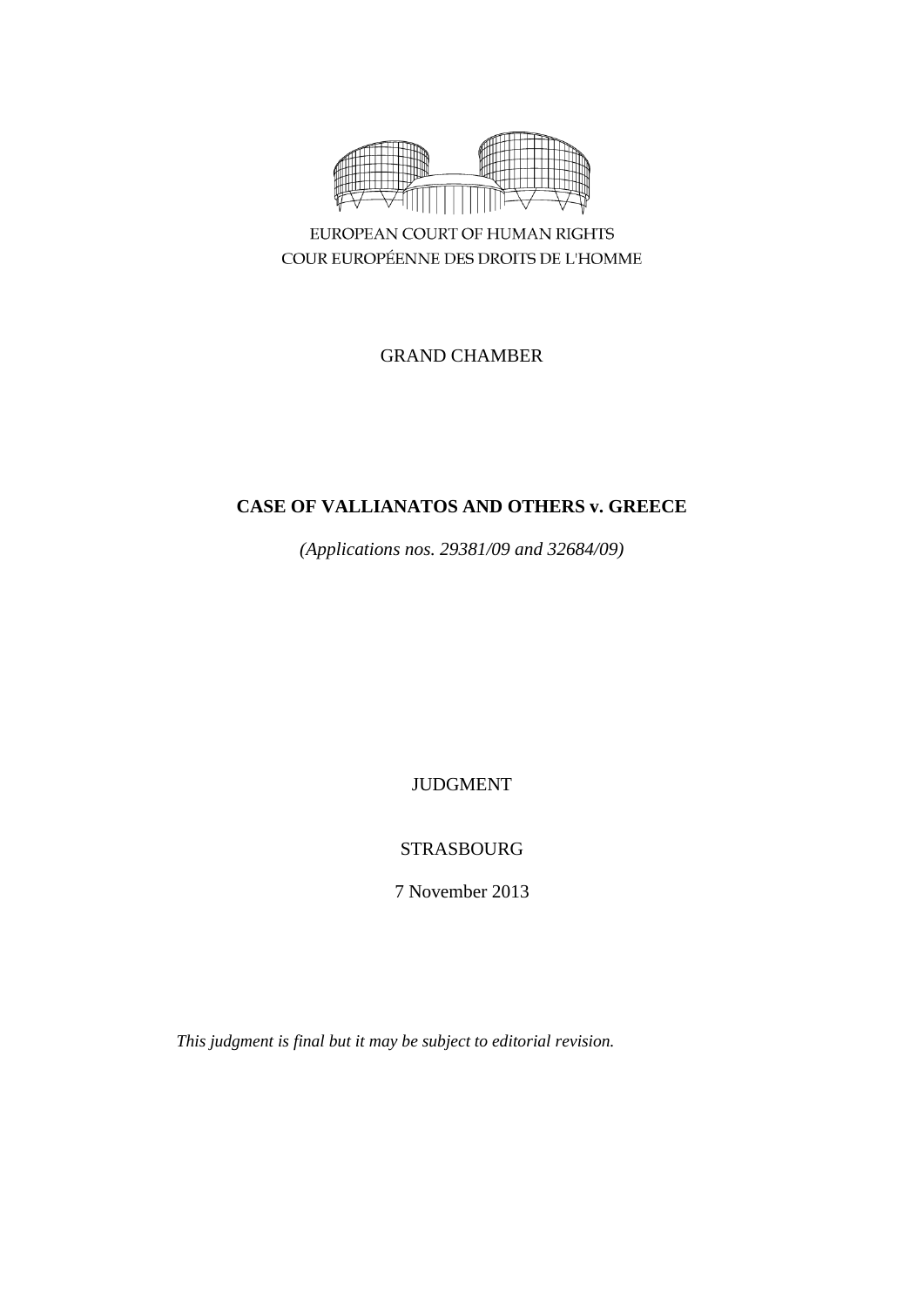EUROPEAN COURT OF HUMAN RIGHTS
COUR EUROPÉENNE DES DROITS DE L'HOMME

GRAND CHAMBER

**CASE OF VALLIANATOS AND OTHERS v. GREECE**

*(Applications nos. 29381/09 and 32684/09)*

JUDGMENT

STRASBOURG

7 November 2013

*This judgment is final but it may be subject to editorial revision.*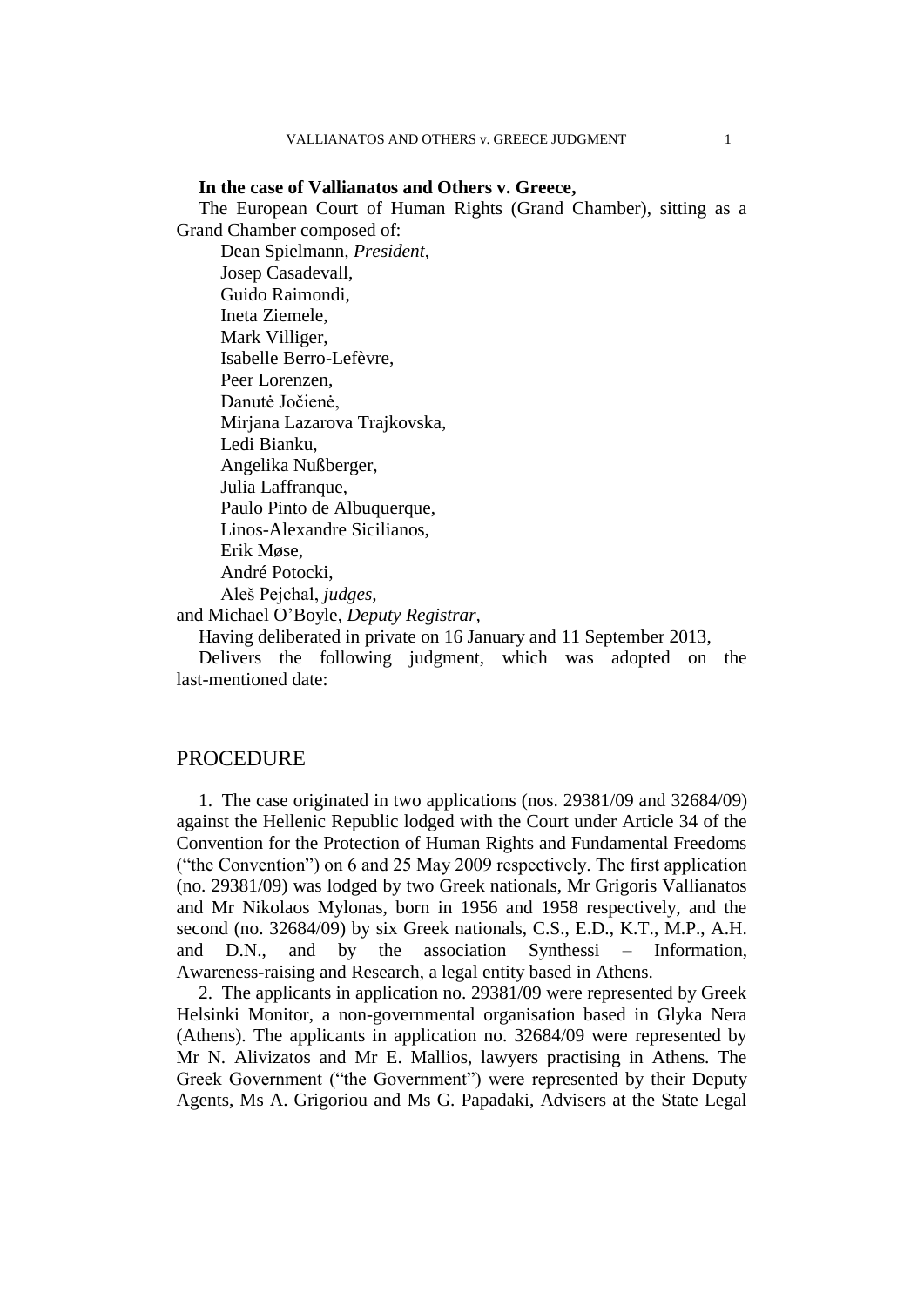**In the case of Vallianatos and Others v. Greece,**

The European Court of Human Rights (Grand Chamber), sitting as a Grand Chamber composed of:

Dean Spielmann, *President*,
Josep Casadevall,
Guido Raimondi,
Ineta Ziemele,
Mark Villiger,
Isabelle Berro-Lefèvre,
Peer Lorenzen,
Danutė Jočienė,
Mirjana Lazarova Trajkovska,
Ledi Bianku,
Angelika Nußberger,
Julia Laffranque,
Paulo Pinto de Albuquerque,
Linos-Alexandre Sicilianos,
Erik Møse,
André Potocki,
Aleš Pejchal, *judges,*

and Michael O'Boyle, *Deputy Registrar,*

Having deliberated in private on 16 January and 11 September 2013,

Delivers the following judgment, which was adopted on the last-mentioned date:

## PROCEDURE

1. The case originated in two applications (nos. 29381/09 and 32684/09) against the Hellenic Republic lodged with the Court under Article 34 of the Convention for the Protection of Human Rights and Fundamental Freedoms ("the Convention") on 6 and 25 May 2009 respectively. The first application (no. 29381/09) was lodged by two Greek nationals, Mr Grigoris Vallianatos and Mr Nikolaos Mylonas, born in 1956 and 1958 respectively, and the second (no. 32684/09) by six Greek nationals, C.S., E.D., K.T., M.P., A.H. and D.N., and by the association Synthessi – Information, Awareness-raising and Research, a legal entity based in Athens.

2. The applicants in application no. 29381/09 were represented by Greek Helsinki Monitor, a non-governmental organisation based in Glyka Nera (Athens). The applicants in application no. 32684/09 were represented by Mr N. Alivizatos and Mr E. Mallios, lawyers practising in Athens. The Greek Government ("the Government") were represented by their Deputy Agents, Ms A. Grigoriou and Ms G. Papadaki, Advisers at the State Legal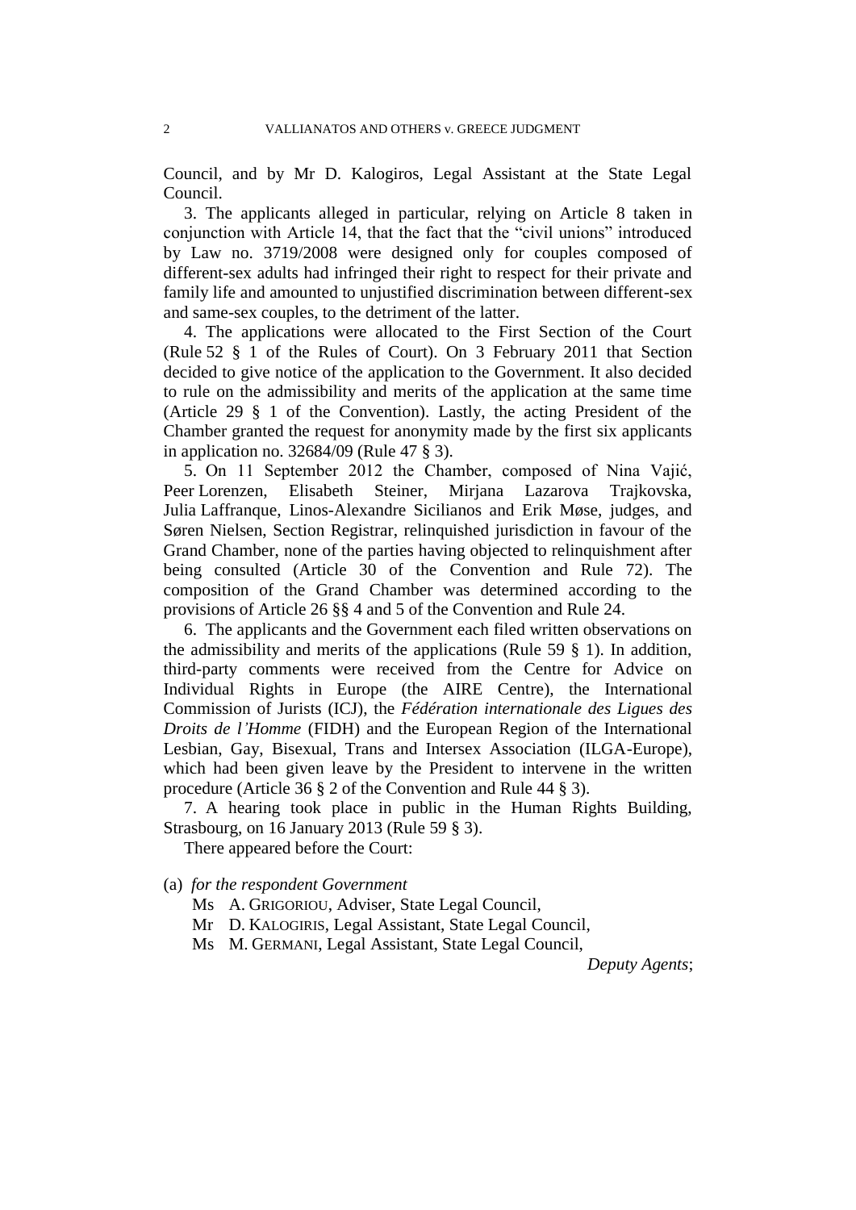Council, and by Mr D. Kalogiros, Legal Assistant at the State Legal Council.

3. The applicants alleged in particular, relying on Article 8 taken in conjunction with Article 14, that the fact that the "civil unions" introduced by Law no. 3719/2008 were designed only for couples composed of different-sex adults had infringed their right to respect for their private and family life and amounted to unjustified discrimination between different-sex and same-sex couples, to the detriment of the latter.

4. The applications were allocated to the First Section of the Court (Rule 52 § 1 of the Rules of Court). On 3 February 2011 that Section decided to give notice of the application to the Government. It also decided to rule on the admissibility and merits of the application at the same time (Article 29 § 1 of the Convention). Lastly, the acting President of the Chamber granted the request for anonymity made by the first six applicants in application no. 32684/09 (Rule 47 § 3).

5. On 11 September 2012 the Chamber, composed of Nina Vajić, Peer Lorenzen, Elisabeth Steiner, Mirjana Lazarova Trajkovska, Julia Laffranque, Linos-Alexandre Sicilianos and Erik Møse, judges, and Søren Nielsen, Section Registrar, relinquished jurisdiction in favour of the Grand Chamber, none of the parties having objected to relinquishment after being consulted (Article 30 of the Convention and Rule 72). The composition of the Grand Chamber was determined according to the provisions of Article 26 §§ 4 and 5 of the Convention and Rule 24.

6. The applicants and the Government each filed written observations on the admissibility and merits of the applications (Rule 59 § 1). In addition, third-party comments were received from the Centre for Advice on Individual Rights in Europe (the AIRE Centre), the International Commission of Jurists (ICJ), the *Fédération internationale des Ligues des Droits de l'Homme* (FIDH) and the European Region of the International Lesbian, Gay, Bisexual, Trans and Intersex Association (ILGA-Europe), which had been given leave by the President to intervene in the written procedure (Article 36 § 2 of the Convention and Rule 44 § 3).

7. A hearing took place in public in the Human Rights Building, Strasbourg, on 16 January 2013 (Rule 59 § 3).

There appeared before the Court:

(a) *for the respondent Government*

Ms A. GRIGORIOU, Adviser, State Legal Council,
Mr D. KALOGIRIS, Legal Assistant, State Legal Council,
Ms M. GERMANI, Legal Assistant, State Legal Council,
*Deputy Agents*;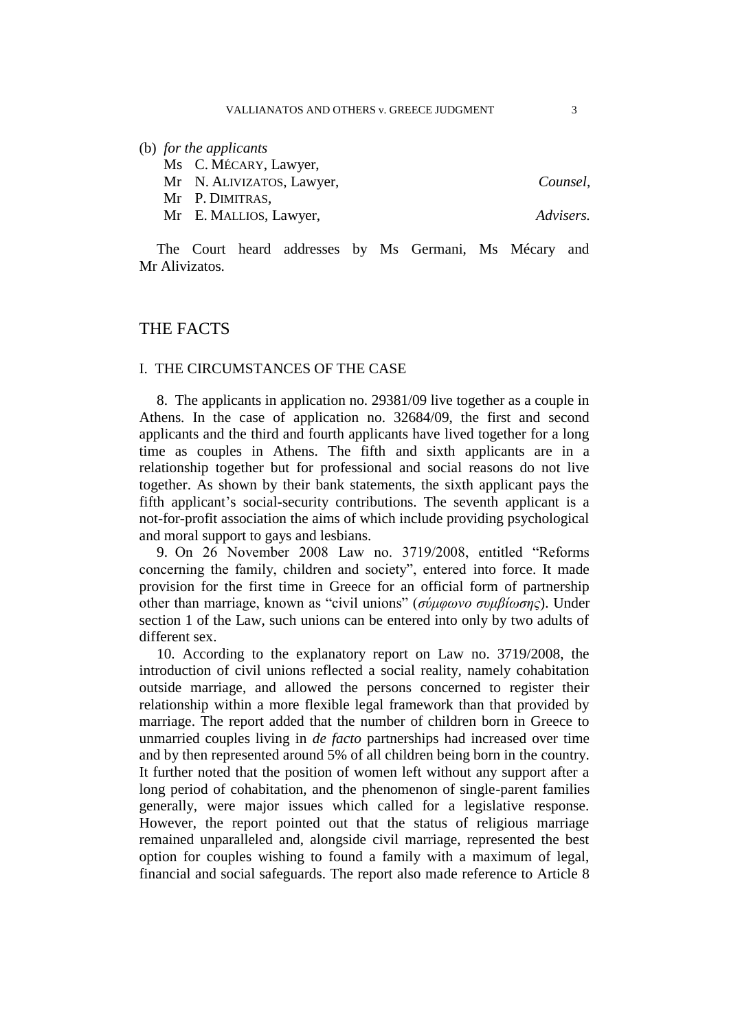(b) *for the applicants*

Ms C. MÉCARY, Lawyer,
Mr N. ALIVIZATOS, Lawyer, *Counsel*,
Mr P. DIMITRAS,
Mr E. MALLIOS, Lawyer, *Advisers.*

The Court heard addresses by Ms Germani, Ms Mécary and Mr Alivizatos.

## THE FACTS

### I. THE CIRCUMSTANCES OF THE CASE

8. The applicants in application no. 29381/09 live together as a couple in Athens. In the case of application no. 32684/09, the first and second applicants and the third and fourth applicants have lived together for a long time as couples in Athens. The fifth and sixth applicants are in a relationship together but for professional and social reasons do not live together. As shown by their bank statements, the sixth applicant pays the fifth applicant's social-security contributions. The seventh applicant is a not-for-profit association the aims of which include providing psychological and moral support to gays and lesbians.

9. On 26 November 2008 Law no. 3719/2008, entitled "Reforms concerning the family, children and society", entered into force. It made provision for the first time in Greece for an official form of partnership other than marriage, known as "civil unions" (*σύμφωνο συμβίωσης*). Under section 1 of the Law, such unions can be entered into only by two adults of different sex.

10. According to the explanatory report on Law no. 3719/2008, the introduction of civil unions reflected a social reality, namely cohabitation outside marriage, and allowed the persons concerned to register their relationship within a more flexible legal framework than that provided by marriage. The report added that the number of children born in Greece to unmarried couples living in *de facto* partnerships had increased over time and by then represented around 5% of all children being born in the country. It further noted that the position of women left without any support after a long period of cohabitation, and the phenomenon of single-parent families generally, were major issues which called for a legislative response. However, the report pointed out that the status of religious marriage remained unparalleled and, alongside civil marriage, represented the best option for couples wishing to found a family with a maximum of legal, financial and social safeguards. The report also made reference to Article 8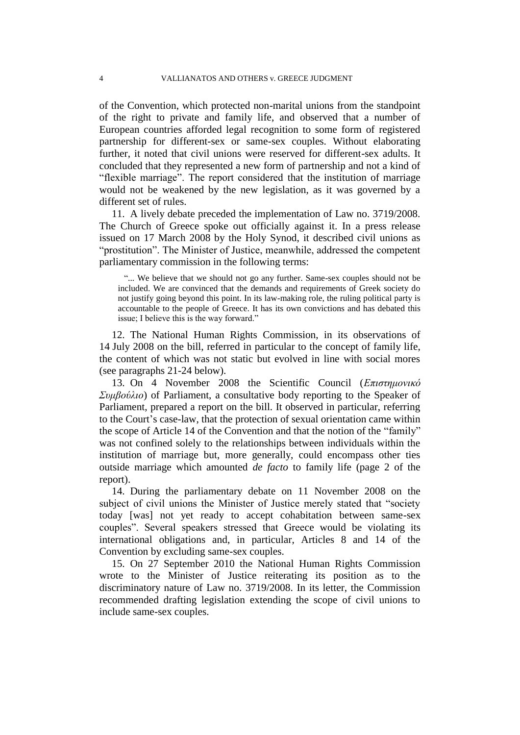of the Convention, which protected non-marital unions from the standpoint of the right to private and family life, and observed that a number of European countries afforded legal recognition to some form of registered partnership for different-sex or same-sex couples. Without elaborating further, it noted that civil unions were reserved for different-sex adults. It concluded that they represented a new form of partnership and not a kind of "flexible marriage". The report considered that the institution of marriage would not be weakened by the new legislation, as it was governed by a different set of rules.

11. A lively debate preceded the implementation of Law no. 3719/2008. The Church of Greece spoke out officially against it. In a press release issued on 17 March 2008 by the Holy Synod, it described civil unions as "prostitution". The Minister of Justice, meanwhile, addressed the competent parliamentary commission in the following terms:

> "... We believe that we should not go any further. Same-sex couples should not be included. We are convinced that the demands and requirements of Greek society do not justify going beyond this point. In its law-making role, the ruling political party is accountable to the people of Greece. It has its own convictions and has debated this issue; I believe this is the way forward."

12. The National Human Rights Commission, in its observations of 14 July 2008 on the bill, referred in particular to the concept of family life, the content of which was not static but evolved in line with social mores (see paragraphs 21-24 below).

13. On 4 November 2008 the Scientific Council (*Επιστημονικό Συμβούλιο*) of Parliament, a consultative body reporting to the Speaker of Parliament, prepared a report on the bill. It observed in particular, referring to the Court's case-law, that the protection of sexual orientation came within the scope of Article 14 of the Convention and that the notion of the "family" was not confined solely to the relationships between individuals within the institution of marriage but, more generally, could encompass other ties outside marriage which amounted *de facto* to family life (page 2 of the report).

14. During the parliamentary debate on 11 November 2008 on the subject of civil unions the Minister of Justice merely stated that "society today [was] not yet ready to accept cohabitation between same-sex couples". Several speakers stressed that Greece would be violating its international obligations and, in particular, Articles 8 and 14 of the Convention by excluding same-sex couples.

15. On 27 September 2010 the National Human Rights Commission wrote to the Minister of Justice reiterating its position as to the discriminatory nature of Law no. 3719/2008. In its letter, the Commission recommended drafting legislation extending the scope of civil unions to include same-sex couples.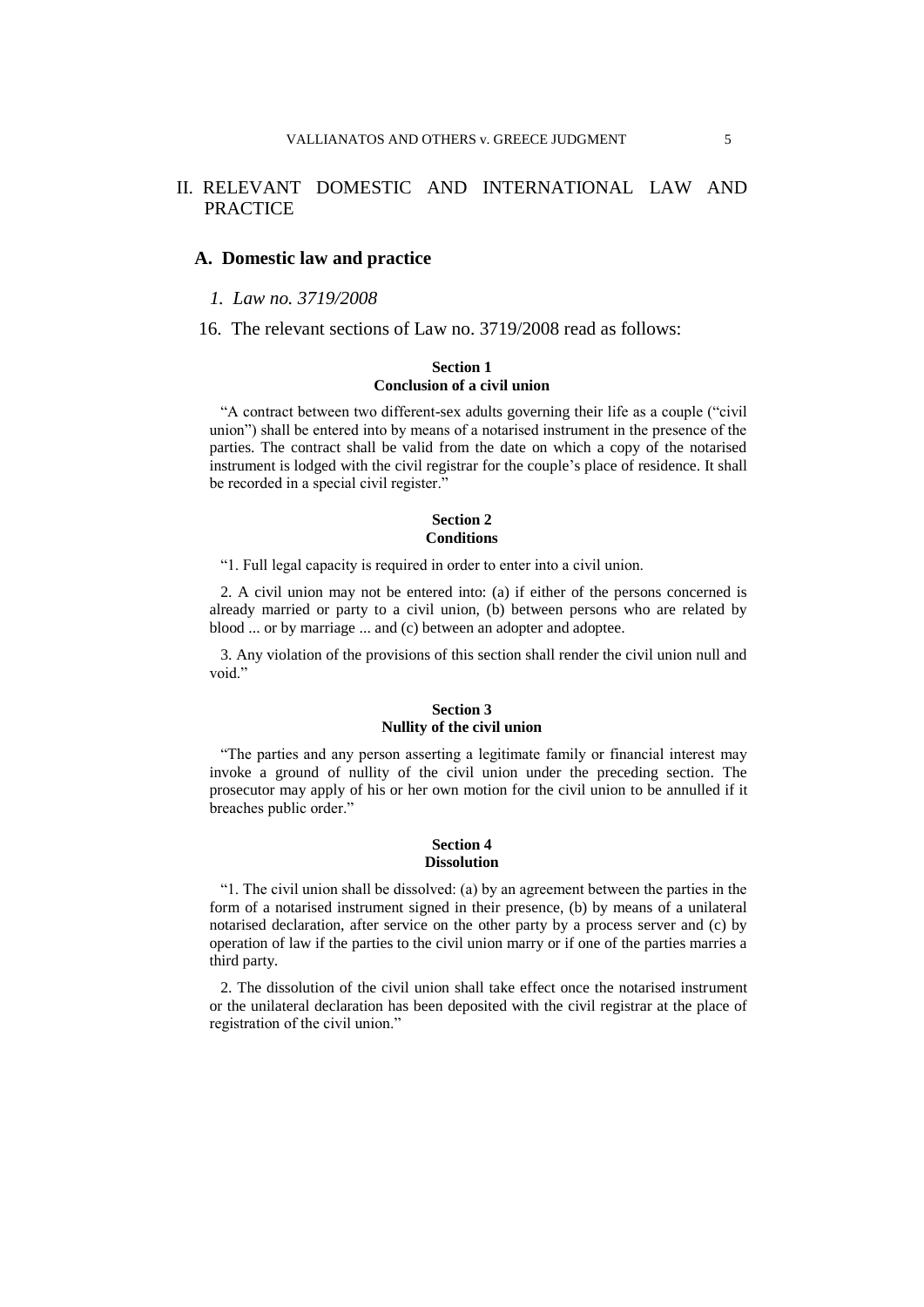## II. RELEVANT DOMESTIC AND INTERNATIONAL LAW AND PRACTICE

### A. Domestic law and practice

#### *1. Law no. 3719/2008*

16. The relevant sections of Law no. 3719/2008 read as follows:

**Section 1**
**Conclusion of a civil union**

"A contract between two different-sex adults governing their life as a couple ("civil union") shall be entered into by means of a notarised instrument in the presence of the parties. The contract shall be valid from the date on which a copy of the notarised instrument is lodged with the civil registrar for the couple's place of residence. It shall be recorded in a special civil register."

**Section 2**
**Conditions**

"1. Full legal capacity is required in order to enter into a civil union.

2. A civil union may not be entered into: (a) if either of the persons concerned is already married or party to a civil union, (b) between persons who are related by blood ... or by marriage ... and (c) between an adopter and adoptee.

3. Any violation of the provisions of this section shall render the civil union null and void."

**Section 3**
**Nullity of the civil union**

"The parties and any person asserting a legitimate family or financial interest may invoke a ground of nullity of the civil union under the preceding section. The prosecutor may apply of his or her own motion for the civil union to be annulled if it breaches public order."

**Section 4**
**Dissolution**

"1. The civil union shall be dissolved: (a) by an agreement between the parties in the form of a notarised instrument signed in their presence, (b) by means of a unilateral notarised declaration, after service on the other party by a process server and (c) by operation of law if the parties to the civil union marry or if one of the parties marries a third party.

2. The dissolution of the civil union shall take effect once the notarised instrument or the unilateral declaration has been deposited with the civil registrar at the place of registration of the civil union."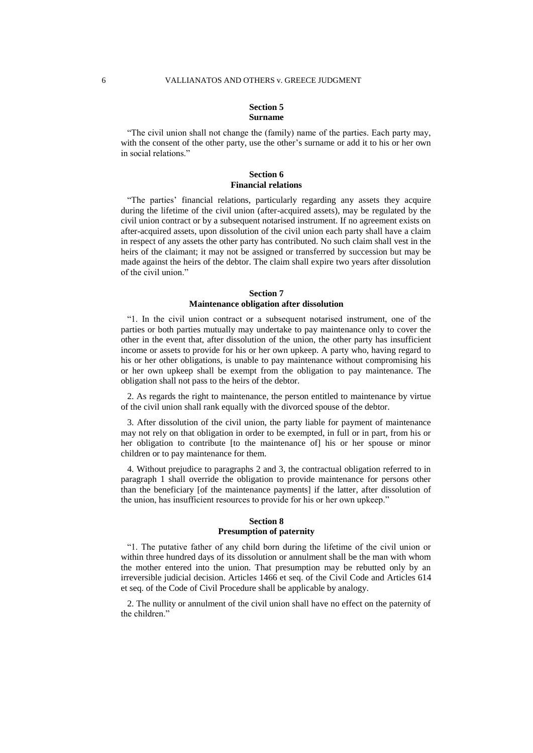### Section 5
### Surname

"The civil union shall not change the (family) name of the parties. Each party may, with the consent of the other party, use the other's surname or add it to his or her own in social relations."

### Section 6
### Financial relations

"The parties' financial relations, particularly regarding any assets they acquire during the lifetime of the civil union (after-acquired assets), may be regulated by the civil union contract or by a subsequent notarised instrument. If no agreement exists on after-acquired assets, upon dissolution of the civil union each party shall have a claim in respect of any assets the other party has contributed. No such claim shall vest in the heirs of the claimant; it may not be assigned or transferred by succession but may be made against the heirs of the debtor. The claim shall expire two years after dissolution of the civil union."

### Section 7
### Maintenance obligation after dissolution

"1. In the civil union contract or a subsequent notarised instrument, one of the parties or both parties mutually may undertake to pay maintenance only to cover the other in the event that, after dissolution of the union, the other party has insufficient income or assets to provide for his or her own upkeep. A party who, having regard to his or her other obligations, is unable to pay maintenance without compromising his or her own upkeep shall be exempt from the obligation to pay maintenance. The obligation shall not pass to the heirs of the debtor.

2. As regards the right to maintenance, the person entitled to maintenance by virtue of the civil union shall rank equally with the divorced spouse of the debtor.

3. After dissolution of the civil union, the party liable for payment of maintenance may not rely on that obligation in order to be exempted, in full or in part, from his or her obligation to contribute [to the maintenance of] his or her spouse or minor children or to pay maintenance for them.

4. Without prejudice to paragraphs 2 and 3, the contractual obligation referred to in paragraph 1 shall override the obligation to provide maintenance for persons other than the beneficiary [of the maintenance payments] if the latter, after dissolution of the union, has insufficient resources to provide for his or her own upkeep."

### Section 8
### Presumption of paternity

"1. The putative father of any child born during the lifetime of the civil union or within three hundred days of its dissolution or annulment shall be the man with whom the mother entered into the union. That presumption may be rebutted only by an irreversible judicial decision. Articles 1466 et seq. of the Civil Code and Articles 614 et seq. of the Code of Civil Procedure shall be applicable by analogy.

2. The nullity or annulment of the civil union shall have no effect on the paternity of the children."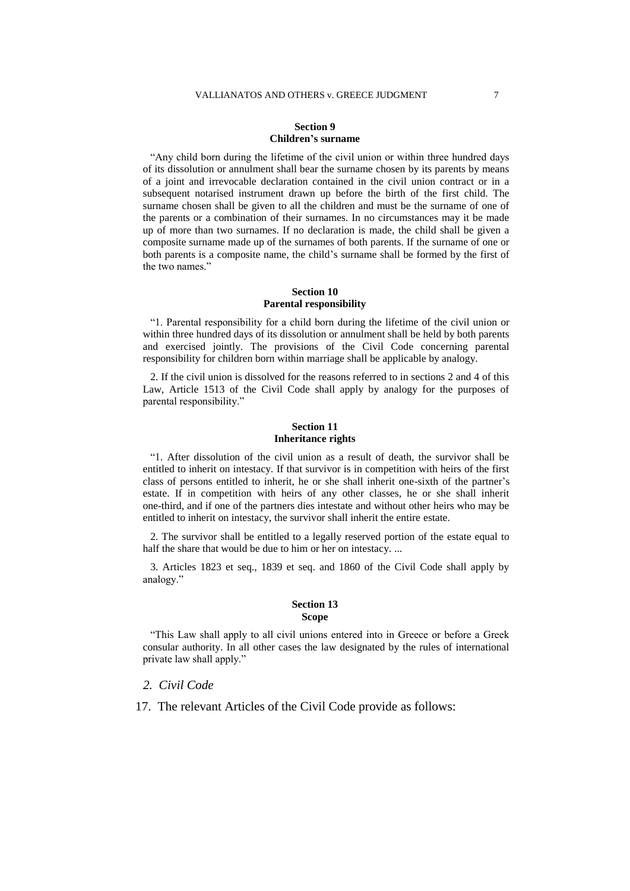**Section 9**
**Children's surname**

"Any child born during the lifetime of the civil union or within three hundred days of its dissolution or annulment shall bear the surname chosen by its parents by means of a joint and irrevocable declaration contained in the civil union contract or in a subsequent notarised instrument drawn up before the birth of the first child. The surname chosen shall be given to all the children and must be the surname of one of the parents or a combination of their surnames. In no circumstances may it be made up of more than two surnames. If no declaration is made, the child shall be given a composite surname made up of the surnames of both parents. If the surname of one or both parents is a composite name, the child's surname shall be formed by the first of the two names."

**Section 10**
**Parental responsibility**

"1. Parental responsibility for a child born during the lifetime of the civil union or within three hundred days of its dissolution or annulment shall be held by both parents and exercised jointly. The provisions of the Civil Code concerning parental responsibility for children born within marriage shall be applicable by analogy.

2. If the civil union is dissolved for the reasons referred to in sections 2 and 4 of this Law, Article 1513 of the Civil Code shall apply by analogy for the purposes of parental responsibility."

**Section 11**
**Inheritance rights**

"1. After dissolution of the civil union as a result of death, the survivor shall be entitled to inherit on intestacy. If that survivor is in competition with heirs of the first class of persons entitled to inherit, he or she shall inherit one-sixth of the partner's estate. If in competition with heirs of any other classes, he or she shall inherit one-third, and if one of the partners dies intestate and without other heirs who may be entitled to inherit on intestacy, the survivor shall inherit the entire estate.

2. The survivor shall be entitled to a legally reserved portion of the estate equal to half the share that would be due to him or her on intestacy. ...

3. Articles 1823 et seq., 1839 et seq. and 1860 of the Civil Code shall apply by analogy."

**Section 13**
**Scope**

"This Law shall apply to all civil unions entered into in Greece or before a Greek consular authority. In all other cases the law designated by the rules of international private law shall apply."

### *2. Civil Code*

17. The relevant Articles of the Civil Code provide as follows: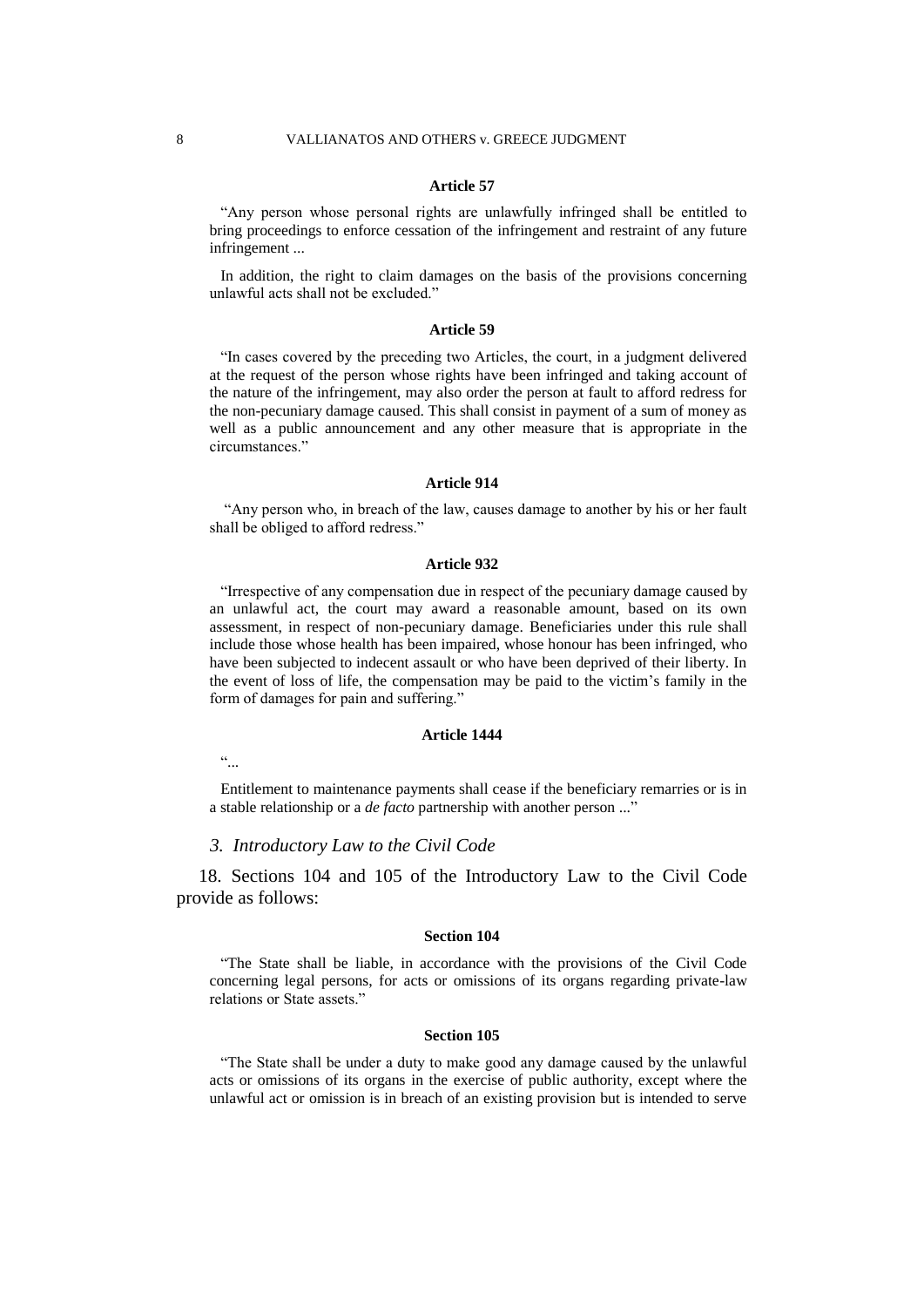#### Article 57

"Any person whose personal rights are unlawfully infringed shall be entitled to bring proceedings to enforce cessation of the infringement and restraint of any future infringement ...

In addition, the right to claim damages on the basis of the provisions concerning unlawful acts shall not be excluded."

#### Article 59

"In cases covered by the preceding two Articles, the court, in a judgment delivered at the request of the person whose rights have been infringed and taking account of the nature of the infringement, may also order the person at fault to afford redress for the non-pecuniary damage caused. This shall consist in payment of a sum of money as well as a public announcement and any other measure that is appropriate in the circumstances."

#### Article 914

"Any person who, in breach of the law, causes damage to another by his or her fault shall be obliged to afford redress."

#### Article 932

"Irrespective of any compensation due in respect of the pecuniary damage caused by an unlawful act, the court may award a reasonable amount, based on its own assessment, in respect of non-pecuniary damage. Beneficiaries under this rule shall include those whose health has been impaired, whose honour has been infringed, who have been subjected to indecent assault or who have been deprived of their liberty. In the event of loss of life, the compensation may be paid to the victim's family in the form of damages for pain and suffering."

#### Article 1444

"...

Entitlement to maintenance payments shall cease if the beneficiary remarries or is in a stable relationship or a *de facto* partnership with another person ..."

### *3. Introductory Law to the Civil Code*

18. Sections 104 and 105 of the Introductory Law to the Civil Code provide as follows:

#### Section 104

"The State shall be liable, in accordance with the provisions of the Civil Code concerning legal persons, for acts or omissions of its organs regarding private-law relations or State assets."

#### Section 105

"The State shall be under a duty to make good any damage caused by the unlawful acts or omissions of its organs in the exercise of public authority, except where the unlawful act or omission is in breach of an existing provision but is intended to serve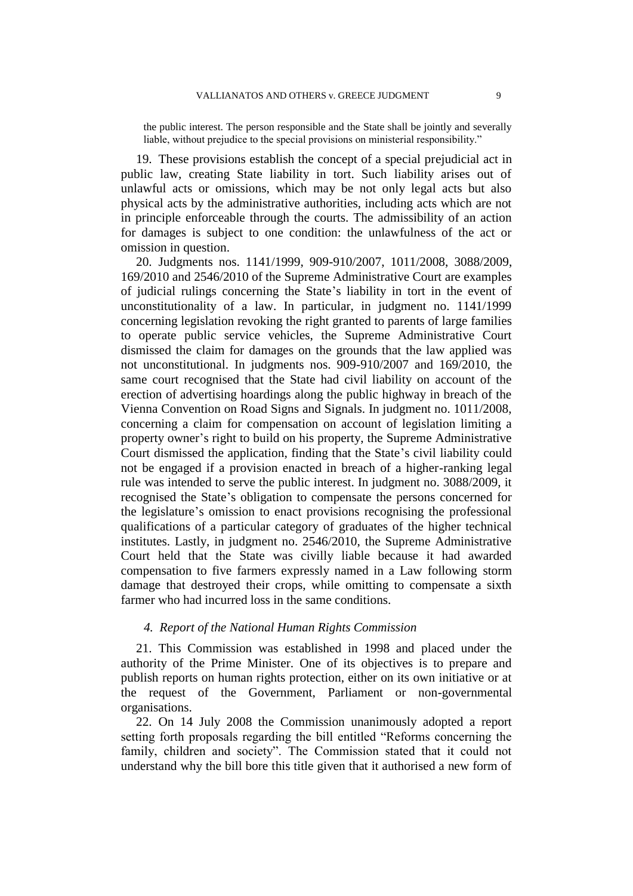the public interest. The person responsible and the State shall be jointly and severally liable, without prejudice to the special provisions on ministerial responsibility.”

19. These provisions establish the concept of a special prejudicial act in public law, creating State liability in tort. Such liability arises out of unlawful acts or omissions, which may be not only legal acts but also physical acts by the administrative authorities, including acts which are not in principle enforceable through the courts. The admissibility of an action for damages is subject to one condition: the unlawfulness of the act or omission in question.

20. Judgments nos. 1141/1999, 909-910/2007, 1011/2008, 3088/2009, 169/2010 and 2546/2010 of the Supreme Administrative Court are examples of judicial rulings concerning the State’s liability in tort in the event of unconstitutionality of a law. In particular, in judgment no. 1141/1999 concerning legislation revoking the right granted to parents of large families to operate public service vehicles, the Supreme Administrative Court dismissed the claim for damages on the grounds that the law applied was not unconstitutional. In judgments nos. 909-910/2007 and 169/2010, the same court recognised that the State had civil liability on account of the erection of advertising hoardings along the public highway in breach of the Vienna Convention on Road Signs and Signals. In judgment no. 1011/2008, concerning a claim for compensation on account of legislation limiting a property owner’s right to build on his property, the Supreme Administrative Court dismissed the application, finding that the State’s civil liability could not be engaged if a provision enacted in breach of a higher-ranking legal rule was intended to serve the public interest. In judgment no. 3088/2009, it recognised the State’s obligation to compensate the persons concerned for the legislature’s omission to enact provisions recognising the professional qualifications of a particular category of graduates of the higher technical institutes. Lastly, in judgment no. 2546/2010, the Supreme Administrative Court held that the State was civilly liable because it had awarded compensation to five farmers expressly named in a Law following storm damage that destroyed their crops, while omitting to compensate a sixth farmer who had incurred loss in the same conditions.

### *4. Report of the National Human Rights Commission*

21. This Commission was established in 1998 and placed under the authority of the Prime Minister. One of its objectives is to prepare and publish reports on human rights protection, either on its own initiative or at the request of the Government, Parliament or non-governmental organisations.

22. On 14 July 2008 the Commission unanimously adopted a report setting forth proposals regarding the bill entitled “Reforms concerning the family, children and society”. The Commission stated that it could not understand why the bill bore this title given that it authorised a new form of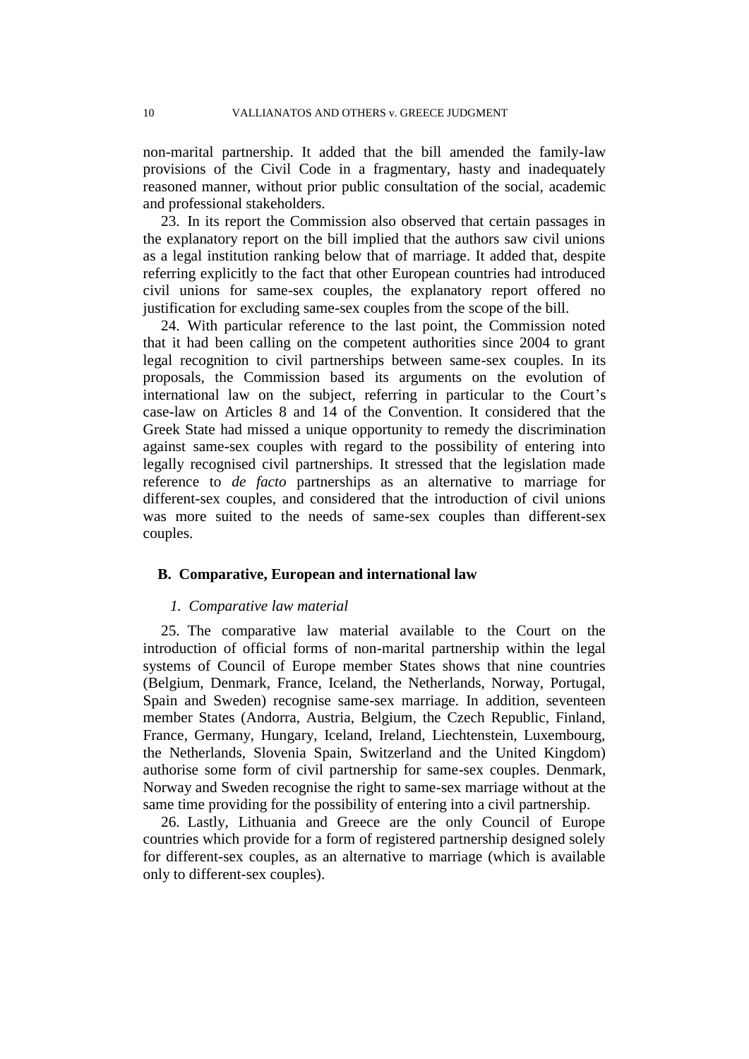non-marital partnership. It added that the bill amended the family-law provisions of the Civil Code in a fragmentary, hasty and inadequately reasoned manner, without prior public consultation of the social, academic and professional stakeholders.

23. In its report the Commission also observed that certain passages in the explanatory report on the bill implied that the authors saw civil unions as a legal institution ranking below that of marriage. It added that, despite referring explicitly to the fact that other European countries had introduced civil unions for same-sex couples, the explanatory report offered no justification for excluding same-sex couples from the scope of the bill.

24. With particular reference to the last point, the Commission noted that it had been calling on the competent authorities since 2004 to grant legal recognition to civil partnerships between same-sex couples. In its proposals, the Commission based its arguments on the evolution of international law on the subject, referring in particular to the Court's case-law on Articles 8 and 14 of the Convention. It considered that the Greek State had missed a unique opportunity to remedy the discrimination against same-sex couples with regard to the possibility of entering into legally recognised civil partnerships. It stressed that the legislation made reference to *de facto* partnerships as an alternative to marriage for different-sex couples, and considered that the introduction of civil unions was more suited to the needs of same-sex couples than different-sex couples.

## B. Comparative, European and international law

### *1. Comparative law material*

25. The comparative law material available to the Court on the introduction of official forms of non-marital partnership within the legal systems of Council of Europe member States shows that nine countries (Belgium, Denmark, France, Iceland, the Netherlands, Norway, Portugal, Spain and Sweden) recognise same-sex marriage. In addition, seventeen member States (Andorra, Austria, Belgium, the Czech Republic, Finland, France, Germany, Hungary, Iceland, Ireland, Liechtenstein, Luxembourg, the Netherlands, Slovenia Spain, Switzerland and the United Kingdom) authorise some form of civil partnership for same-sex couples. Denmark, Norway and Sweden recognise the right to same-sex marriage without at the same time providing for the possibility of entering into a civil partnership.

26. Lastly, Lithuania and Greece are the only Council of Europe countries which provide for a form of registered partnership designed solely for different-sex couples, as an alternative to marriage (which is available only to different-sex couples).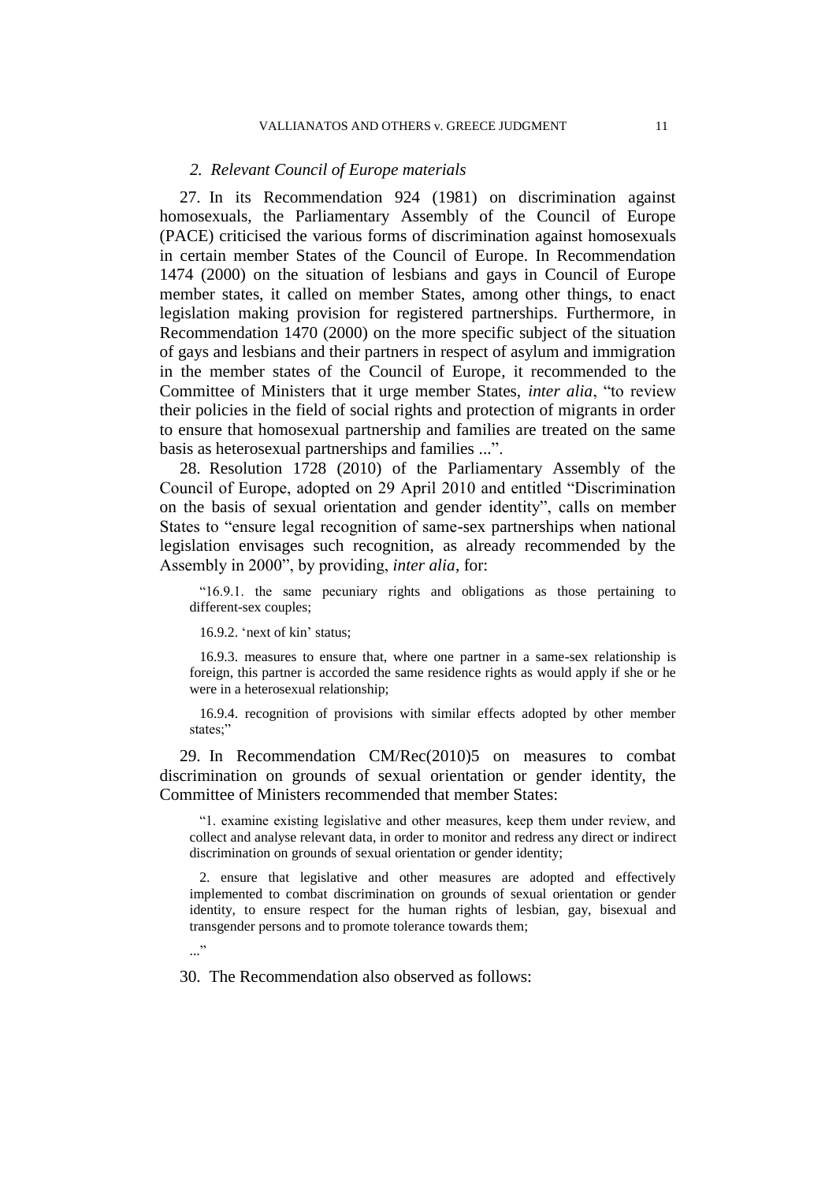### *2. Relevant Council of Europe materials*

27. In its Recommendation 924 (1981) on discrimination against homosexuals, the Parliamentary Assembly of the Council of Europe (PACE) criticised the various forms of discrimination against homosexuals in certain member States of the Council of Europe. In Recommendation 1474 (2000) on the situation of lesbians and gays in Council of Europe member states, it called on member States, among other things, to enact legislation making provision for registered partnerships. Furthermore, in Recommendation 1470 (2000) on the more specific subject of the situation of gays and lesbians and their partners in respect of asylum and immigration in the member states of the Council of Europe, it recommended to the Committee of Ministers that it urge member States, *inter alia*, "to review their policies in the field of social rights and protection of migrants in order to ensure that homosexual partnership and families are treated on the same basis as heterosexual partnerships and families ...".

28. Resolution 1728 (2010) of the Parliamentary Assembly of the Council of Europe, adopted on 29 April 2010 and entitled "Discrimination on the basis of sexual orientation and gender identity", calls on member States to "ensure legal recognition of same-sex partnerships when national legislation envisages such recognition, as already recommended by the Assembly in 2000", by providing, *inter alia*, for:

> "16.9.1. the same pecuniary rights and obligations as those pertaining to different-sex couples;
>
> 16.9.2. 'next of kin' status;
>
> 16.9.3. measures to ensure that, where one partner in a same-sex relationship is foreign, this partner is accorded the same residence rights as would apply if she or he were in a heterosexual relationship;
>
> 16.9.4. recognition of provisions with similar effects adopted by other member states;"

29. In Recommendation CM/Rec(2010)5 on measures to combat discrimination on grounds of sexual orientation or gender identity, the Committee of Ministers recommended that member States:

> "1. examine existing legislative and other measures, keep them under review, and collect and analyse relevant data, in order to monitor and redress any direct or indirect discrimination on grounds of sexual orientation or gender identity;
>
> 2. ensure that legislative and other measures are adopted and effectively implemented to combat discrimination on grounds of sexual orientation or gender identity, to ensure respect for the human rights of lesbian, gay, bisexual and transgender persons and to promote tolerance towards them;
>
> ..."

30. The Recommendation also observed as follows: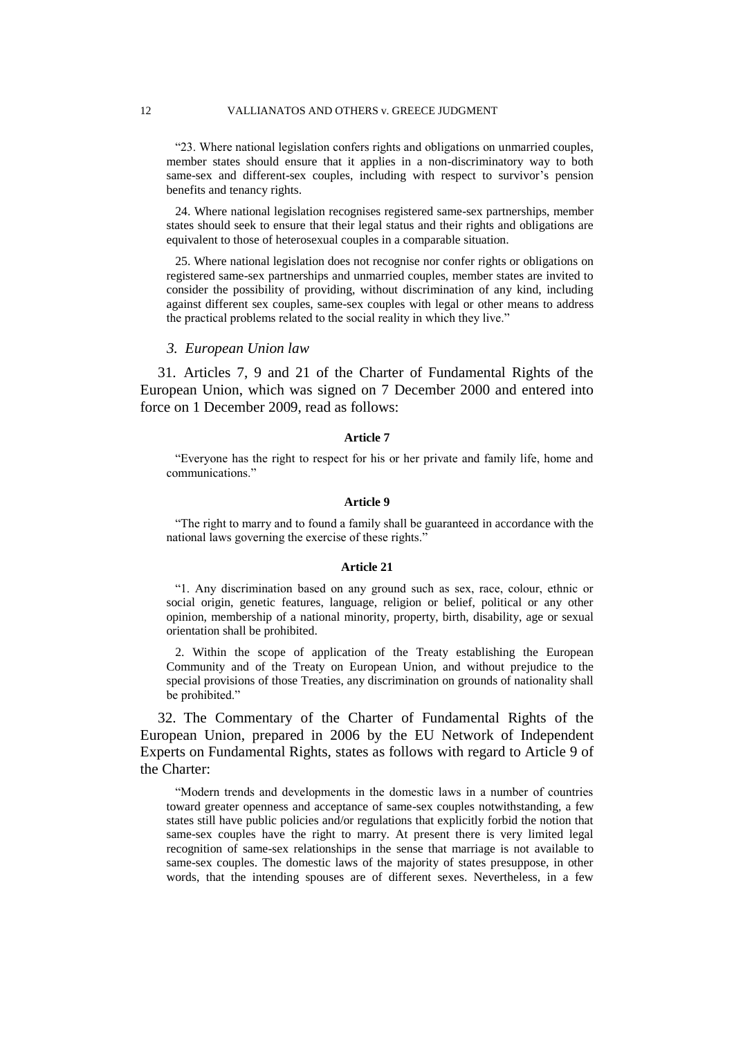"23. Where national legislation confers rights and obligations on unmarried couples, member states should ensure that it applies in a non-discriminatory way to both same-sex and different-sex couples, including with respect to survivor's pension benefits and tenancy rights.

24. Where national legislation recognises registered same-sex partnerships, member states should seek to ensure that their legal status and their rights and obligations are equivalent to those of heterosexual couples in a comparable situation.

25. Where national legislation does not recognise nor confer rights or obligations on registered same-sex partnerships and unmarried couples, member states are invited to consider the possibility of providing, without discrimination of any kind, including against different sex couples, same-sex couples with legal or other means to address the practical problems related to the social reality in which they live."

### *3. European Union law*

31. Articles 7, 9 and 21 of the Charter of Fundamental Rights of the European Union, which was signed on 7 December 2000 and entered into force on 1 December 2009, read as follows:

**Article 7**

"Everyone has the right to respect for his or her private and family life, home and communications."

**Article 9**

"The right to marry and to found a family shall be guaranteed in accordance with the national laws governing the exercise of these rights."

**Article 21**

"1. Any discrimination based on any ground such as sex, race, colour, ethnic or social origin, genetic features, language, religion or belief, political or any other opinion, membership of a national minority, property, birth, disability, age or sexual orientation shall be prohibited.

2. Within the scope of application of the Treaty establishing the European Community and of the Treaty on European Union, and without prejudice to the special provisions of those Treaties, any discrimination on grounds of nationality shall be prohibited."

32. The Commentary of the Charter of Fundamental Rights of the European Union, prepared in 2006 by the EU Network of Independent Experts on Fundamental Rights, states as follows with regard to Article 9 of the Charter:

"Modern trends and developments in the domestic laws in a number of countries toward greater openness and acceptance of same-sex couples notwithstanding, a few states still have public policies and/or regulations that explicitly forbid the notion that same-sex couples have the right to marry. At present there is very limited legal recognition of same-sex relationships in the sense that marriage is not available to same-sex couples. The domestic laws of the majority of states presuppose, in other words, that the intending spouses are of different sexes. Nevertheless, in a few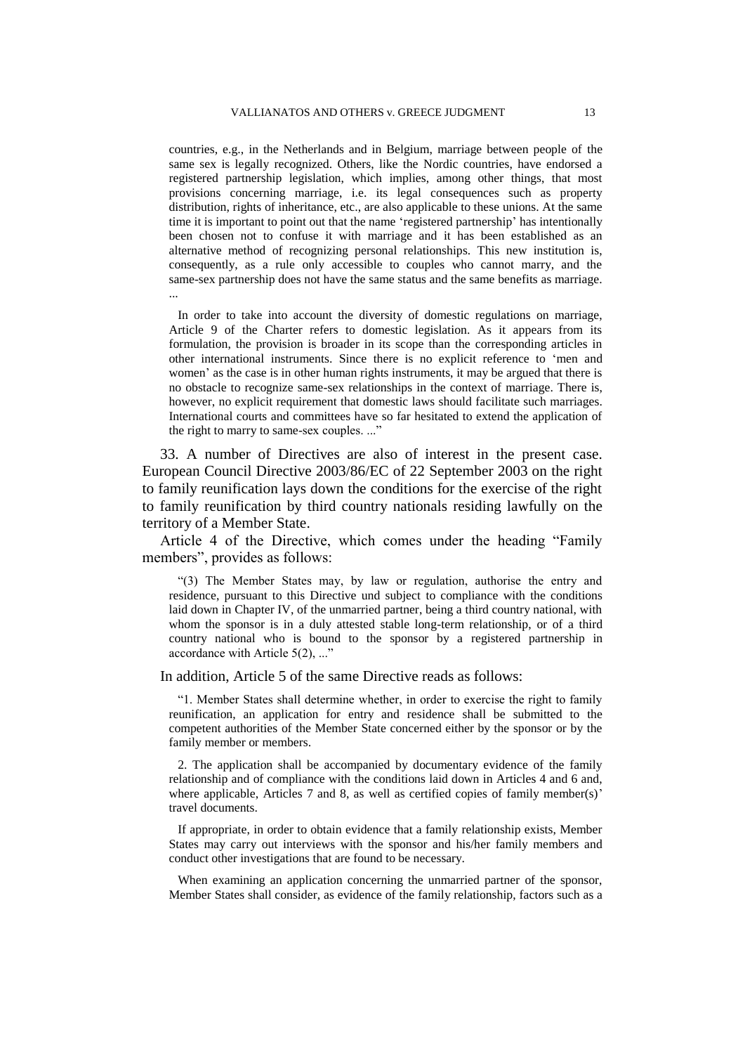countries, e.g., in the Netherlands and in Belgium, marriage between people of the same sex is legally recognized. Others, like the Nordic countries, have endorsed a registered partnership legislation, which implies, among other things, that most provisions concerning marriage, i.e. its legal consequences such as property distribution, rights of inheritance, etc., are also applicable to these unions. At the same time it is important to point out that the name 'registered partnership' has intentionally been chosen not to confuse it with marriage and it has been established as an alternative method of recognizing personal relationships. This new institution is, consequently, as a rule only accessible to couples who cannot marry, and the same-sex partnership does not have the same status and the same benefits as marriage. ...

In order to take into account the diversity of domestic regulations on marriage, Article 9 of the Charter refers to domestic legislation. As it appears from its formulation, the provision is broader in its scope than the corresponding articles in other international instruments. Since there is no explicit reference to 'men and women' as the case is in other human rights instruments, it may be argued that there is no obstacle to recognize same-sex relationships in the context of marriage. There is, however, no explicit requirement that domestic laws should facilitate such marriages. International courts and committees have so far hesitated to extend the application of the right to marry to same-sex couples. ..."

33. A number of Directives are also of interest in the present case. European Council Directive 2003/86/EC of 22 September 2003 on the right to family reunification lays down the conditions for the exercise of the right to family reunification by third country nationals residing lawfully on the territory of a Member State.

Article 4 of the Directive, which comes under the heading "Family members", provides as follows:

"(3) The Member States may, by law or regulation, authorise the entry and residence, pursuant to this Directive und subject to compliance with the conditions laid down in Chapter IV, of the unmarried partner, being a third country national, with whom the sponsor is in a duly attested stable long-term relationship, or of a third country national who is bound to the sponsor by a registered partnership in accordance with Article 5(2), ..."

In addition, Article 5 of the same Directive reads as follows:

"1. Member States shall determine whether, in order to exercise the right to family reunification, an application for entry and residence shall be submitted to the competent authorities of the Member State concerned either by the sponsor or by the family member or members.

2. The application shall be accompanied by documentary evidence of the family relationship and of compliance with the conditions laid down in Articles 4 and 6 and, where applicable, Articles 7 and 8, as well as certified copies of family member(s)' travel documents.

If appropriate, in order to obtain evidence that a family relationship exists, Member States may carry out interviews with the sponsor and his/her family members and conduct other investigations that are found to be necessary.

When examining an application concerning the unmarried partner of the sponsor, Member States shall consider, as evidence of the family relationship, factors such as a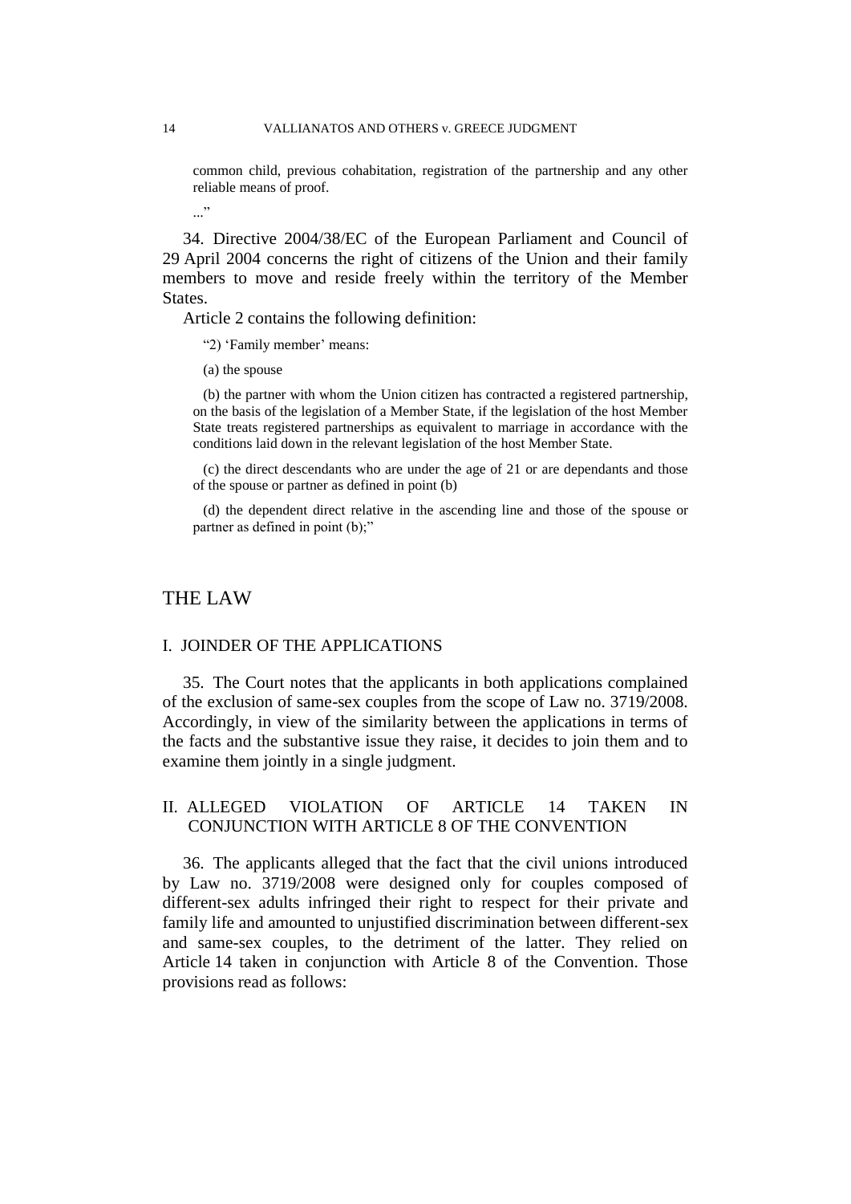common child, previous cohabitation, registration of the partnership and any other reliable means of proof.

..."

34. Directive 2004/38/EC of the European Parliament and Council of 29 April 2004 concerns the right of citizens of the Union and their family members to move and reside freely within the territory of the Member States.

Article 2 contains the following definition:

> "2) 'Family member' means:
>
> (a) the spouse
>
> (b) the partner with whom the Union citizen has contracted a registered partnership, on the basis of the legislation of a Member State, if the legislation of the host Member State treats registered partnerships as equivalent to marriage in accordance with the conditions laid down in the relevant legislation of the host Member State.
>
> (c) the direct descendants who are under the age of 21 or are dependants and those of the spouse or partner as defined in point (b)
>
> (d) the dependent direct relative in the ascending line and those of the spouse or partner as defined in point (b);"

# THE LAW

## I. JOINDER OF THE APPLICATIONS

35. The Court notes that the applicants in both applications complained of the exclusion of same-sex couples from the scope of Law no. 3719/2008. Accordingly, in view of the similarity between the applications in terms of the facts and the substantive issue they raise, it decides to join them and to examine them jointly in a single judgment.

## II. ALLEGED VIOLATION OF ARTICLE 14 TAKEN IN CONJUNCTION WITH ARTICLE 8 OF THE CONVENTION

36. The applicants alleged that the fact that the civil unions introduced by Law no. 3719/2008 were designed only for couples composed of different-sex adults infringed their right to respect for their private and family life and amounted to unjustified discrimination between different-sex and same-sex couples, to the detriment of the latter. They relied on Article 14 taken in conjunction with Article 8 of the Convention. Those provisions read as follows: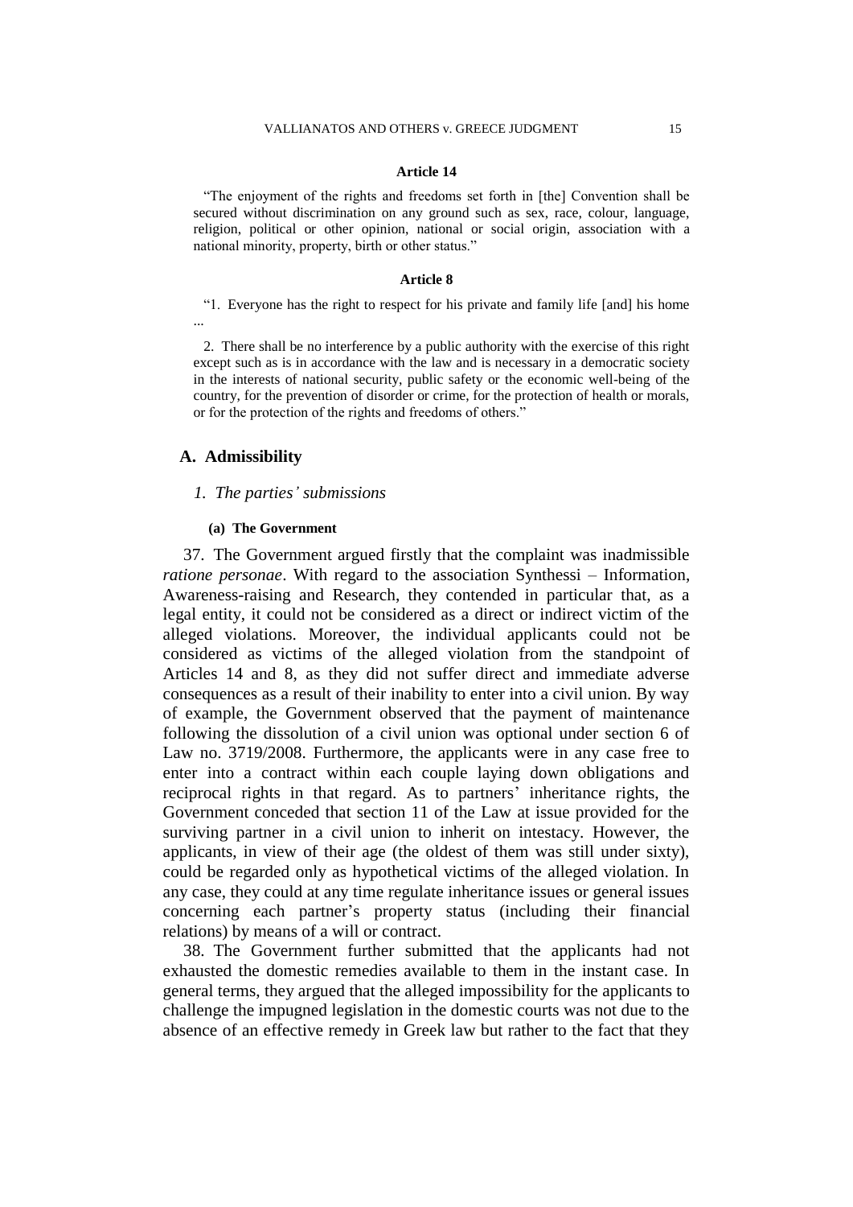#### Article 14

"The enjoyment of the rights and freedoms set forth in [the] Convention shall be secured without discrimination on any ground such as sex, race, colour, language, religion, political or other opinion, national or social origin, association with a national minority, property, birth or other status."

#### Article 8

"1. Everyone has the right to respect for his private and family life [and] his home ...

2. There shall be no interference by a public authority with the exercise of this right except such as is in accordance with the law and is necessary in a democratic society in the interests of national security, public safety or the economic well-being of the country, for the prevention of disorder or crime, for the protection of health or morals, or for the protection of the rights and freedoms of others."

## A. Admissibility

### *1. The parties' submissions*

#### (a) The Government

37. The Government argued firstly that the complaint was inadmissible *ratione personae*. With regard to the association Synthessi – Information, Awareness-raising and Research, they contended in particular that, as a legal entity, it could not be considered as a direct or indirect victim of the alleged violations. Moreover, the individual applicants could not be considered as victims of the alleged violation from the standpoint of Articles 14 and 8, as they did not suffer direct and immediate adverse consequences as a result of their inability to enter into a civil union. By way of example, the Government observed that the payment of maintenance following the dissolution of a civil union was optional under section 6 of Law no. 3719/2008. Furthermore, the applicants were in any case free to enter into a contract within each couple laying down obligations and reciprocal rights in that regard. As to partners' inheritance rights, the Government conceded that section 11 of the Law at issue provided for the surviving partner in a civil union to inherit on intestacy. However, the applicants, in view of their age (the oldest of them was still under sixty), could be regarded only as hypothetical victims of the alleged violation. In any case, they could at any time regulate inheritance issues or general issues concerning each partner's property status (including their financial relations) by means of a will or contract.

38. The Government further submitted that the applicants had not exhausted the domestic remedies available to them in the instant case. In general terms, they argued that the alleged impossibility for the applicants to challenge the impugned legislation in the domestic courts was not due to the absence of an effective remedy in Greek law but rather to the fact that they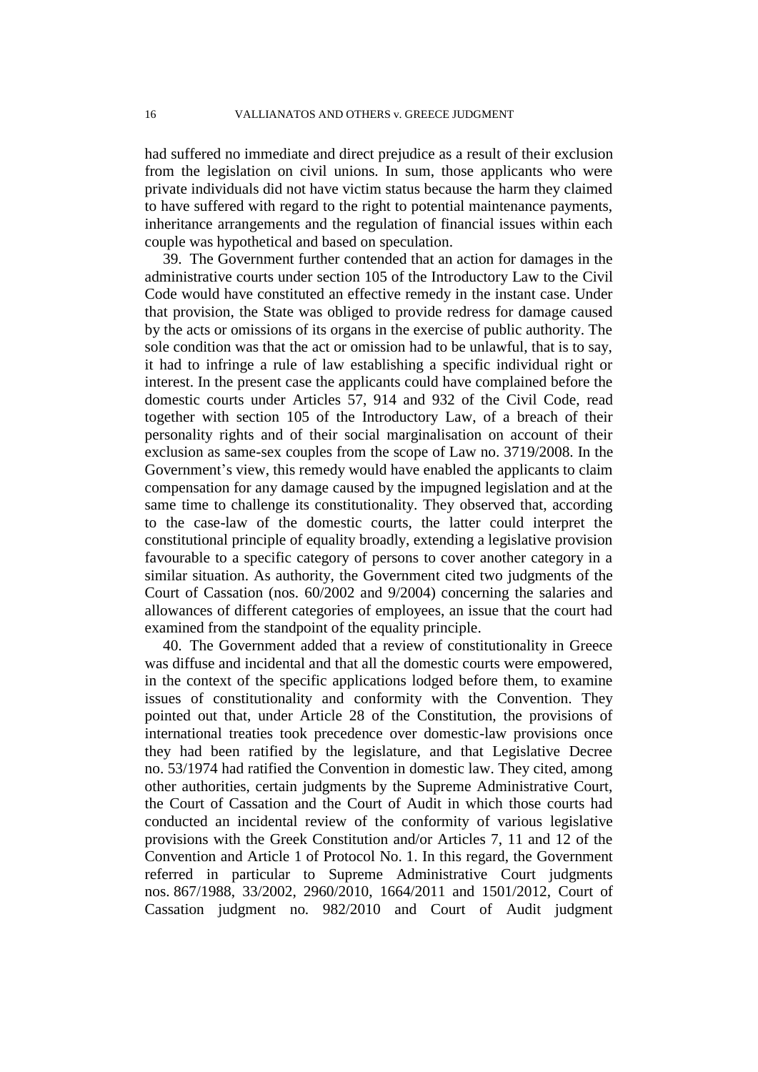had suffered no immediate and direct prejudice as a result of their exclusion from the legislation on civil unions. In sum, those applicants who were private individuals did not have victim status because the harm they claimed to have suffered with regard to the right to potential maintenance payments, inheritance arrangements and the regulation of financial issues within each couple was hypothetical and based on speculation.

39. The Government further contended that an action for damages in the administrative courts under section 105 of the Introductory Law to the Civil Code would have constituted an effective remedy in the instant case. Under that provision, the State was obliged to provide redress for damage caused by the acts or omissions of its organs in the exercise of public authority. The sole condition was that the act or omission had to be unlawful, that is to say, it had to infringe a rule of law establishing a specific individual right or interest. In the present case the applicants could have complained before the domestic courts under Articles 57, 914 and 932 of the Civil Code, read together with section 105 of the Introductory Law, of a breach of their personality rights and of their social marginalisation on account of their exclusion as same-sex couples from the scope of Law no. 3719/2008. In the Government's view, this remedy would have enabled the applicants to claim compensation for any damage caused by the impugned legislation and at the same time to challenge its constitutionality. They observed that, according to the case-law of the domestic courts, the latter could interpret the constitutional principle of equality broadly, extending a legislative provision favourable to a specific category of persons to cover another category in a similar situation. As authority, the Government cited two judgments of the Court of Cassation (nos. 60/2002 and 9/2004) concerning the salaries and allowances of different categories of employees, an issue that the court had examined from the standpoint of the equality principle.

40. The Government added that a review of constitutionality in Greece was diffuse and incidental and that all the domestic courts were empowered, in the context of the specific applications lodged before them, to examine issues of constitutionality and conformity with the Convention. They pointed out that, under Article 28 of the Constitution, the provisions of international treaties took precedence over domestic-law provisions once they had been ratified by the legislature, and that Legislative Decree no. 53/1974 had ratified the Convention in domestic law. They cited, among other authorities, certain judgments by the Supreme Administrative Court, the Court of Cassation and the Court of Audit in which those courts had conducted an incidental review of the conformity of various legislative provisions with the Greek Constitution and/or Articles 7, 11 and 12 of the Convention and Article 1 of Protocol No. 1. In this regard, the Government referred in particular to Supreme Administrative Court judgments nos. 867/1988, 33/2002, 2960/2010, 1664/2011 and 1501/2012, Court of Cassation judgment no. 982/2010 and Court of Audit judgment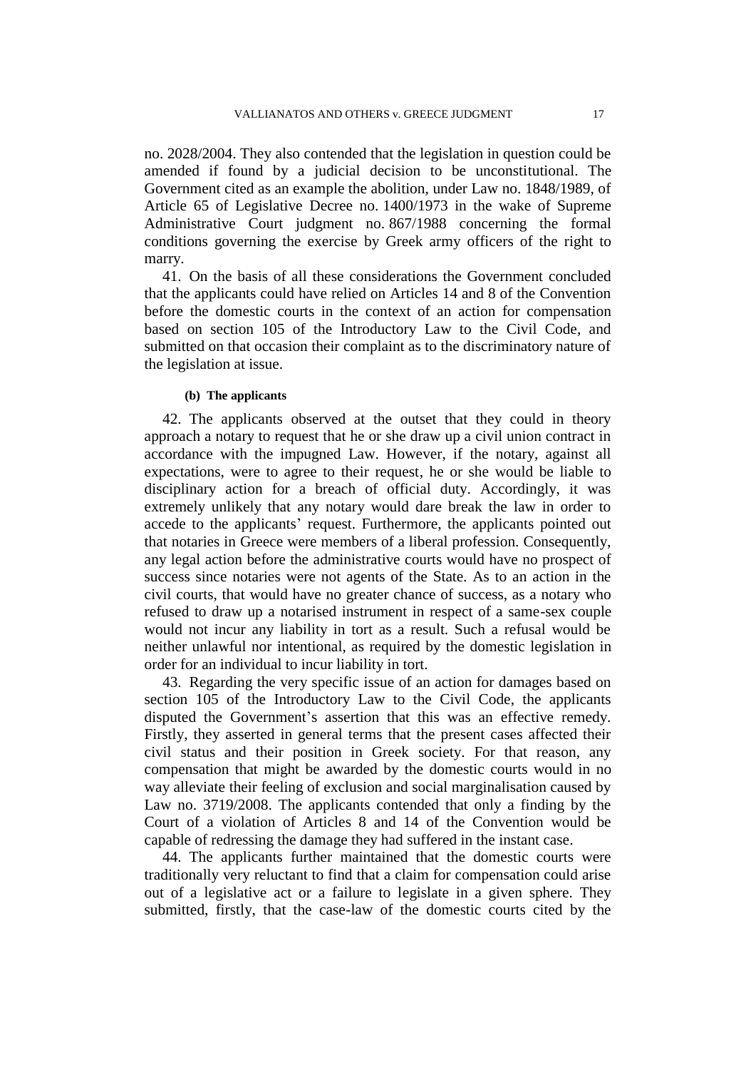no. 2028/2004. They also contended that the legislation in question could be amended if found by a judicial decision to be unconstitutional. The Government cited as an example the abolition, under Law no. 1848/1989, of Article 65 of Legislative Decree no. 1400/1973 in the wake of Supreme Administrative Court judgment no. 867/1988 concerning the formal conditions governing the exercise by Greek army officers of the right to marry.

41. On the basis of all these considerations the Government concluded that the applicants could have relied on Articles 14 and 8 of the Convention before the domestic courts in the context of an action for compensation based on section 105 of the Introductory Law to the Civil Code, and submitted on that occasion their complaint as to the discriminatory nature of the legislation at issue.

#### (b) The applicants

42. The applicants observed at the outset that they could in theory approach a notary to request that he or she draw up a civil union contract in accordance with the impugned Law. However, if the notary, against all expectations, were to agree to their request, he or she would be liable to disciplinary action for a breach of official duty. Accordingly, it was extremely unlikely that any notary would dare break the law in order to accede to the applicants' request. Furthermore, the applicants pointed out that notaries in Greece were members of a liberal profession. Consequently, any legal action before the administrative courts would have no prospect of success since notaries were not agents of the State. As to an action in the civil courts, that would have no greater chance of success, as a notary who refused to draw up a notarised instrument in respect of a same-sex couple would not incur any liability in tort as a result. Such a refusal would be neither unlawful nor intentional, as required by the domestic legislation in order for an individual to incur liability in tort.

43. Regarding the very specific issue of an action for damages based on section 105 of the Introductory Law to the Civil Code, the applicants disputed the Government's assertion that this was an effective remedy. Firstly, they asserted in general terms that the present cases affected their civil status and their position in Greek society. For that reason, any compensation that might be awarded by the domestic courts would in no way alleviate their feeling of exclusion and social marginalisation caused by Law no. 3719/2008. The applicants contended that only a finding by the Court of a violation of Articles 8 and 14 of the Convention would be capable of redressing the damage they had suffered in the instant case.

44. The applicants further maintained that the domestic courts were traditionally very reluctant to find that a claim for compensation could arise out of a legislative act or a failure to legislate in a given sphere. They submitted, firstly, that the case-law of the domestic courts cited by the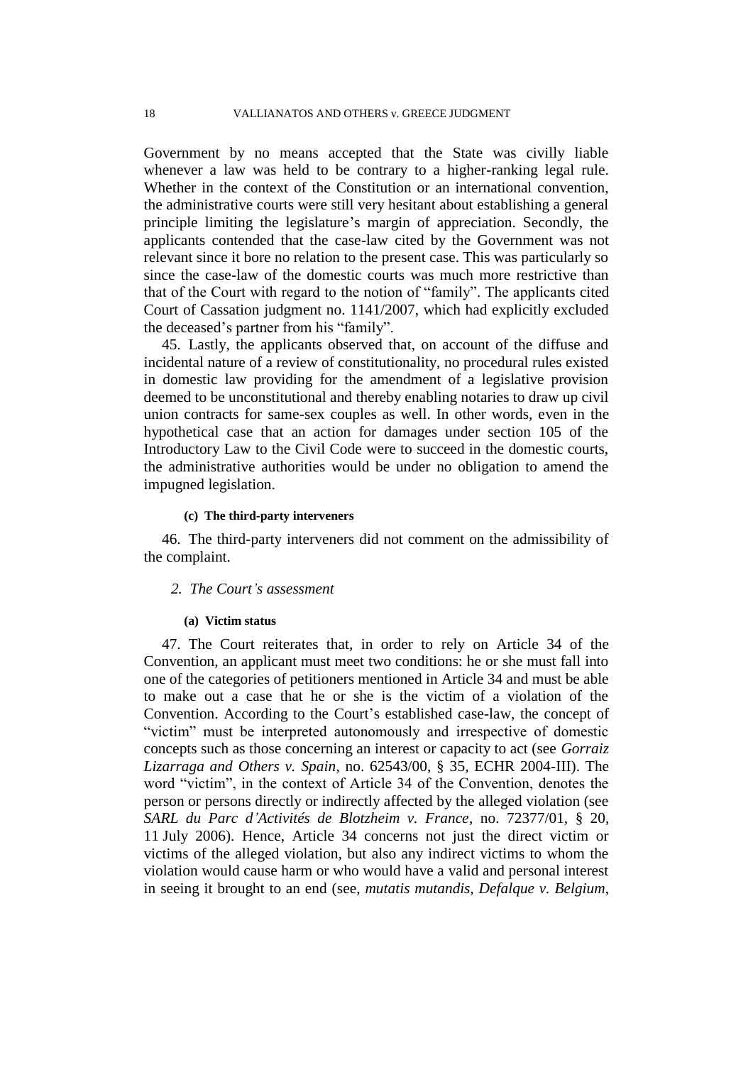Government by no means accepted that the State was civilly liable whenever a law was held to be contrary to a higher-ranking legal rule. Whether in the context of the Constitution or an international convention, the administrative courts were still very hesitant about establishing a general principle limiting the legislature's margin of appreciation. Secondly, the applicants contended that the case-law cited by the Government was not relevant since it bore no relation to the present case. This was particularly so since the case-law of the domestic courts was much more restrictive than that of the Court with regard to the notion of "family". The applicants cited Court of Cassation judgment no. 1141/2007, which had explicitly excluded the deceased's partner from his "family".

45. Lastly, the applicants observed that, on account of the diffuse and incidental nature of a review of constitutionality, no procedural rules existed in domestic law providing for the amendment of a legislative provision deemed to be unconstitutional and thereby enabling notaries to draw up civil union contracts for same-sex couples as well. In other words, even in the hypothetical case that an action for damages under section 105 of the Introductory Law to the Civil Code were to succeed in the domestic courts, the administrative authorities would be under no obligation to amend the impugned legislation.

#### (c) The third-party interveners

46. The third-party interveners did not comment on the admissibility of the complaint.

### *2. The Court's assessment*

#### (a) Victim status

47. The Court reiterates that, in order to rely on Article 34 of the Convention, an applicant must meet two conditions: he or she must fall into one of the categories of petitioners mentioned in Article 34 and must be able to make out a case that he or she is the victim of a violation of the Convention. According to the Court's established case-law, the concept of "victim" must be interpreted autonomously and irrespective of domestic concepts such as those concerning an interest or capacity to act (see *Gorraiz Lizarraga and Others v. Spain*, no. 62543/00, § 35, ECHR 2004-III). The word "victim", in the context of Article 34 of the Convention, denotes the person or persons directly or indirectly affected by the alleged violation (see *SARL du Parc d'Activités de Blotzheim v. France*, no. 72377/01, § 20, 11 July 2006). Hence, Article 34 concerns not just the direct victim or victims of the alleged violation, but also any indirect victims to whom the violation would cause harm or who would have a valid and personal interest in seeing it brought to an end (see, *mutatis mutandis*, *Defalque v. Belgium*,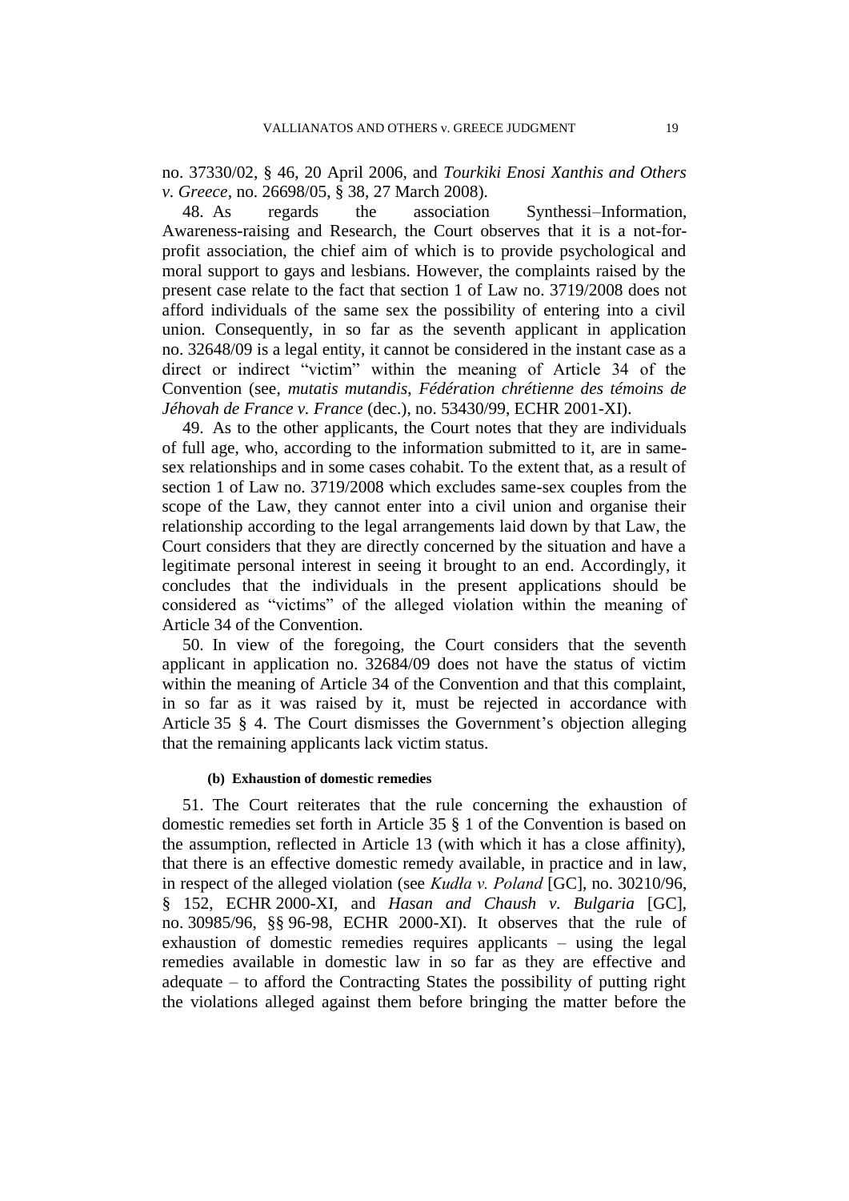no. 37330/02, § 46, 20 April 2006, and *Tourkiki Enosi Xanthis and Others v. Greece*, no. 26698/05, § 38, 27 March 2008).

48. As regards the association Synthessi–Information, Awareness-raising and Research, the Court observes that it is a not-for-profit association, the chief aim of which is to provide psychological and moral support to gays and lesbians. However, the complaints raised by the present case relate to the fact that section 1 of Law no. 3719/2008 does not afford individuals of the same sex the possibility of entering into a civil union. Consequently, in so far as the seventh applicant in application no. 32648/09 is a legal entity, it cannot be considered in the instant case as a direct or indirect "victim" within the meaning of Article 34 of the Convention (see, *mutatis mutandis*, *Fédération chrétienne des témoins de Jéhovah de France v. France* (dec.), no. 53430/99, ECHR 2001-XI).

49. As to the other applicants, the Court notes that they are individuals of full age, who, according to the information submitted to it, are in same-sex relationships and in some cases cohabit. To the extent that, as a result of section 1 of Law no. 3719/2008 which excludes same-sex couples from the scope of the Law, they cannot enter into a civil union and organise their relationship according to the legal arrangements laid down by that Law, the Court considers that they are directly concerned by the situation and have a legitimate personal interest in seeing it brought to an end. Accordingly, it concludes that the individuals in the present applications should be considered as "victims" of the alleged violation within the meaning of Article 34 of the Convention.

50. In view of the foregoing, the Court considers that the seventh applicant in application no. 32684/09 does not have the status of victim within the meaning of Article 34 of the Convention and that this complaint, in so far as it was raised by it, must be rejected in accordance with Article 35 § 4. The Court dismisses the Government's objection alleging that the remaining applicants lack victim status.

#### (b) Exhaustion of domestic remedies

51. The Court reiterates that the rule concerning the exhaustion of domestic remedies set forth in Article 35 § 1 of the Convention is based on the assumption, reflected in Article 13 (with which it has a close affinity), that there is an effective domestic remedy available, in practice and in law, in respect of the alleged violation (see *Kudła v. Poland* [GC], no. 30210/96, § 152, ECHR 2000-XI, and *Hasan and Chaush v. Bulgaria* [GC], no. 30985/96, §§ 96-98, ECHR 2000-XI). It observes that the rule of exhaustion of domestic remedies requires applicants – using the legal remedies available in domestic law in so far as they are effective and adequate – to afford the Contracting States the possibility of putting right the violations alleged against them before bringing the matter before the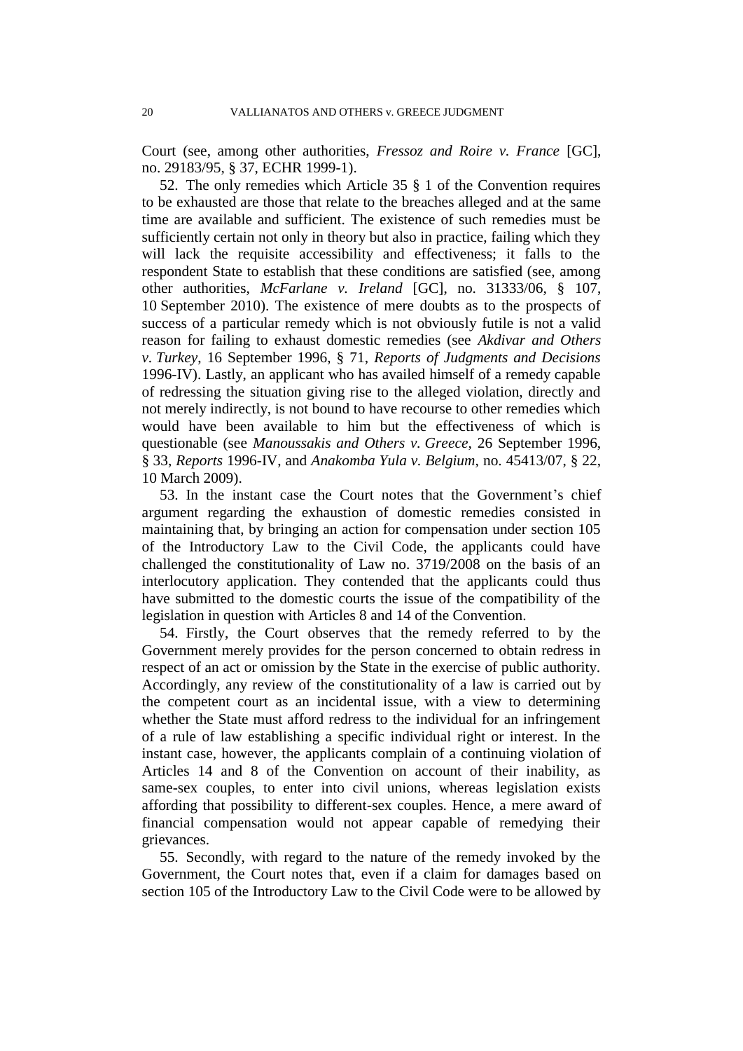Court (see, among other authorities, *Fressoz and Roire v. France* [GC], no. 29183/95, § 37, ECHR 1999-1).

52. The only remedies which Article 35 § 1 of the Convention requires to be exhausted are those that relate to the breaches alleged and at the same time are available and sufficient. The existence of such remedies must be sufficiently certain not only in theory but also in practice, failing which they will lack the requisite accessibility and effectiveness; it falls to the respondent State to establish that these conditions are satisfied (see, among other authorities, *McFarlane v. Ireland* [GC], no. 31333/06, § 107, 10 September 2010). The existence of mere doubts as to the prospects of success of a particular remedy which is not obviously futile is not a valid reason for failing to exhaust domestic remedies (see *Akdivar and Others v. Turkey*, 16 September 1996, § 71, *Reports of Judgments and Decisions* 1996-IV). Lastly, an applicant who has availed himself of a remedy capable of redressing the situation giving rise to the alleged violation, directly and not merely indirectly, is not bound to have recourse to other remedies which would have been available to him but the effectiveness of which is questionable (see *Manoussakis and Others v. Greece*, 26 September 1996, § 33, *Reports* 1996-IV, and *Anakomba Yula v. Belgium*, no. 45413/07, § 22, 10 March 2009).

53. In the instant case the Court notes that the Government's chief argument regarding the exhaustion of domestic remedies consisted in maintaining that, by bringing an action for compensation under section 105 of the Introductory Law to the Civil Code, the applicants could have challenged the constitutionality of Law no. 3719/2008 on the basis of an interlocutory application. They contended that the applicants could thus have submitted to the domestic courts the issue of the compatibility of the legislation in question with Articles 8 and 14 of the Convention.

54. Firstly, the Court observes that the remedy referred to by the Government merely provides for the person concerned to obtain redress in respect of an act or omission by the State in the exercise of public authority. Accordingly, any review of the constitutionality of a law is carried out by the competent court as an incidental issue, with a view to determining whether the State must afford redress to the individual for an infringement of a rule of law establishing a specific individual right or interest. In the instant case, however, the applicants complain of a continuing violation of Articles 14 and 8 of the Convention on account of their inability, as same-sex couples, to enter into civil unions, whereas legislation exists affording that possibility to different-sex couples. Hence, a mere award of financial compensation would not appear capable of remedying their grievances.

55. Secondly, with regard to the nature of the remedy invoked by the Government, the Court notes that, even if a claim for damages based on section 105 of the Introductory Law to the Civil Code were to be allowed by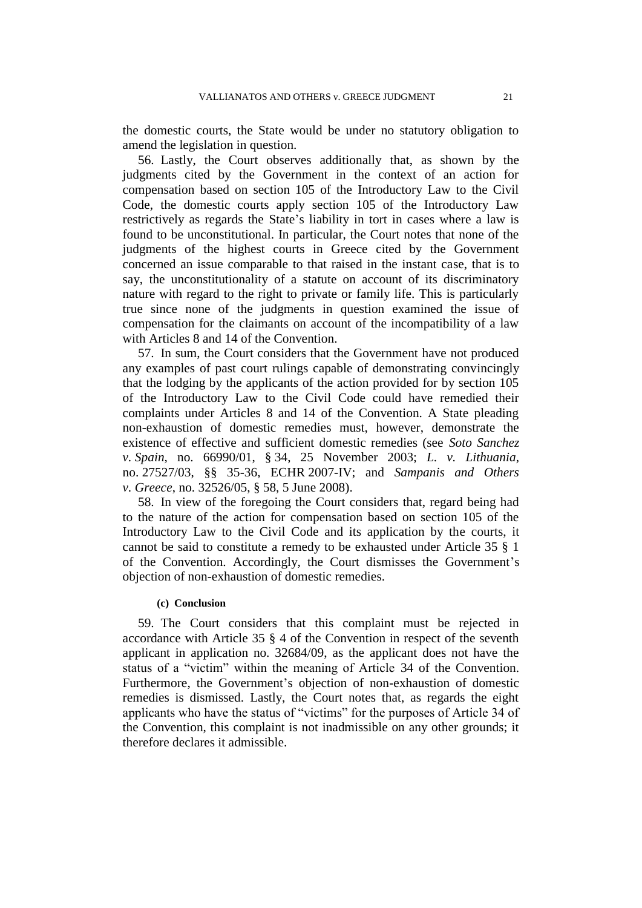the domestic courts, the State would be under no statutory obligation to amend the legislation in question.

56. Lastly, the Court observes additionally that, as shown by the judgments cited by the Government in the context of an action for compensation based on section 105 of the Introductory Law to the Civil Code, the domestic courts apply section 105 of the Introductory Law restrictively as regards the State's liability in tort in cases where a law is found to be unconstitutional. In particular, the Court notes that none of the judgments of the highest courts in Greece cited by the Government concerned an issue comparable to that raised in the instant case, that is to say, the unconstitutionality of a statute on account of its discriminatory nature with regard to the right to private or family life. This is particularly true since none of the judgments in question examined the issue of compensation for the claimants on account of the incompatibility of a law with Articles 8 and 14 of the Convention.

57. In sum, the Court considers that the Government have not produced any examples of past court rulings capable of demonstrating convincingly that the lodging by the applicants of the action provided for by section 105 of the Introductory Law to the Civil Code could have remedied their complaints under Articles 8 and 14 of the Convention. A State pleading non-exhaustion of domestic remedies must, however, demonstrate the existence of effective and sufficient domestic remedies (see *Soto Sanchez v. Spain*, no. 66990/01, § 34, 25 November 2003; *L. v. Lithuania*, no. 27527/03, §§ 35-36, ECHR 2007-IV; and *Sampanis and Others v. Greece*, no. 32526/05, § 58, 5 June 2008).

58. In view of the foregoing the Court considers that, regard being had to the nature of the action for compensation based on section 105 of the Introductory Law to the Civil Code and its application by the courts, it cannot be said to constitute a remedy to be exhausted under Article 35 § 1 of the Convention. Accordingly, the Court dismisses the Government's objection of non-exhaustion of domestic remedies.

#### (c) Conclusion

59. The Court considers that this complaint must be rejected in accordance with Article 35 § 4 of the Convention in respect of the seventh applicant in application no. 32684/09, as the applicant does not have the status of a "victim" within the meaning of Article 34 of the Convention. Furthermore, the Government's objection of non-exhaustion of domestic remedies is dismissed. Lastly, the Court notes that, as regards the eight applicants who have the status of "victims" for the purposes of Article 34 of the Convention, this complaint is not inadmissible on any other grounds; it therefore declares it admissible.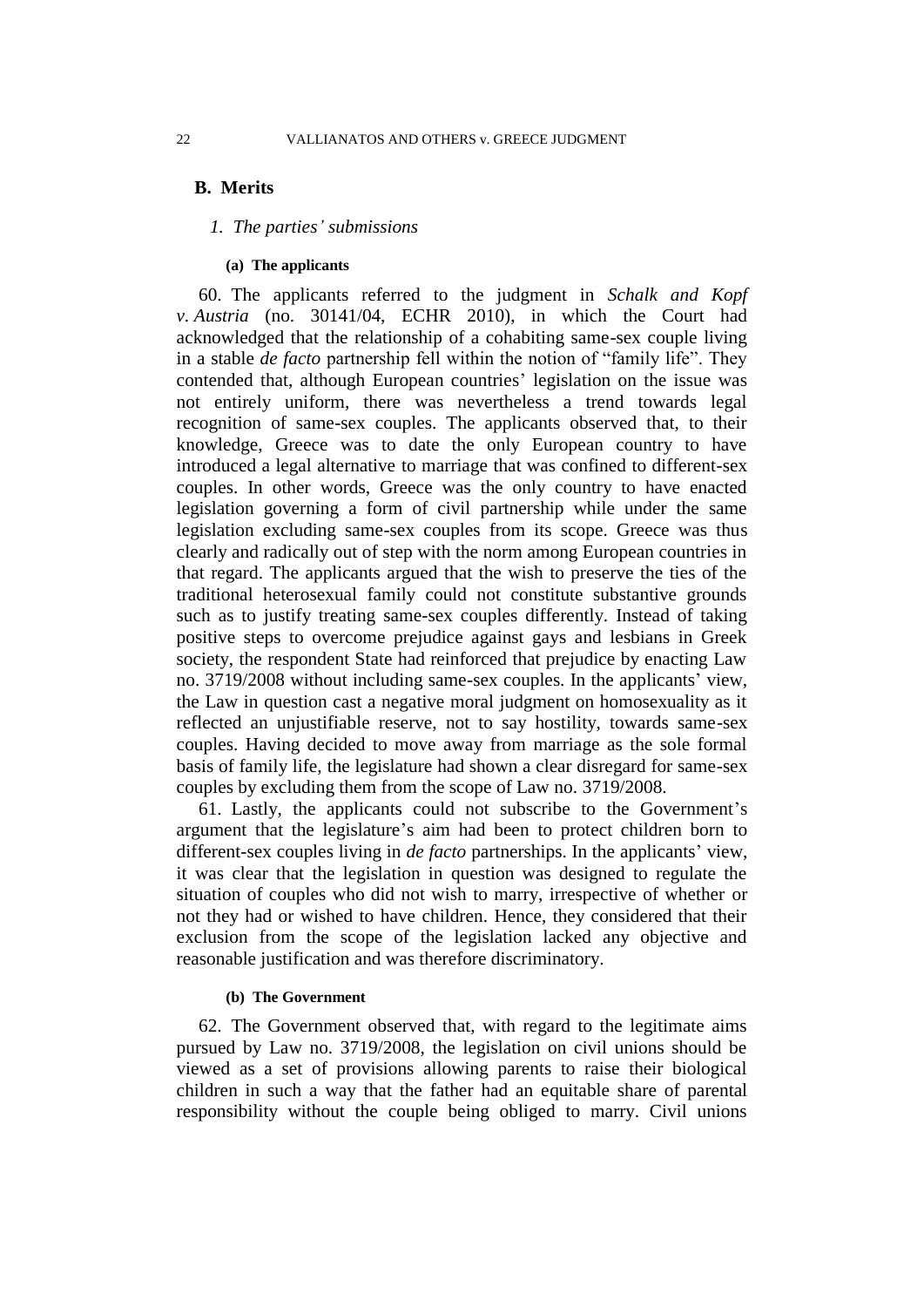## B. Merits

### *1. The parties' submissions*

#### (a) The applicants

60. The applicants referred to the judgment in *Schalk and Kopf v. Austria* (no. 30141/04, ECHR 2010), in which the Court had acknowledged that the relationship of a cohabiting same-sex couple living in a stable *de facto* partnership fell within the notion of "family life". They contended that, although European countries' legislation on the issue was not entirely uniform, there was nevertheless a trend towards legal recognition of same-sex couples. The applicants observed that, to their knowledge, Greece was to date the only European country to have introduced a legal alternative to marriage that was confined to different-sex couples. In other words, Greece was the only country to have enacted legislation governing a form of civil partnership while under the same legislation excluding same-sex couples from its scope. Greece was thus clearly and radically out of step with the norm among European countries in that regard. The applicants argued that the wish to preserve the ties of the traditional heterosexual family could not constitute substantive grounds such as to justify treating same-sex couples differently. Instead of taking positive steps to overcome prejudice against gays and lesbians in Greek society, the respondent State had reinforced that prejudice by enacting Law no. 3719/2008 without including same-sex couples. In the applicants' view, the Law in question cast a negative moral judgment on homosexuality as it reflected an unjustifiable reserve, not to say hostility, towards same-sex couples. Having decided to move away from marriage as the sole formal basis of family life, the legislature had shown a clear disregard for same-sex couples by excluding them from the scope of Law no. 3719/2008.

61. Lastly, the applicants could not subscribe to the Government's argument that the legislature's aim had been to protect children born to different-sex couples living in *de facto* partnerships. In the applicants' view, it was clear that the legislation in question was designed to regulate the situation of couples who did not wish to marry, irrespective of whether or not they had or wished to have children. Hence, they considered that their exclusion from the scope of the legislation lacked any objective and reasonable justification and was therefore discriminatory.

#### (b) The Government

62. The Government observed that, with regard to the legitimate aims pursued by Law no. 3719/2008, the legislation on civil unions should be viewed as a set of provisions allowing parents to raise their biological children in such a way that the father had an equitable share of parental responsibility without the couple being obliged to marry. Civil unions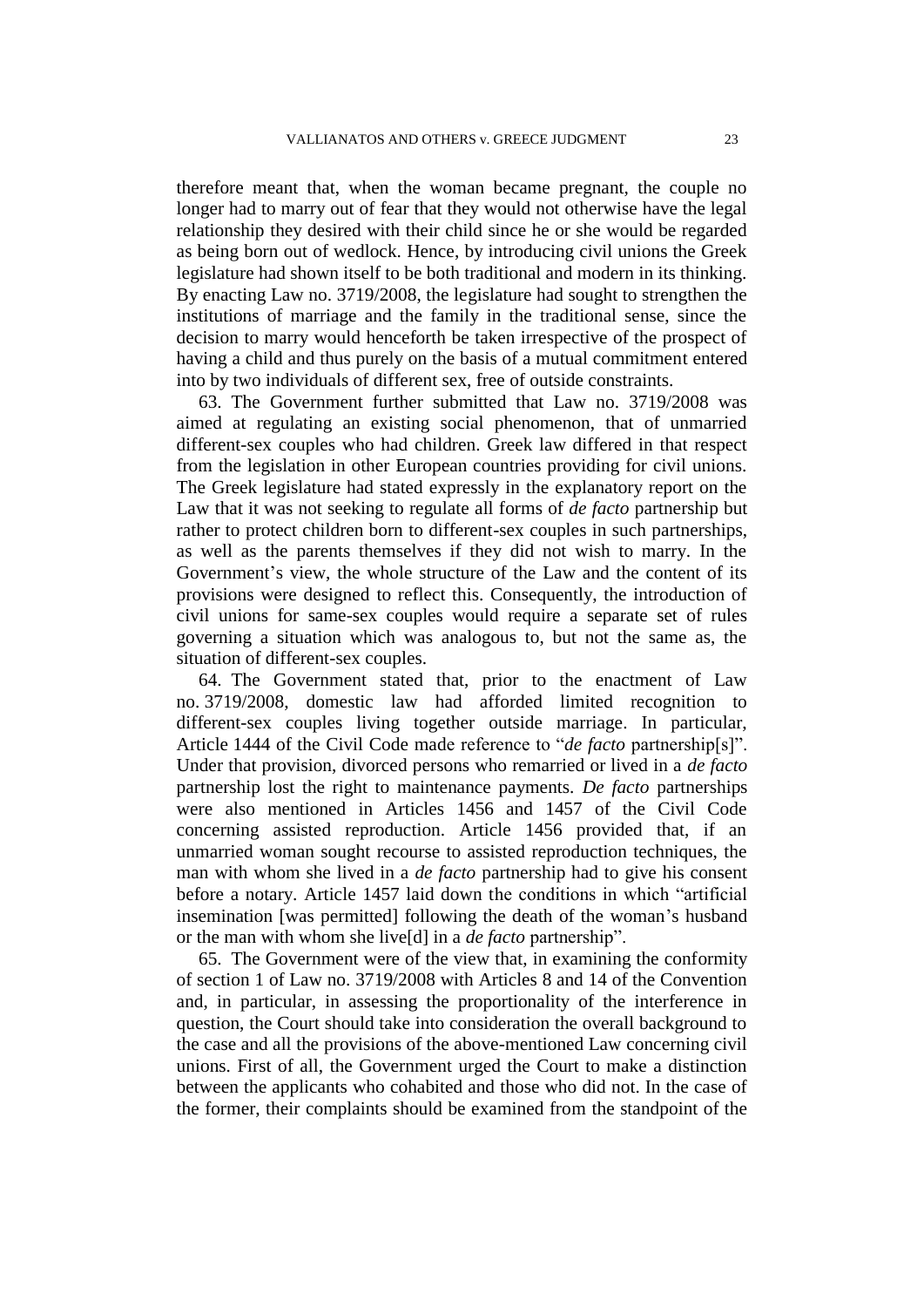therefore meant that, when the woman became pregnant, the couple no longer had to marry out of fear that they would not otherwise have the legal relationship they desired with their child since he or she would be regarded as being born out of wedlock. Hence, by introducing civil unions the Greek legislature had shown itself to be both traditional and modern in its thinking. By enacting Law no. 3719/2008, the legislature had sought to strengthen the institutions of marriage and the family in the traditional sense, since the decision to marry would henceforth be taken irrespective of the prospect of having a child and thus purely on the basis of a mutual commitment entered into by two individuals of different sex, free of outside constraints.

63. The Government further submitted that Law no. 3719/2008 was aimed at regulating an existing social phenomenon, that of unmarried different-sex couples who had children. Greek law differed in that respect from the legislation in other European countries providing for civil unions. The Greek legislature had stated expressly in the explanatory report on the Law that it was not seeking to regulate all forms of *de facto* partnership but rather to protect children born to different-sex couples in such partnerships, as well as the parents themselves if they did not wish to marry. In the Government's view, the whole structure of the Law and the content of its provisions were designed to reflect this. Consequently, the introduction of civil unions for same-sex couples would require a separate set of rules governing a situation which was analogous to, but not the same as, the situation of different-sex couples.

64. The Government stated that, prior to the enactment of Law no. 3719/2008, domestic law had afforded limited recognition to different-sex couples living together outside marriage. In particular, Article 1444 of the Civil Code made reference to "*de facto* partnership[s]". Under that provision, divorced persons who remarried or lived in a *de facto* partnership lost the right to maintenance payments. *De facto* partnerships were also mentioned in Articles 1456 and 1457 of the Civil Code concerning assisted reproduction. Article 1456 provided that, if an unmarried woman sought recourse to assisted reproduction techniques, the man with whom she lived in a *de facto* partnership had to give his consent before a notary. Article 1457 laid down the conditions in which "artificial insemination [was permitted] following the death of the woman's husband or the man with whom she live[d] in a *de facto* partnership".

65. The Government were of the view that, in examining the conformity of section 1 of Law no. 3719/2008 with Articles 8 and 14 of the Convention and, in particular, in assessing the proportionality of the interference in question, the Court should take into consideration the overall background to the case and all the provisions of the above-mentioned Law concerning civil unions. First of all, the Government urged the Court to make a distinction between the applicants who cohabited and those who did not. In the case of the former, their complaints should be examined from the standpoint of the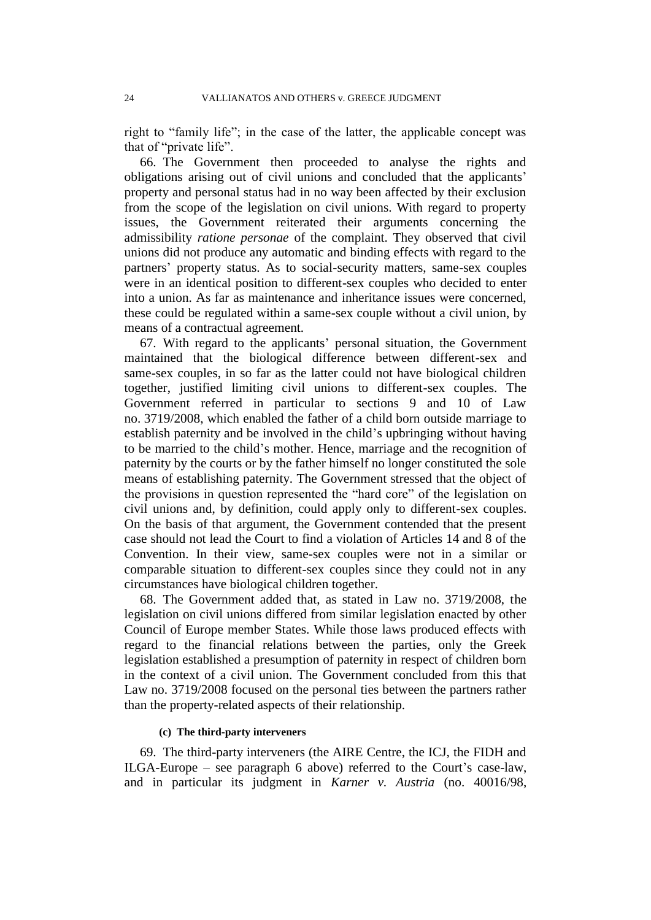right to "family life"; in the case of the latter, the applicable concept was that of "private life".

66. The Government then proceeded to analyse the rights and obligations arising out of civil unions and concluded that the applicants' property and personal status had in no way been affected by their exclusion from the scope of the legislation on civil unions. With regard to property issues, the Government reiterated their arguments concerning the admissibility *ratione personae* of the complaint. They observed that civil unions did not produce any automatic and binding effects with regard to the partners' property status. As to social-security matters, same-sex couples were in an identical position to different-sex couples who decided to enter into a union. As far as maintenance and inheritance issues were concerned, these could be regulated within a same-sex couple without a civil union, by means of a contractual agreement.

67. With regard to the applicants' personal situation, the Government maintained that the biological difference between different-sex and same-sex couples, in so far as the latter could not have biological children together, justified limiting civil unions to different-sex couples. The Government referred in particular to sections 9 and 10 of Law no. 3719/2008, which enabled the father of a child born outside marriage to establish paternity and be involved in the child's upbringing without having to be married to the child's mother. Hence, marriage and the recognition of paternity by the courts or by the father himself no longer constituted the sole means of establishing paternity. The Government stressed that the object of the provisions in question represented the "hard core" of the legislation on civil unions and, by definition, could apply only to different-sex couples. On the basis of that argument, the Government contended that the present case should not lead the Court to find a violation of Articles 14 and 8 of the Convention. In their view, same-sex couples were not in a similar or comparable situation to different-sex couples since they could not in any circumstances have biological children together.

68. The Government added that, as stated in Law no. 3719/2008, the legislation on civil unions differed from similar legislation enacted by other Council of Europe member States. While those laws produced effects with regard to the financial relations between the parties, only the Greek legislation established a presumption of paternity in respect of children born in the context of a civil union. The Government concluded from this that Law no. 3719/2008 focused on the personal ties between the partners rather than the property-related aspects of their relationship.

#### (c) The third-party interveners

69. The third-party interveners (the AIRE Centre, the ICJ, the FIDH and ILGA-Europe – see paragraph 6 above) referred to the Court's case-law, and in particular its judgment in *Karner v. Austria* (no. 40016/98,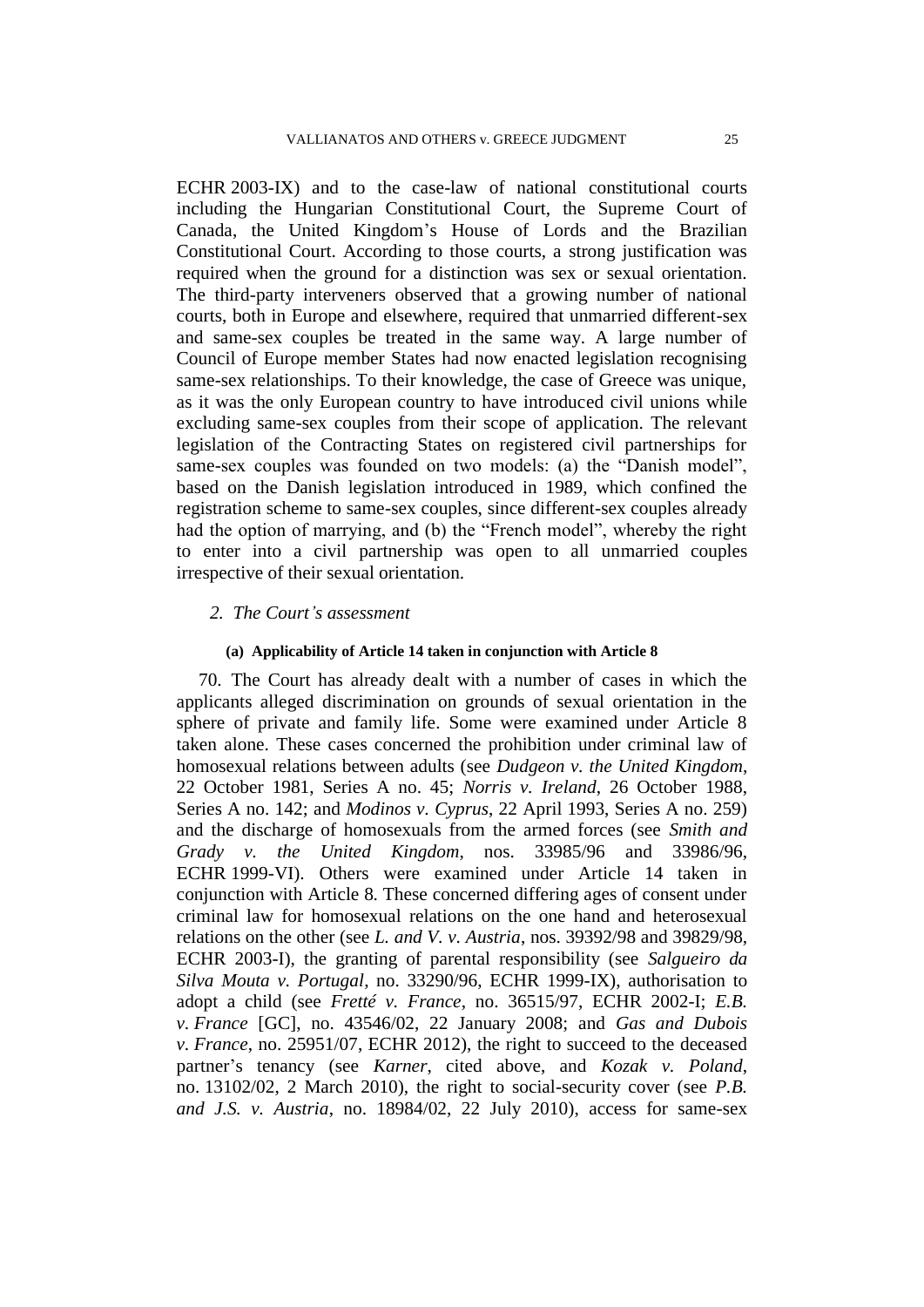ECHR 2003-IX) and to the case-law of national constitutional courts including the Hungarian Constitutional Court, the Supreme Court of Canada, the United Kingdom's House of Lords and the Brazilian Constitutional Court. According to those courts, a strong justification was required when the ground for a distinction was sex or sexual orientation. The third-party interveners observed that a growing number of national courts, both in Europe and elsewhere, required that unmarried different-sex and same-sex couples be treated in the same way. A large number of Council of Europe member States had now enacted legislation recognising same-sex relationships. To their knowledge, the case of Greece was unique, as it was the only European country to have introduced civil unions while excluding same-sex couples from their scope of application. The relevant legislation of the Contracting States on registered civil partnerships for same-sex couples was founded on two models: (a) the "Danish model", based on the Danish legislation introduced in 1989, which confined the registration scheme to same-sex couples, since different-sex couples already had the option of marrying, and (b) the "French model", whereby the right to enter into a civil partnership was open to all unmarried couples irrespective of their sexual orientation.

### *2. The Court's assessment*

#### (a) Applicability of Article 14 taken in conjunction with Article 8

70. The Court has already dealt with a number of cases in which the applicants alleged discrimination on grounds of sexual orientation in the sphere of private and family life. Some were examined under Article 8 taken alone. These cases concerned the prohibition under criminal law of homosexual relations between adults (see *Dudgeon v. the United Kingdom*, 22 October 1981, Series A no. 45; *Norris v. Ireland*, 26 October 1988, Series A no. 142; and *Modinos v. Cyprus*, 22 April 1993, Series A no. 259) and the discharge of homosexuals from the armed forces (see *Smith and Grady v. the United Kingdom*, nos. 33985/96 and 33986/96, ECHR 1999-VI). Others were examined under Article 14 taken in conjunction with Article 8. These concerned differing ages of consent under criminal law for homosexual relations on the one hand and heterosexual relations on the other (see *L. and V. v. Austria*, nos. 39392/98 and 39829/98, ECHR 2003-I), the granting of parental responsibility (see *Salgueiro da Silva Mouta v. Portugal*, no. 33290/96, ECHR 1999-IX), authorisation to adopt a child (see *Fretté v. France*, no. 36515/97, ECHR 2002-I; *E.B. v. France* [GC], no. 43546/02, 22 January 2008; and *Gas and Dubois v. France*, no. 25951/07, ECHR 2012), the right to succeed to the deceased partner's tenancy (see *Karner*, cited above, and *Kozak v. Poland*, no. 13102/02, 2 March 2010), the right to social-security cover (see *P.B. and J.S. v. Austria*, no. 18984/02, 22 July 2010), access for same-sex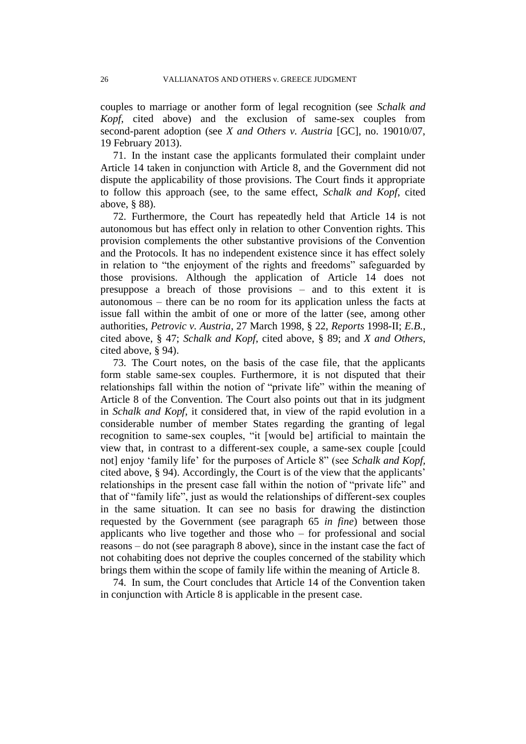couples to marriage or another form of legal recognition (see *Schalk and Kopf*, cited above) and the exclusion of same-sex couples from second-parent adoption (see *X and Others v. Austria* [GC], no. 19010/07, 19 February 2013).

71. In the instant case the applicants formulated their complaint under Article 14 taken in conjunction with Article 8, and the Government did not dispute the applicability of those provisions. The Court finds it appropriate to follow this approach (see, to the same effect, *Schalk and Kopf*, cited above, § 88).

72. Furthermore, the Court has repeatedly held that Article 14 is not autonomous but has effect only in relation to other Convention rights. This provision complements the other substantive provisions of the Convention and the Protocols. It has no independent existence since it has effect solely in relation to "the enjoyment of the rights and freedoms" safeguarded by those provisions. Although the application of Article 14 does not presuppose a breach of those provisions – and to this extent it is autonomous – there can be no room for its application unless the facts at issue fall within the ambit of one or more of the latter (see, among other authorities, *Petrovic v. Austria*, 27 March 1998, § 22, *Reports* 1998-II; *E.B.*, cited above, § 47; *Schalk and Kopf*, cited above, § 89; and *X and Others*, cited above, § 94).

73. The Court notes, on the basis of the case file, that the applicants form stable same-sex couples. Furthermore, it is not disputed that their relationships fall within the notion of "private life" within the meaning of Article 8 of the Convention. The Court also points out that in its judgment in *Schalk and Kopf*, it considered that, in view of the rapid evolution in a considerable number of member States regarding the granting of legal recognition to same-sex couples, "it [would be] artificial to maintain the view that, in contrast to a different-sex couple, a same-sex couple [could not] enjoy 'family life' for the purposes of Article 8" (see *Schalk and Kopf*, cited above, § 94). Accordingly, the Court is of the view that the applicants' relationships in the present case fall within the notion of "private life" and that of "family life", just as would the relationships of different-sex couples in the same situation. It can see no basis for drawing the distinction requested by the Government (see paragraph 65 *in fine*) between those applicants who live together and those who – for professional and social reasons – do not (see paragraph 8 above), since in the instant case the fact of not cohabiting does not deprive the couples concerned of the stability which brings them within the scope of family life within the meaning of Article 8.

74. In sum, the Court concludes that Article 14 of the Convention taken in conjunction with Article 8 is applicable in the present case.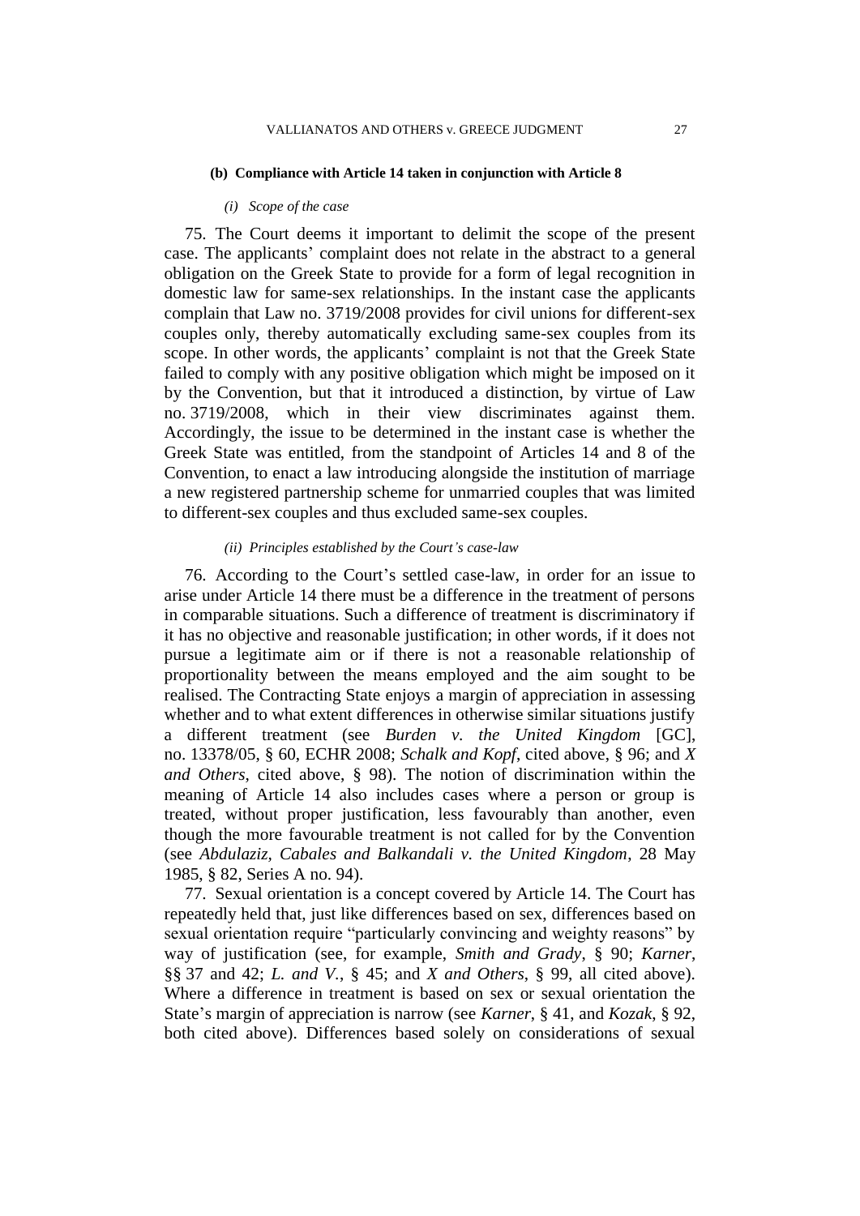#### (b) Compliance with Article 14 taken in conjunction with Article 8

*(i) Scope of the case*

75. The Court deems it important to delimit the scope of the present case. The applicants' complaint does not relate in the abstract to a general obligation on the Greek State to provide for a form of legal recognition in domestic law for same-sex relationships. In the instant case the applicants complain that Law no. 3719/2008 provides for civil unions for different-sex couples only, thereby automatically excluding same-sex couples from its scope. In other words, the applicants' complaint is not that the Greek State failed to comply with any positive obligation which might be imposed on it by the Convention, but that it introduced a distinction, by virtue of Law no. 3719/2008, which in their view discriminates against them. Accordingly, the issue to be determined in the instant case is whether the Greek State was entitled, from the standpoint of Articles 14 and 8 of the Convention, to enact a law introducing alongside the institution of marriage a new registered partnership scheme for unmarried couples that was limited to different-sex couples and thus excluded same-sex couples.

*(ii) Principles established by the Court's case-law*

76. According to the Court's settled case-law, in order for an issue to arise under Article 14 there must be a difference in the treatment of persons in comparable situations. Such a difference of treatment is discriminatory if it has no objective and reasonable justification; in other words, if it does not pursue a legitimate aim or if there is not a reasonable relationship of proportionality between the means employed and the aim sought to be realised. The Contracting State enjoys a margin of appreciation in assessing whether and to what extent differences in otherwise similar situations justify a different treatment (see *Burden v. the United Kingdom* [GC], no. 13378/05, § 60, ECHR 2008; *Schalk and Kopf*, cited above, § 96; and *X and Others*, cited above, § 98). The notion of discrimination within the meaning of Article 14 also includes cases where a person or group is treated, without proper justification, less favourably than another, even though the more favourable treatment is not called for by the Convention (see *Abdulaziz, Cabales and Balkandali v. the United Kingdom*, 28 May 1985, § 82, Series A no. 94).

77. Sexual orientation is a concept covered by Article 14. The Court has repeatedly held that, just like differences based on sex, differences based on sexual orientation require "particularly convincing and weighty reasons" by way of justification (see, for example, *Smith and Grady*, § 90; *Karner*, §§ 37 and 42; *L. and V.*, § 45; and *X and Others*, § 99, all cited above). Where a difference in treatment is based on sex or sexual orientation the State's margin of appreciation is narrow (see *Karner*, § 41, and *Kozak*, § 92, both cited above). Differences based solely on considerations of sexual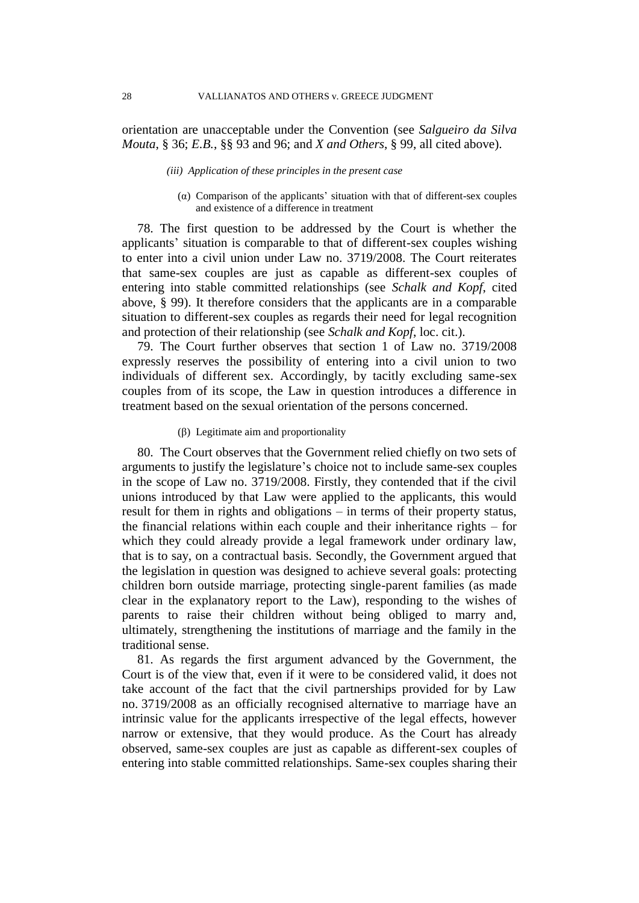orientation are unacceptable under the Convention (see *Salgueiro da Silva Mouta*, § 36; *E.B.*, §§ 93 and 96; and *X and Others*, § 99, all cited above).

*(iii) Application of these principles in the present case*

(α) Comparison of the applicants' situation with that of different-sex couples and existence of a difference in treatment

78. The first question to be addressed by the Court is whether the applicants' situation is comparable to that of different-sex couples wishing to enter into a civil union under Law no. 3719/2008. The Court reiterates that same-sex couples are just as capable as different-sex couples of entering into stable committed relationships (see *Schalk and Kopf*, cited above, § 99). It therefore considers that the applicants are in a comparable situation to different-sex couples as regards their need for legal recognition and protection of their relationship (see *Schalk and Kopf*, loc. cit.).

79. The Court further observes that section 1 of Law no. 3719/2008 expressly reserves the possibility of entering into a civil union to two individuals of different sex. Accordingly, by tacitly excluding same-sex couples from its scope, the Law in question introduces a difference in treatment based on the sexual orientation of the persons concerned.

(β) Legitimate aim and proportionality

80. The Court observes that the Government relied chiefly on two sets of arguments to justify the legislature's choice not to include same-sex couples in the scope of Law no. 3719/2008. Firstly, they contended that if the civil unions introduced by that Law were applied to the applicants, this would result for them in rights and obligations – in terms of their property status, the financial relations within each couple and their inheritance rights – for which they could already provide a legal framework under ordinary law, that is to say, on a contractual basis. Secondly, the Government argued that the legislation in question was designed to achieve several goals: protecting children born outside marriage, protecting single-parent families (as made clear in the explanatory report to the Law), responding to the wishes of parents to raise their children without being obliged to marry and, ultimately, strengthening the institutions of marriage and the family in the traditional sense.

81. As regards the first argument advanced by the Government, the Court is of the view that, even if it were to be considered valid, it does not take account of the fact that the civil partnerships provided for by Law no. 3719/2008 as an officially recognised alternative to marriage have an intrinsic value for the applicants irrespective of the legal effects, however narrow or extensive, that they would produce. As the Court has already observed, same-sex couples are just as capable as different-sex couples of entering into stable committed relationships. Same-sex couples sharing their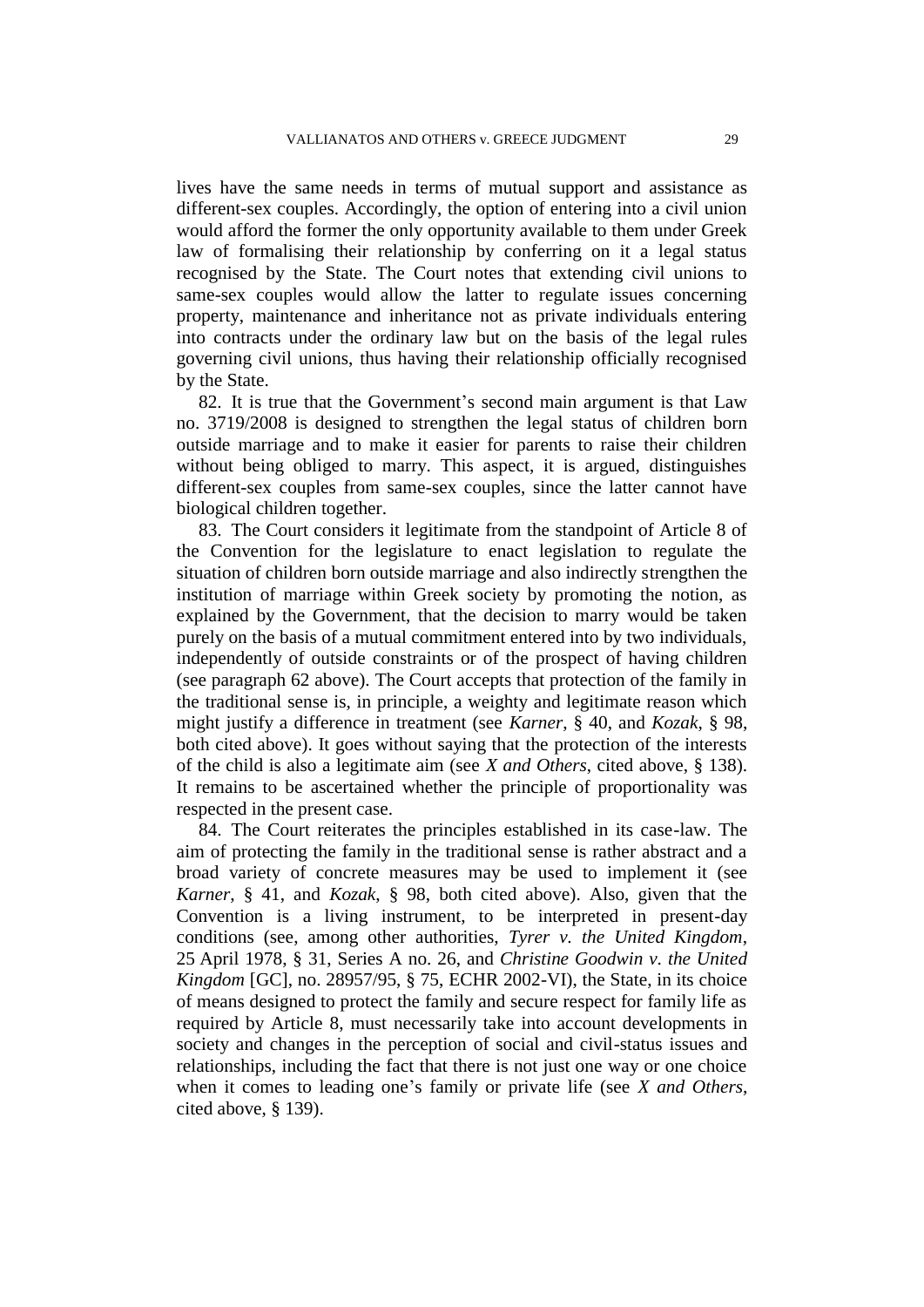lives have the same needs in terms of mutual support and assistance as different-sex couples. Accordingly, the option of entering into a civil union would afford the former the only opportunity available to them under Greek law of formalising their relationship by conferring on it a legal status recognised by the State. The Court notes that extending civil unions to same-sex couples would allow the latter to regulate issues concerning property, maintenance and inheritance not as private individuals entering into contracts under the ordinary law but on the basis of the legal rules governing civil unions, thus having their relationship officially recognised by the State.

82. It is true that the Government's second main argument is that Law no. 3719/2008 is designed to strengthen the legal status of children born outside marriage and to make it easier for parents to raise their children without being obliged to marry. This aspect, it is argued, distinguishes different-sex couples from same-sex couples, since the latter cannot have biological children together.

83. The Court considers it legitimate from the standpoint of Article 8 of the Convention for the legislature to enact legislation to regulate the situation of children born outside marriage and also indirectly strengthen the institution of marriage within Greek society by promoting the notion, as explained by the Government, that the decision to marry would be taken purely on the basis of a mutual commitment entered into by two individuals, independently of outside constraints or of the prospect of having children (see paragraph 62 above). The Court accepts that protection of the family in the traditional sense is, in principle, a weighty and legitimate reason which might justify a difference in treatment (see *Karner*, § 40, and *Kozak*, § 98, both cited above). It goes without saying that the protection of the interests of the child is also a legitimate aim (see *X and Others*, cited above, § 138). It remains to be ascertained whether the principle of proportionality was respected in the present case.

84. The Court reiterates the principles established in its case-law. The aim of protecting the family in the traditional sense is rather abstract and a broad variety of concrete measures may be used to implement it (see *Karner*, § 41, and *Kozak*, § 98, both cited above). Also, given that the Convention is a living instrument, to be interpreted in present-day conditions (see, among other authorities, *Tyrer v. the United Kingdom*, 25 April 1978, § 31, Series A no. 26, and *Christine Goodwin v. the United Kingdom* [GC], no. 28957/95, § 75, ECHR 2002-VI), the State, in its choice of means designed to protect the family and secure respect for family life as required by Article 8, must necessarily take into account developments in society and changes in the perception of social and civil-status issues and relationships, including the fact that there is not just one way or one choice when it comes to leading one's family or private life (see *X and Others*, cited above, § 139).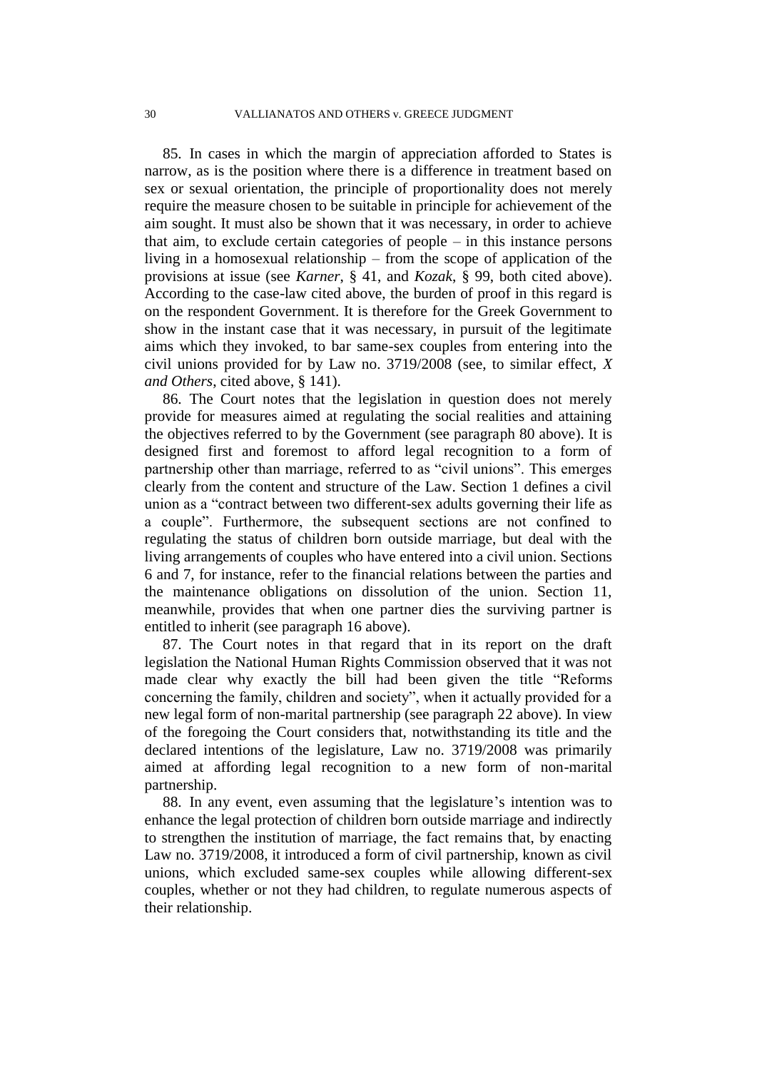85. In cases in which the margin of appreciation afforded to States is narrow, as is the position where there is a difference in treatment based on sex or sexual orientation, the principle of proportionality does not merely require the measure chosen to be suitable in principle for achievement of the aim sought. It must also be shown that it was necessary, in order to achieve that aim, to exclude certain categories of people – in this instance persons living in a homosexual relationship – from the scope of application of the provisions at issue (see *Karner*, § 41, and *Kozak*, § 99, both cited above). According to the case-law cited above, the burden of proof in this regard is on the respondent Government. It is therefore for the Greek Government to show in the instant case that it was necessary, in pursuit of the legitimate aims which they invoked, to bar same-sex couples from entering into the civil unions provided for by Law no. 3719/2008 (see, to similar effect, *X and Others*, cited above, § 141).

86. The Court notes that the legislation in question does not merely provide for measures aimed at regulating the social realities and attaining the objectives referred to by the Government (see paragraph 80 above). It is designed first and foremost to afford legal recognition to a form of partnership other than marriage, referred to as "civil unions". This emerges clearly from the content and structure of the Law. Section 1 defines a civil union as a "contract between two different-sex adults governing their life as a couple". Furthermore, the subsequent sections are not confined to regulating the status of children born outside marriage, but deal with the living arrangements of couples who have entered into a civil union. Sections 6 and 7, for instance, refer to the financial relations between the parties and the maintenance obligations on dissolution of the union. Section 11, meanwhile, provides that when one partner dies the surviving partner is entitled to inherit (see paragraph 16 above).

87. The Court notes in that regard that in its report on the draft legislation the National Human Rights Commission observed that it was not made clear why exactly the bill had been given the title "Reforms concerning the family, children and society", when it actually provided for a new legal form of non-marital partnership (see paragraph 22 above). In view of the foregoing the Court considers that, notwithstanding its title and the declared intentions of the legislature, Law no. 3719/2008 was primarily aimed at affording legal recognition to a new form of non-marital partnership.

88. In any event, even assuming that the legislature's intention was to enhance the legal protection of children born outside marriage and indirectly to strengthen the institution of marriage, the fact remains that, by enacting Law no. 3719/2008, it introduced a form of civil partnership, known as civil unions, which excluded same-sex couples while allowing different-sex couples, whether or not they had children, to regulate numerous aspects of their relationship.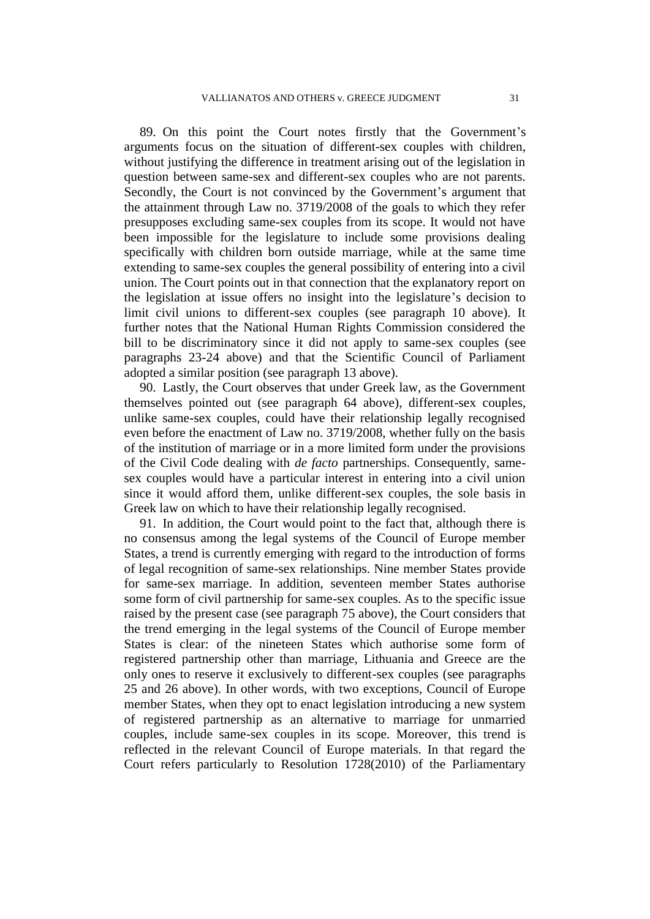89. On this point the Court notes firstly that the Government's arguments focus on the situation of different-sex couples with children, without justifying the difference in treatment arising out of the legislation in question between same-sex and different-sex couples who are not parents. Secondly, the Court is not convinced by the Government's argument that the attainment through Law no. 3719/2008 of the goals to which they refer presupposes excluding same-sex couples from its scope. It would not have been impossible for the legislature to include some provisions dealing specifically with children born outside marriage, while at the same time extending to same-sex couples the general possibility of entering into a civil union. The Court points out in that connection that the explanatory report on the legislation at issue offers no insight into the legislature's decision to limit civil unions to different-sex couples (see paragraph 10 above). It further notes that the National Human Rights Commission considered the bill to be discriminatory since it did not apply to same-sex couples (see paragraphs 23-24 above) and that the Scientific Council of Parliament adopted a similar position (see paragraph 13 above).

90. Lastly, the Court observes that under Greek law, as the Government themselves pointed out (see paragraph 64 above), different-sex couples, unlike same-sex couples, could have their relationship legally recognised even before the enactment of Law no. 3719/2008, whether fully on the basis of the institution of marriage or in a more limited form under the provisions of the Civil Code dealing with *de facto* partnerships. Consequently, same-sex couples would have a particular interest in entering into a civil union since it would afford them, unlike different-sex couples, the sole basis in Greek law on which to have their relationship legally recognised.

91. In addition, the Court would point to the fact that, although there is no consensus among the legal systems of the Council of Europe member States, a trend is currently emerging with regard to the introduction of forms of legal recognition of same-sex relationships. Nine member States provide for same-sex marriage. In addition, seventeen member States authorise some form of civil partnership for same-sex couples. As to the specific issue raised by the present case (see paragraph 75 above), the Court considers that the trend emerging in the legal systems of the Council of Europe member States is clear: of the nineteen States which authorise some form of registered partnership other than marriage, Lithuania and Greece are the only ones to reserve it exclusively to different-sex couples (see paragraphs 25 and 26 above). In other words, with two exceptions, Council of Europe member States, when they opt to enact legislation introducing a new system of registered partnership as an alternative to marriage for unmarried couples, include same-sex couples in its scope. Moreover, this trend is reflected in the relevant Council of Europe materials. In that regard the Court refers particularly to Resolution 1728(2010) of the Parliamentary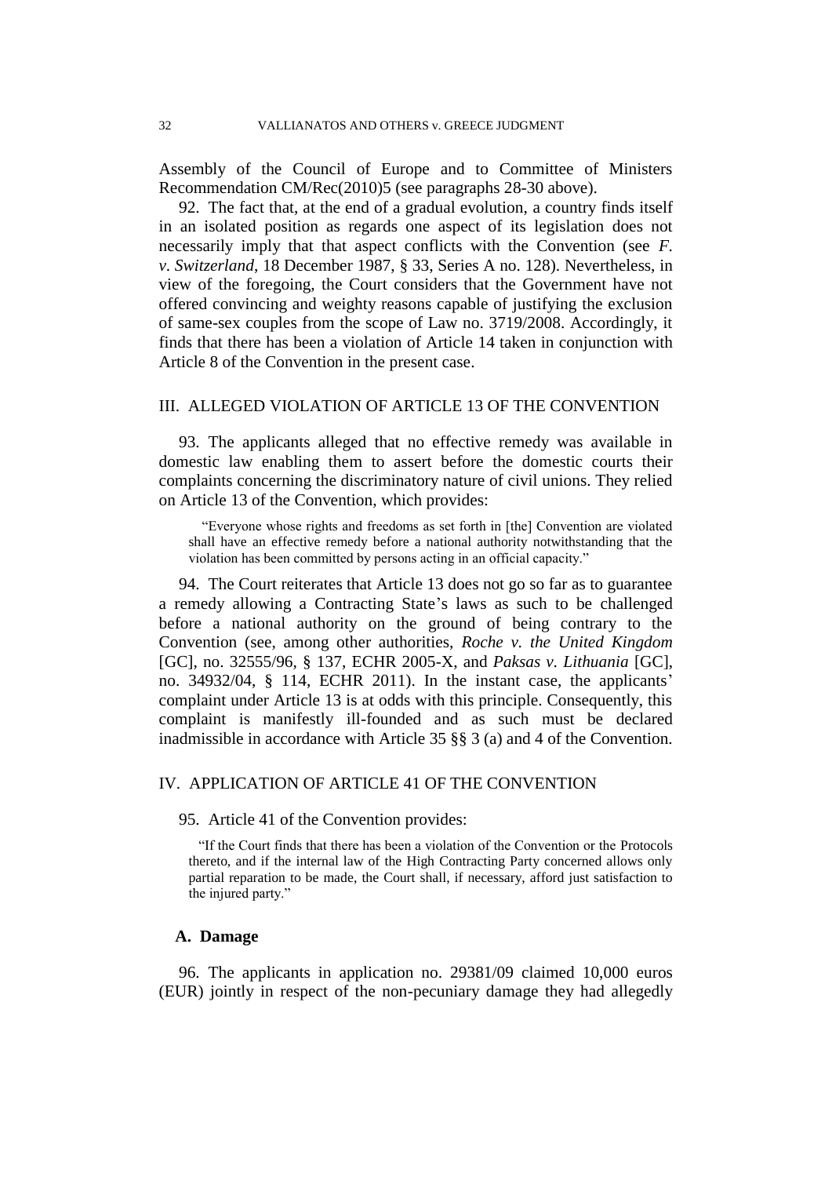Assembly of the Council of Europe and to Committee of Ministers Recommendation CM/Rec(2010)5 (see paragraphs 28-30 above).

92. The fact that, at the end of a gradual evolution, a country finds itself in an isolated position as regards one aspect of its legislation does not necessarily imply that that aspect conflicts with the Convention (see *F. v. Switzerland*, 18 December 1987, § 33, Series A no. 128). Nevertheless, in view of the foregoing, the Court considers that the Government have not offered convincing and weighty reasons capable of justifying the exclusion of same-sex couples from the scope of Law no. 3719/2008. Accordingly, it finds that there has been a violation of Article 14 taken in conjunction with Article 8 of the Convention in the present case.

## III. ALLEGED VIOLATION OF ARTICLE 13 OF THE CONVENTION

93. The applicants alleged that no effective remedy was available in domestic law enabling them to assert before the domestic courts their complaints concerning the discriminatory nature of civil unions. They relied on Article 13 of the Convention, which provides:

> "Everyone whose rights and freedoms as set forth in [the] Convention are violated shall have an effective remedy before a national authority notwithstanding that the violation has been committed by persons acting in an official capacity."

94. The Court reiterates that Article 13 does not go so far as to guarantee a remedy allowing a Contracting State's laws as such to be challenged before a national authority on the ground of being contrary to the Convention (see, among other authorities, *Roche v. the United Kingdom* [GC], no. 32555/96, § 137, ECHR 2005-X, and *Paksas v. Lithuania* [GC], no. 34932/04, § 114, ECHR 2011). In the instant case, the applicants' complaint under Article 13 is at odds with this principle. Consequently, this complaint is manifestly ill-founded and as such must be declared inadmissible in accordance with Article 35 §§ 3 (a) and 4 of the Convention.

## IV. APPLICATION OF ARTICLE 41 OF THE CONVENTION

95. Article 41 of the Convention provides:

> "If the Court finds that there has been a violation of the Convention or the Protocols thereto, and if the internal law of the High Contracting Party concerned allows only partial reparation to be made, the Court shall, if necessary, afford just satisfaction to the injured party."

### A. Damage

96. The applicants in application no. 29381/09 claimed 10,000 euros (EUR) jointly in respect of the non-pecuniary damage they had allegedly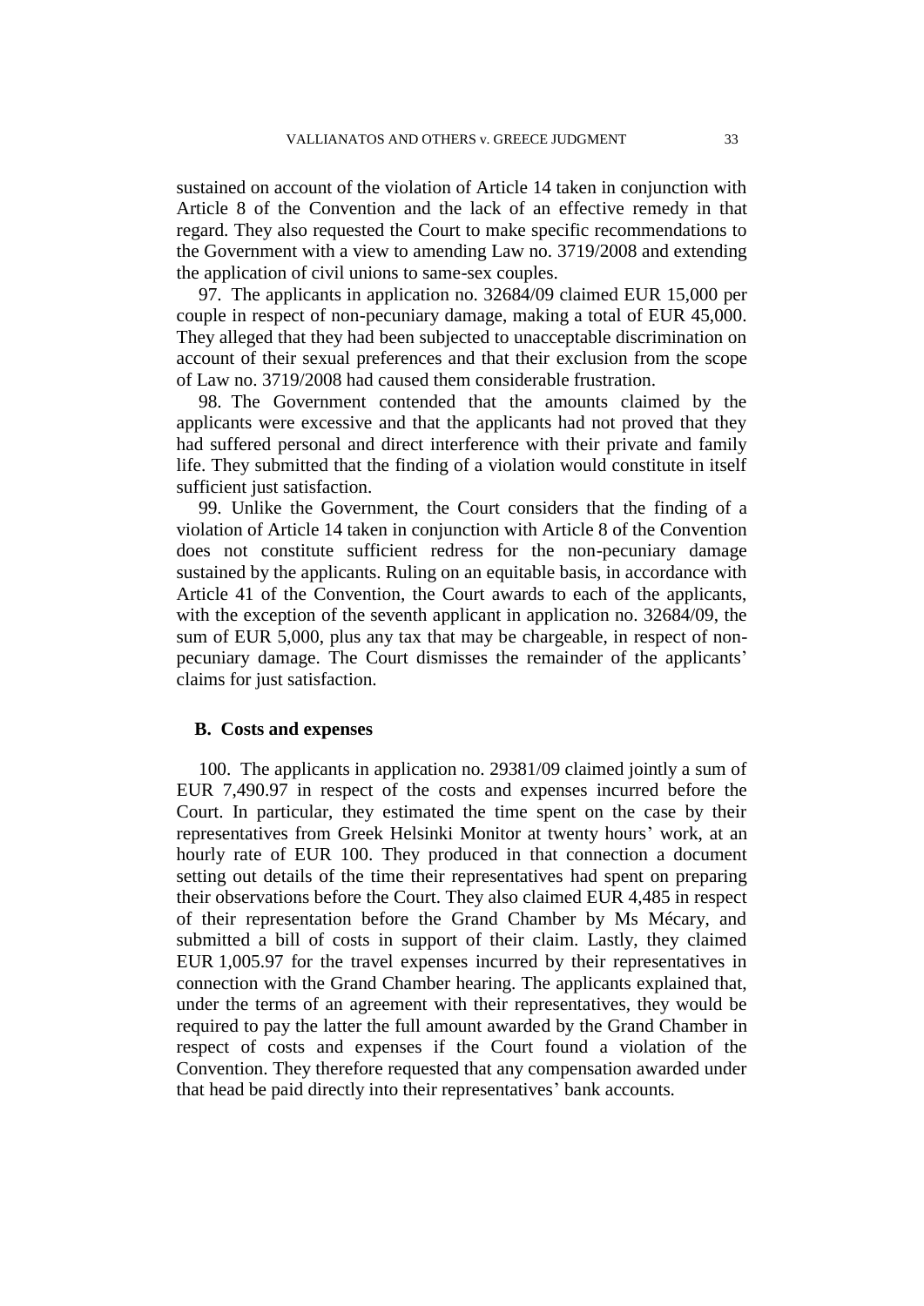sustained on account of the violation of Article 14 taken in conjunction with Article 8 of the Convention and the lack of an effective remedy in that regard. They also requested the Court to make specific recommendations to the Government with a view to amending Law no. 3719/2008 and extending the application of civil unions to same-sex couples.

97. The applicants in application no. 32684/09 claimed EUR 15,000 per couple in respect of non-pecuniary damage, making a total of EUR 45,000. They alleged that they had been subjected to unacceptable discrimination on account of their sexual preferences and that their exclusion from the scope of Law no. 3719/2008 had caused them considerable frustration.

98. The Government contended that the amounts claimed by the applicants were excessive and that the applicants had not proved that they had suffered personal and direct interference with their private and family life. They submitted that the finding of a violation would constitute in itself sufficient just satisfaction.

99. Unlike the Government, the Court considers that the finding of a violation of Article 14 taken in conjunction with Article 8 of the Convention does not constitute sufficient redress for the non-pecuniary damage sustained by the applicants. Ruling on an equitable basis, in accordance with Article 41 of the Convention, the Court awards to each of the applicants, with the exception of the seventh applicant in application no. 32684/09, the sum of EUR 5,000, plus any tax that may be chargeable, in respect of non-pecuniary damage. The Court dismisses the remainder of the applicants' claims for just satisfaction.

### B. Costs and expenses

100. The applicants in application no. 29381/09 claimed jointly a sum of EUR 7,490.97 in respect of the costs and expenses incurred before the Court. In particular, they estimated the time spent on the case by their representatives from Greek Helsinki Monitor at twenty hours' work, at an hourly rate of EUR 100. They produced in that connection a document setting out details of the time their representatives had spent on preparing their observations before the Court. They also claimed EUR 4,485 in respect of their representation before the Grand Chamber by Ms Mécary, and submitted a bill of costs in support of their claim. Lastly, they claimed EUR 1,005.97 for the travel expenses incurred by their representatives in connection with the Grand Chamber hearing. The applicants explained that, under the terms of an agreement with their representatives, they would be required to pay the latter the full amount awarded by the Grand Chamber in respect of costs and expenses if the Court found a violation of the Convention. They therefore requested that any compensation awarded under that head be paid directly into their representatives' bank accounts.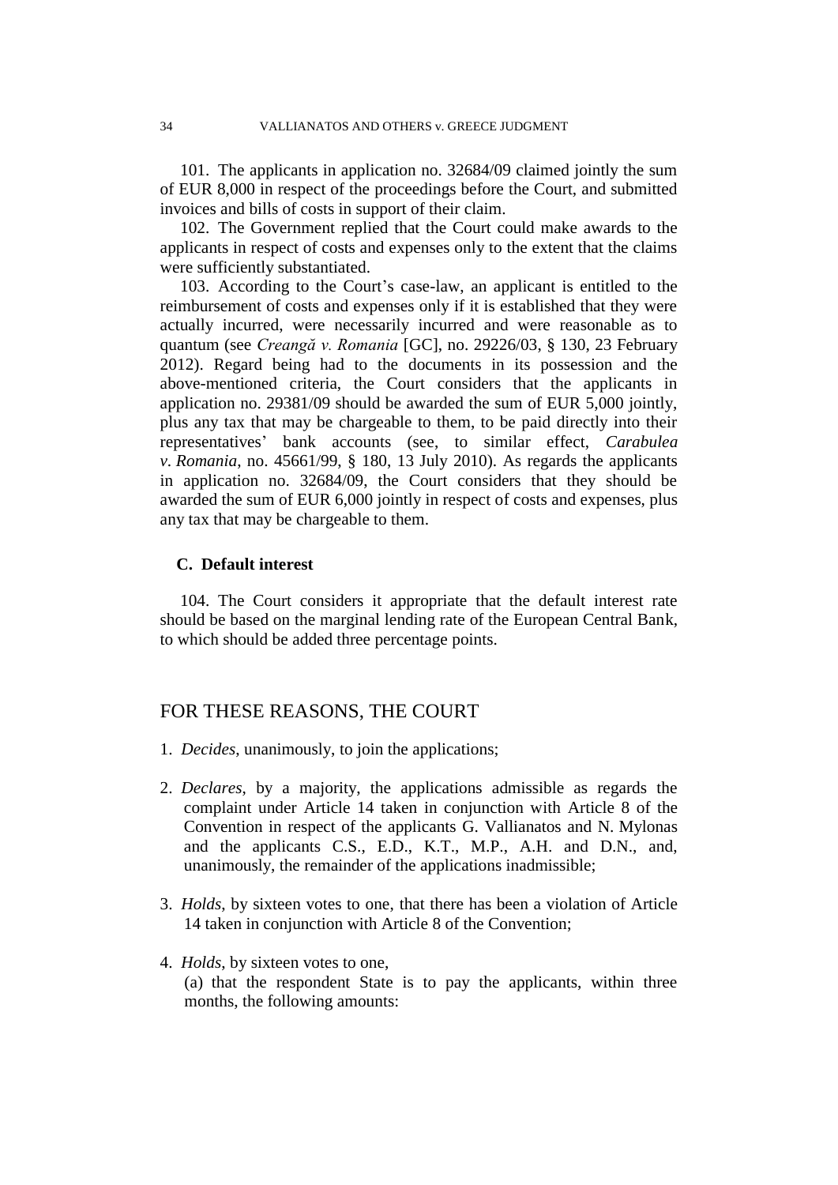101. The applicants in application no. 32684/09 claimed jointly the sum of EUR 8,000 in respect of the proceedings before the Court, and submitted invoices and bills of costs in support of their claim.

102. The Government replied that the Court could make awards to the applicants in respect of costs and expenses only to the extent that the claims were sufficiently substantiated.

103. According to the Court's case-law, an applicant is entitled to the reimbursement of costs and expenses only if it is established that they were actually incurred, were necessarily incurred and were reasonable as to quantum (see *Creangă v. Romania* [GC], no. 29226/03, § 130, 23 February 2012). Regard being had to the documents in its possession and the above-mentioned criteria, the Court considers that the applicants in application no. 29381/09 should be awarded the sum of EUR 5,000 jointly, plus any tax that may be chargeable to them, to be paid directly into their representatives' bank accounts (see, to similar effect, *Carabulea v. Romania*, no. 45661/99, § 180, 13 July 2010). As regards the applicants in application no. 32684/09, the Court considers that they should be awarded the sum of EUR 6,000 jointly in respect of costs and expenses, plus any tax that may be chargeable to them.

### C. Default interest

104. The Court considers it appropriate that the default interest rate should be based on the marginal lending rate of the European Central Bank, to which should be added three percentage points.

## FOR THESE REASONS, THE COURT

1. *Decides*, unanimously, to join the applications;

2. *Declares*, by a majority, the applications admissible as regards the complaint under Article 14 taken in conjunction with Article 8 of the Convention in respect of the applicants G. Vallianatos and N. Mylonas and the applicants C.S., E.D., K.T., M.P., A.H. and D.N., and, unanimously, the remainder of the applications inadmissible;

3. *Holds*, by sixteen votes to one, that there has been a violation of Article 14 taken in conjunction with Article 8 of the Convention;

4. *Holds*, by sixteen votes to one,
   (a) that the respondent State is to pay the applicants, within three months, the following amounts: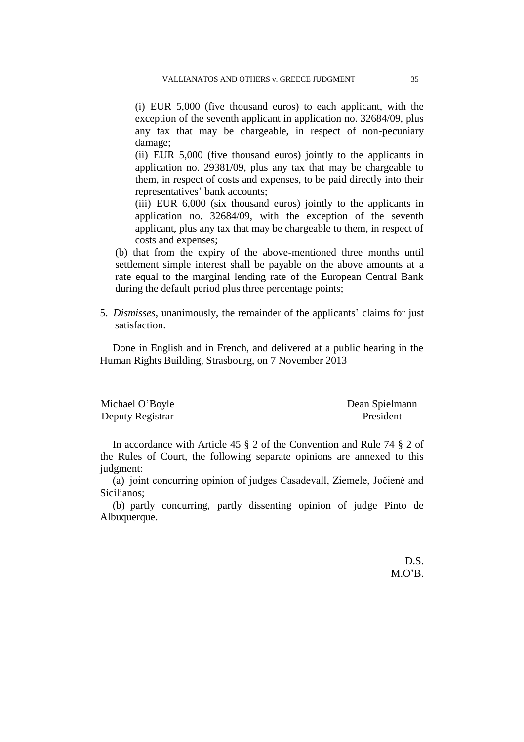(i) EUR 5,000 (five thousand euros) to each applicant, with the exception of the seventh applicant in application no. 32684/09, plus any tax that may be chargeable, in respect of non-pecuniary damage;

(ii) EUR 5,000 (five thousand euros) jointly to the applicants in application no. 29381/09, plus any tax that may be chargeable to them, in respect of costs and expenses, to be paid directly into their representatives' bank accounts;

(iii) EUR 6,000 (six thousand euros) jointly to the applicants in application no. 32684/09, with the exception of the seventh applicant, plus any tax that may be chargeable to them, in respect of costs and expenses;

(b) that from the expiry of the above-mentioned three months until settlement simple interest shall be payable on the above amounts at a rate equal to the marginal lending rate of the European Central Bank during the default period plus three percentage points;

5. *Dismisses*, unanimously, the remainder of the applicants' claims for just satisfaction.

Done in English and in French, and delivered at a public hearing in the Human Rights Building, Strasbourg, on 7 November 2013

| | |
|---|---|
| Michael O'Boyle | Dean Spielmann |
| Deputy Registrar | President |

In accordance with Article 45 § 2 of the Convention and Rule 74 § 2 of the Rules of Court, the following separate opinions are annexed to this judgment:

(a) joint concurring opinion of judges Casadevall, Ziemele, Jočienė and Sicilianos;

(b) partly concurring, partly dissenting opinion of judge Pinto de Albuquerque.

D.S.
M.O'B.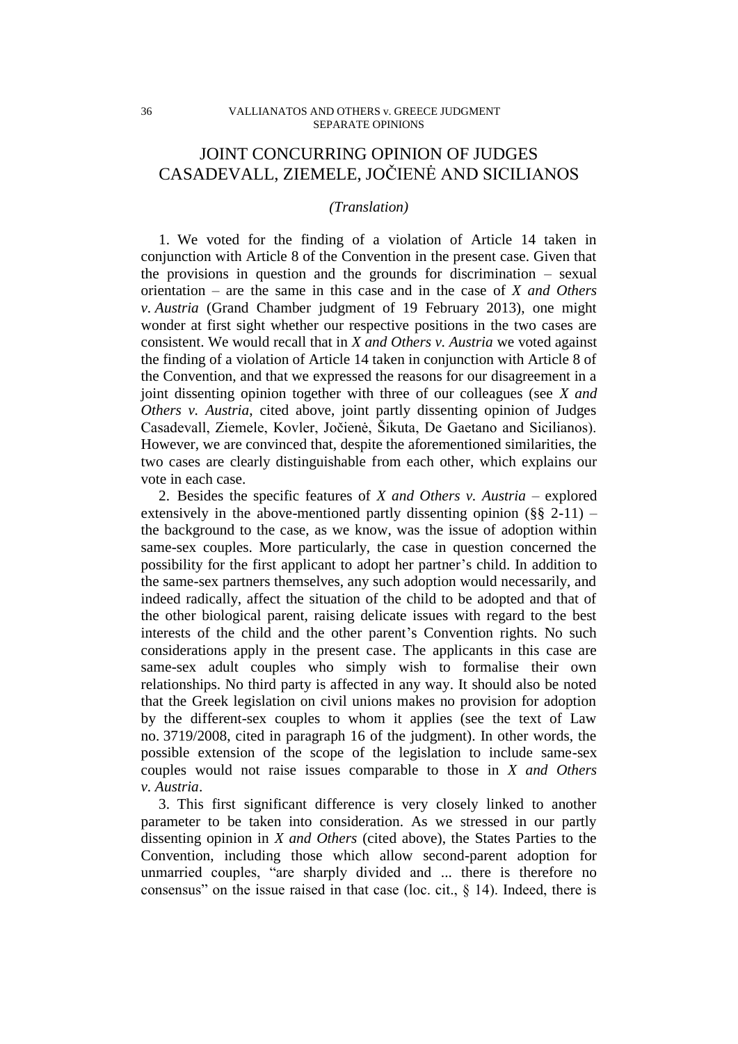# JOINT CONCURRING OPINION OF JUDGES CASADEVALL, ZIEMELE, JOČIENĖ AND SICILIANOS

*(Translation)*

1. We voted for the finding of a violation of Article 14 taken in conjunction with Article 8 of the Convention in the present case. Given that the provisions in question and the grounds for discrimination – sexual orientation – are the same in this case and in the case of *X and Others v. Austria* (Grand Chamber judgment of 19 February 2013), one might wonder at first sight whether our respective positions in the two cases are consistent. We would recall that in *X and Others v. Austria* we voted against the finding of a violation of Article 14 taken in conjunction with Article 8 of the Convention, and that we expressed the reasons for our disagreement in a joint dissenting opinion together with three of our colleagues (see *X and Others v. Austria*, cited above, joint partly dissenting opinion of Judges Casadevall, Ziemele, Kovler, Jočienė, Šikuta, De Gaetano and Sicilianos). However, we are convinced that, despite the aforementioned similarities, the two cases are clearly distinguishable from each other, which explains our vote in each case.

2. Besides the specific features of *X and Others v. Austria* – explored extensively in the above-mentioned partly dissenting opinion (§§ 2-11) – the background to the case, as we know, was the issue of adoption within same-sex couples. More particularly, the case in question concerned the possibility for the first applicant to adopt her partner's child. In addition to the same-sex partners themselves, any such adoption would necessarily, and indeed radically, affect the situation of the child to be adopted and that of the other biological parent, raising delicate issues with regard to the best interests of the child and the other parent's Convention rights. No such considerations apply in the present case. The applicants in this case are same-sex adult couples who simply wish to formalise their own relationships. No third party is affected in any way. It should also be noted that the Greek legislation on civil unions makes no provision for adoption by the different-sex couples to whom it applies (see the text of Law no. 3719/2008, cited in paragraph 16 of the judgment). In other words, the possible extension of the scope of the legislation to include same-sex couples would not raise issues comparable to those in *X and Others v. Austria*.

3. This first significant difference is very closely linked to another parameter to be taken into consideration. As we stressed in our partly dissenting opinion in *X and Others* (cited above), the States Parties to the Convention, including those which allow second-parent adoption for unmarried couples, "are sharply divided and ... there is therefore no consensus" on the issue raised in that case (loc. cit., § 14). Indeed, there is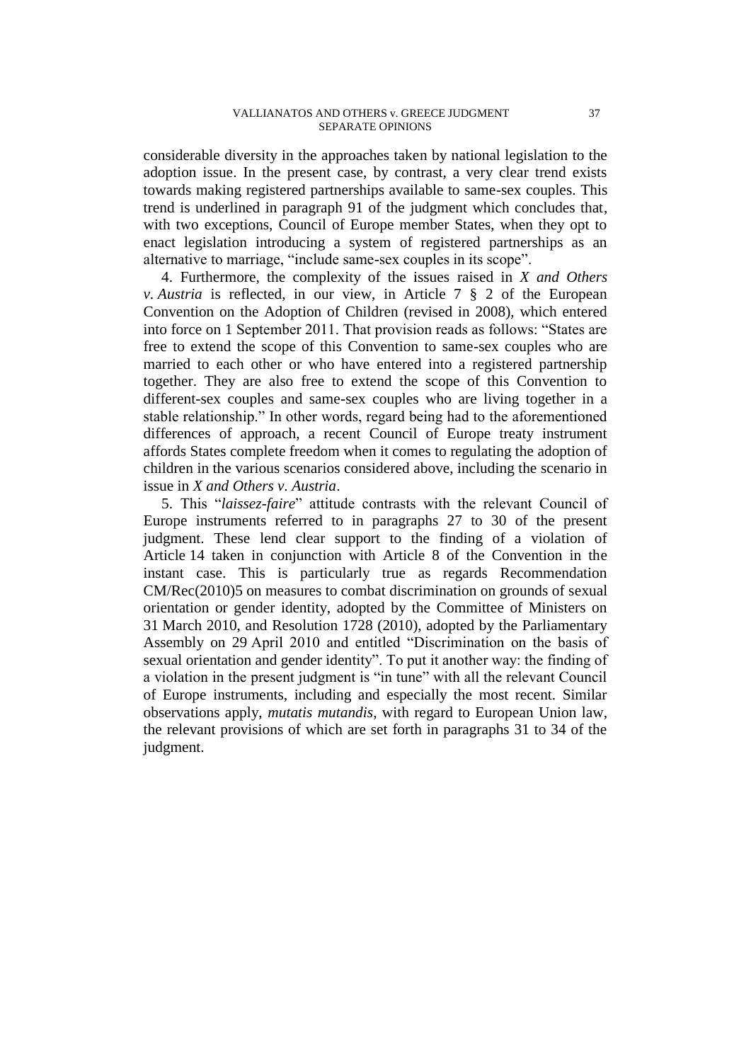considerable diversity in the approaches taken by national legislation to the adoption issue. In the present case, by contrast, a very clear trend exists towards making registered partnerships available to same-sex couples. This trend is underlined in paragraph 91 of the judgment which concludes that, with two exceptions, Council of Europe member States, when they opt to enact legislation introducing a system of registered partnerships as an alternative to marriage, "include same-sex couples in its scope".

4. Furthermore, the complexity of the issues raised in *X and Others v. Austria* is reflected, in our view, in Article 7 § 2 of the European Convention on the Adoption of Children (revised in 2008), which entered into force on 1 September 2011. That provision reads as follows: "States are free to extend the scope of this Convention to same-sex couples who are married to each other or who have entered into a registered partnership together. They are also free to extend the scope of this Convention to different-sex couples and same-sex couples who are living together in a stable relationship." In other words, regard being had to the aforementioned differences of approach, a recent Council of Europe treaty instrument affords States complete freedom when it comes to regulating the adoption of children in the various scenarios considered above, including the scenario in issue in *X and Others v. Austria*.

5. This "*laissez-faire*" attitude contrasts with the relevant Council of Europe instruments referred to in paragraphs 27 to 30 of the present judgment. These lend clear support to the finding of a violation of Article 14 taken in conjunction with Article 8 of the Convention in the instant case. This is particularly true as regards Recommendation CM/Rec(2010)5 on measures to combat discrimination on grounds of sexual orientation or gender identity, adopted by the Committee of Ministers on 31 March 2010, and Resolution 1728 (2010), adopted by the Parliamentary Assembly on 29 April 2010 and entitled "Discrimination on the basis of sexual orientation and gender identity". To put it another way: the finding of a violation in the present judgment is "in tune" with all the relevant Council of Europe instruments, including and especially the most recent. Similar observations apply, *mutatis mutandis*, with regard to European Union law, the relevant provisions of which are set forth in paragraphs 31 to 34 of the judgment.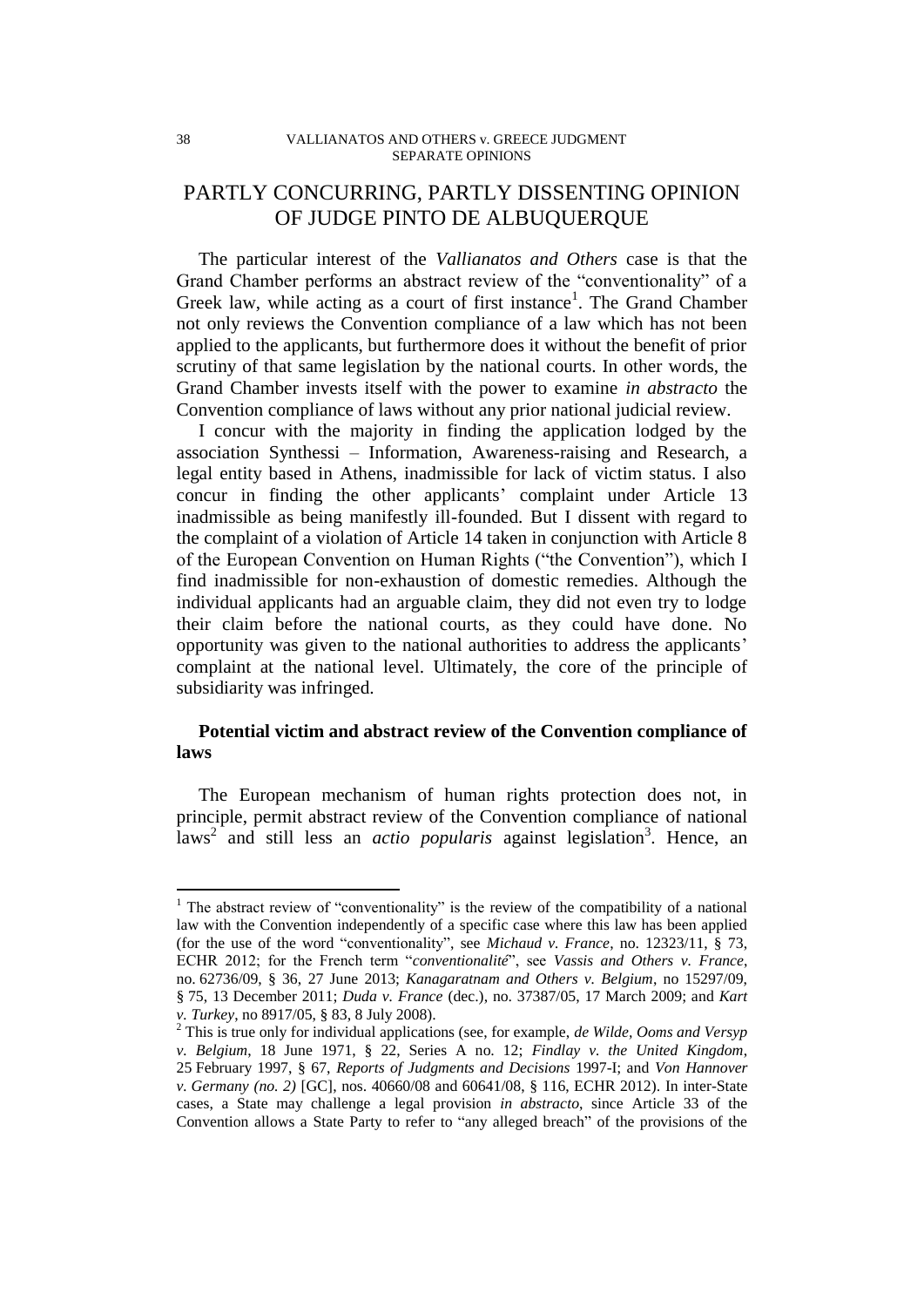# PARTLY CONCURRING, PARTLY DISSENTING OPINION OF JUDGE PINTO DE ALBUQUERQUE

The particular interest of the *Vallianatos and Others* case is that the Grand Chamber performs an abstract review of the "conventionality" of a Greek law, while acting as a court of first instance[1]. The Grand Chamber not only reviews the Convention compliance of a law which has not been applied to the applicants, but furthermore does it without the benefit of prior scrutiny of that same legislation by the national courts. In other words, the Grand Chamber invests itself with the power to examine *in abstracto* the Convention compliance of laws without any prior national judicial review.

I concur with the majority in finding the application lodged by the association Synthessi – Information, Awareness-raising and Research, a legal entity based in Athens, inadmissible for lack of victim status. I also concur in finding the other applicants' complaint under Article 13 inadmissible as being manifestly ill-founded. But I dissent with regard to the complaint of a violation of Article 14 taken in conjunction with Article 8 of the European Convention on Human Rights ("the Convention"), which I find inadmissible for non-exhaustion of domestic remedies. Although the individual applicants had an arguable claim, they did not even try to lodge their claim before the national courts, as they could have done. No opportunity was given to the national authorities to address the applicants' complaint at the national level. Ultimately, the core of the principle of subsidiarity was infringed.

## Potential victim and abstract review of the Convention compliance of laws

The European mechanism of human rights protection does not, in principle, permit abstract review of the Convention compliance of national laws[2] and still less an *actio popularis* against legislation[3]. Hence, an

---

[1] The abstract review of "conventionality" is the review of the compatibility of a national law with the Convention independently of a specific case where this law has been applied (for the use of the word "conventionality", see *Michaud v. France*, no. 12323/11, § 73, ECHR 2012; for the French term "*conventionalité*", see *Vassis and Others v. France*, no. 62736/09, § 36, 27 June 2013; *Kanagaratnam and Others v. Belgium*, no 15297/09, § 75, 13 December 2011; *Duda v. France* (dec.), no. 37387/05, 17 March 2009; and *Kart v. Turkey*, no 8917/05, § 83, 8 July 2008).

[2] This is true only for individual applications (see, for example, *de Wilde, Ooms and Versyp v. Belgium*, 18 June 1971, § 22, Series A no. 12; *Findlay v. the United Kingdom*, 25 February 1997, § 67, *Reports of Judgments and Decisions* 1997-I; and *Von Hannover v. Germany (no. 2)* [GC], nos. 40660/08 and 60641/08, § 116, ECHR 2012). In inter-State cases, a State may challenge a legal provision *in abstracto*, since Article 33 of the Convention allows a State Party to refer to "any alleged breach" of the provisions of the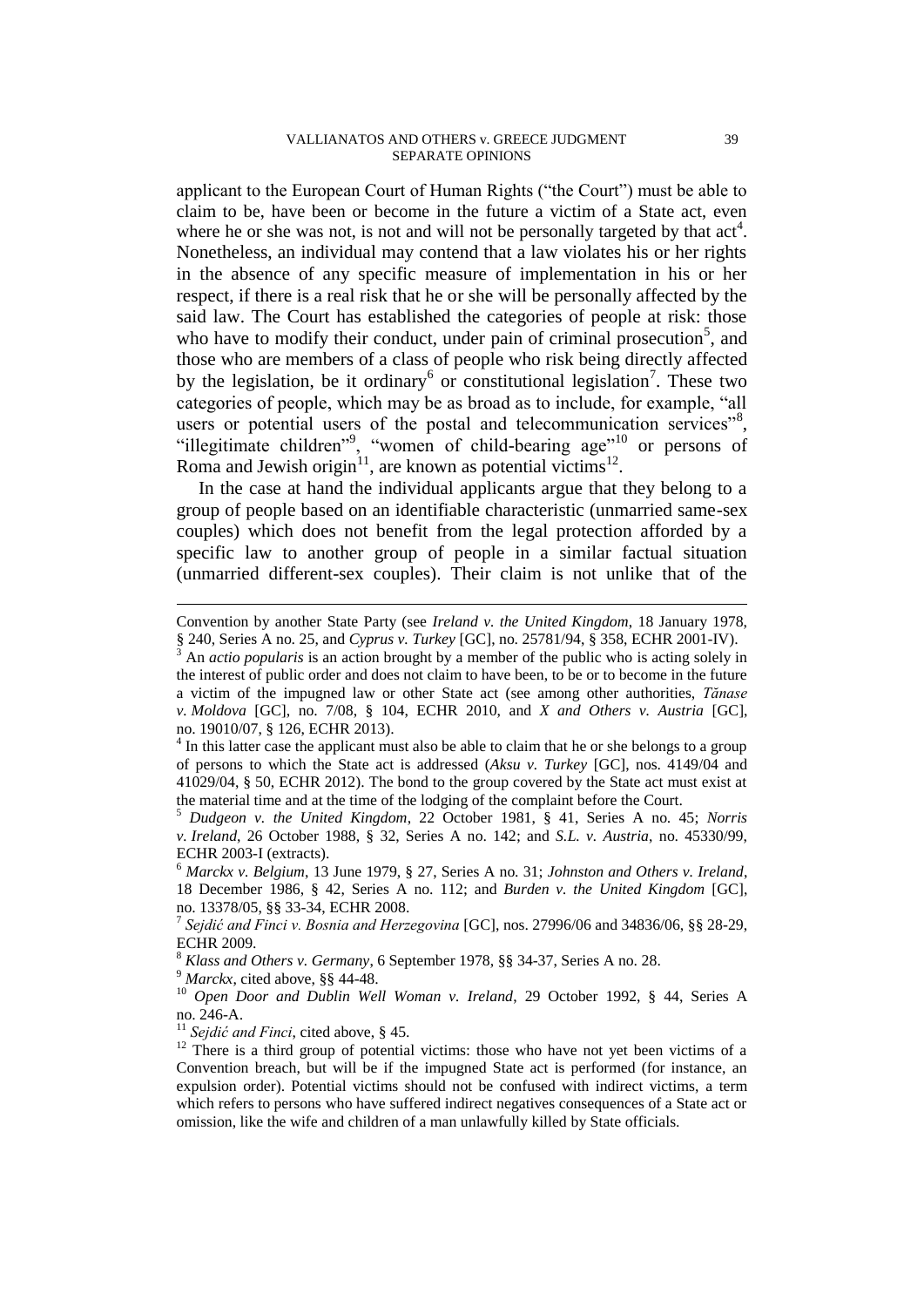applicant to the European Court of Human Rights ("the Court") must be able to claim to be, have been or become in the future a victim of a State act, even where he or she was not, is not and will not be personally targeted by that act[4]. Nonetheless, an individual may contend that a law violates his or her rights in the absence of any specific measure of implementation in his or her respect, if there is a real risk that he or she will be personally affected by the said law. The Court has established the categories of people at risk: those who have to modify their conduct, under pain of criminal prosecution[5], and those who are members of a class of people who risk being directly affected by the legislation, be it ordinary[6] or constitutional legislation[7]. These two categories of people, which may be as broad as to include, for example, "all users or potential users of the postal and telecommunication services"[8], "illegitimate children"[9], "women of child-bearing age"[10] or persons of Roma and Jewish origin[11], are known as potential victims[12].

In the case at hand the individual applicants argue that they belong to a group of people based on an identifiable characteristic (unmarried same-sex couples) which does not benefit from the legal protection afforded by a specific law to another group of people in a similar factual situation (unmarried different-sex couples). Their claim is not unlike that of the

---

Convention by another State Party (see *Ireland v. the United Kingdom*, 18 January 1978, § 240, Series A no. 25, and *Cyprus v. Turkey* [GC], no. 25781/94, § 358, ECHR 2001-IV).

[3] An *actio popularis* is an action brought by a member of the public who is acting solely in the interest of public order and does not claim to have been, to be or to become in the future a victim of the impugned law or other State act (see among other authorities, *Tănase v. Moldova* [GC], no. 7/08, § 104, ECHR 2010, and *X and Others v. Austria* [GC], no. 19010/07, § 126, ECHR 2013).

[4] In this latter case the applicant must also be able to claim that he or she belongs to a group of persons to which the State act is addressed (*Aksu v. Turkey* [GC], nos. 4149/04 and 41029/04, § 50, ECHR 2012). The bond to the group covered by the State act must exist at the material time and at the time of the lodging of the complaint before the Court.

[5] *Dudgeon v. the United Kingdom*, 22 October 1981, § 41, Series A no. 45; *Norris v. Ireland*, 26 October 1988, § 32, Series A no. 142; and *S.L. v. Austria*, no. 45330/99, ECHR 2003-I (extracts).

[6] *Marckx v. Belgium*, 13 June 1979, § 27, Series A no. 31; *Johnston and Others v. Ireland*, 18 December 1986, § 42, Series A no. 112; and *Burden v. the United Kingdom* [GC], no. 13378/05, §§ 33-34, ECHR 2008.

[7] *Sejdić and Finci v. Bosnia and Herzegovina* [GC], nos. 27996/06 and 34836/06, §§ 28-29, ECHR 2009.

[8] *Klass and Others v. Germany*, 6 September 1978, §§ 34-37, Series A no. 28.

[9] *Marckx*, cited above, §§ 44-48.

[10] *Open Door and Dublin Well Woman v. Ireland*, 29 October 1992, § 44, Series A no. 246-A.

[11] *Sejdić and Finci*, cited above, § 45.

[12] There is a third group of potential victims: those who have not yet been victims of a Convention breach, but will be if the impugned State act is performed (for instance, an expulsion order). Potential victims should not be confused with indirect victims, a term which refers to persons who have suffered indirect negatives consequences of a State act or omission, like the wife and children of a man unlawfully killed by State officials.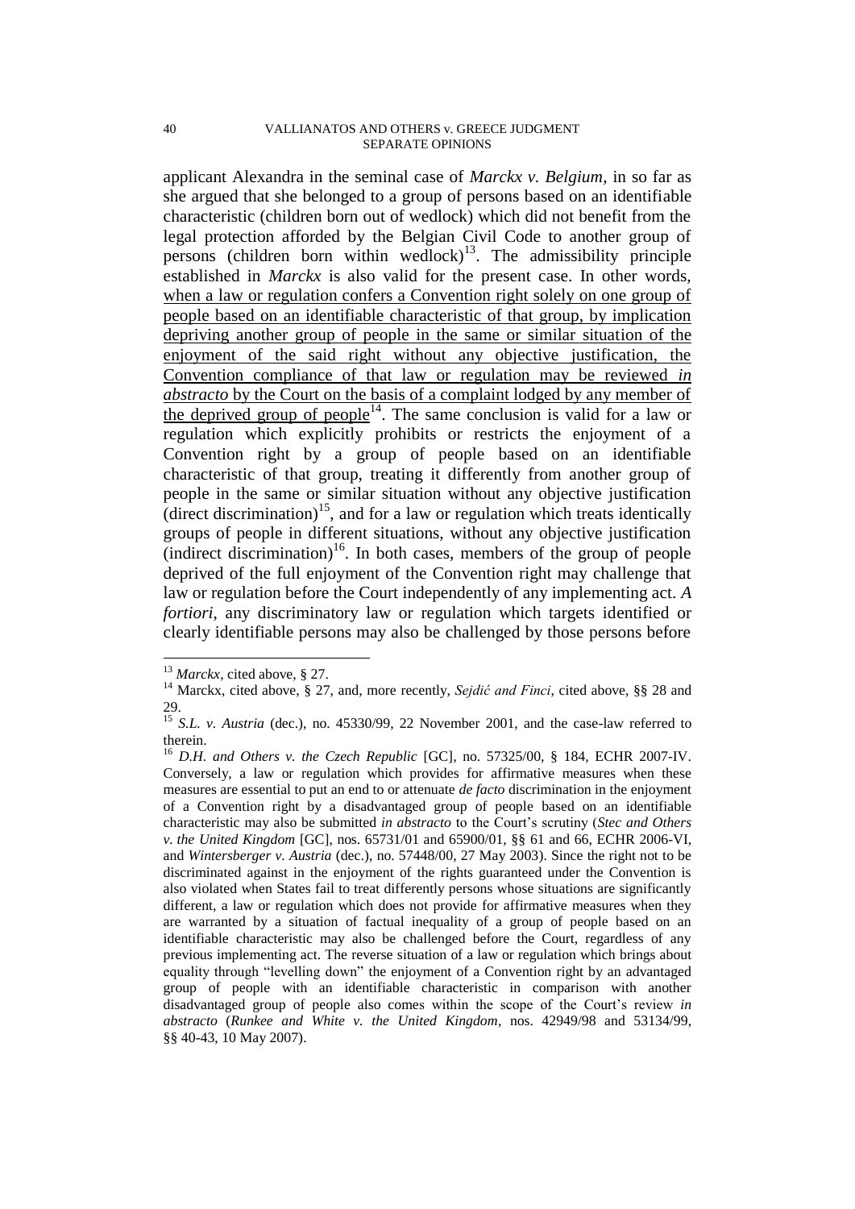applicant Alexandra in the seminal case of *Marckx v. Belgium*, in so far as she argued that she belonged to a group of persons based on an identifiable characteristic (children born out of wedlock) which did not benefit from the legal protection afforded by the Belgian Civil Code to another group of persons (children born within wedlock)[13]. The admissibility principle established in *Marckx* is also valid for the present case. In other words, <u>when a law or regulation confers a Convention right solely on one group of people based on an identifiable characteristic of that group, by implication depriving another group of people in the same or similar situation of the enjoyment of the said right without any objective justification, the Convention compliance of that law or regulation may be reviewed *in abstracto* by the Court on the basis of a complaint lodged by any member of the deprived group of people</u>[14]. The same conclusion is valid for a law or regulation which explicitly prohibits or restricts the enjoyment of a Convention right by a group of people based on an identifiable characteristic of that group, treating it differently from another group of people in the same or similar situation without any objective justification (direct discrimination)[15], and for a law or regulation which treats identically groups of people in different situations, without any objective justification (indirect discrimination)[16]. In both cases, members of the group of people deprived of the full enjoyment of the Convention right may challenge that law or regulation before the Court independently of any implementing act. *A fortiori*, any discriminatory law or regulation which targets identified or clearly identifiable persons may also be challenged by those persons before

---

[13] *Marckx*, cited above, § 27.

[14] Marckx, cited above, § 27, and, more recently, *Sejdić and Finci*, cited above, §§ 28 and 29.

[15] *S.L. v. Austria* (dec.), no. 45330/99, 22 November 2001, and the case-law referred to therein.

[16] *D.H. and Others v. the Czech Republic* [GC], no. 57325/00, § 184, ECHR 2007-IV. Conversely, a law or regulation which provides for affirmative measures when these measures are essential to put an end to or attenuate *de facto* discrimination in the enjoyment of a Convention right by a disadvantaged group of people based on an identifiable characteristic may also be submitted *in abstracto* to the Court's scrutiny (*Stec and Others v. the United Kingdom* [GC], nos. 65731/01 and 65900/01, §§ 61 and 66, ECHR 2006-VI, and *Wintersberger v. Austria* (dec.), no. 57448/00, 27 May 2003). Since the right not to be discriminated against in the enjoyment of the rights guaranteed under the Convention is also violated when States fail to treat differently persons whose situations are significantly different, a law or regulation which does not provide for affirmative measures when they are warranted by a situation of factual inequality of a group of people based on an identifiable characteristic may also be challenged before the Court, regardless of any previous implementing act. The reverse situation of a law or regulation which brings about equality through "levelling down" the enjoyment of a Convention right by an advantaged group of people with an identifiable characteristic in comparison with another disadvantaged group of people also comes within the scope of the Court's review *in abstracto* (*Runkee and White v. the United Kingdom*, nos. 42949/98 and 53134/99, §§ 40-43, 10 May 2007).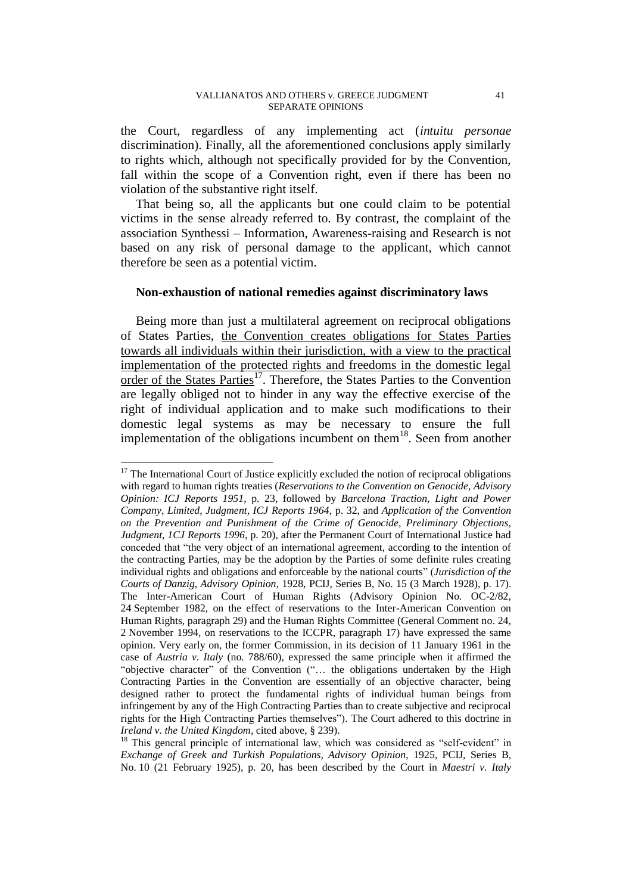the Court, regardless of any implementing act (*intuitu personae* discrimination). Finally, all the aforementioned conclusions apply similarly to rights which, although not specifically provided for by the Convention, fall within the scope of a Convention right, even if there has been no violation of the substantive right itself.

That being so, all the applicants but one could claim to be potential victims in the sense already referred to. By contrast, the complaint of the association Synthessi – Information, Awareness-raising and Research is not based on any risk of personal damage to the applicant, which cannot therefore be seen as a potential victim.

**Non-exhaustion of national remedies against discriminatory laws**

Being more than just a multilateral agreement on reciprocal obligations of States Parties, <u>the Convention creates obligations for States Parties towards all individuals within their jurisdiction, with a view to the practical implementation of the protected rights and freedoms in the domestic legal order of the States Parties</u>[17]. Therefore, the States Parties to the Convention are legally obliged not to hinder in any way the effective exercise of the right of individual application and to make such modifications to their domestic legal systems as may be necessary to ensure the full implementation of the obligations incumbent on them[18]. Seen from another

---

[17] The International Court of Justice explicitly excluded the notion of reciprocal obligations with regard to human rights treaties (*Reservations to the Convention on Genocide, Advisory Opinion: ICJ Reports 1951*, p. 23, followed by *Barcelona Traction, Light and Power Company, Limited, Judgment, ICJ Reports 1964*, p. 32, and *Application of the Convention on the Prevention and Punishment of the Crime of Genocide, Preliminary Objections, Judgment, 1CJ Reports 1996*, p. 20), after the Permanent Court of International Justice had conceded that "the very object of an international agreement, according to the intention of the contracting Parties, may be the adoption by the Parties of some definite rules creating individual rights and obligations and enforceable by the national courts" (*Jurisdiction of the Courts of Danzig, Advisory Opinion*, 1928, PCIJ, Series B, No. 15 (3 March 1928), p. 17). The Inter-American Court of Human Rights (Advisory Opinion No. OC-2/82, 24 September 1982, on the effect of reservations to the Inter-American Convention on Human Rights, paragraph 29) and the Human Rights Committee (General Comment no. 24, 2 November 1994, on reservations to the ICCPR, paragraph 17) have expressed the same opinion. Very early on, the former Commission, in its decision of 11 January 1961 in the case of *Austria v. Italy* (no. 788/60), expressed the same principle when it affirmed the "objective character" of the Convention ("… the obligations undertaken by the High Contracting Parties in the Convention are essentially of an objective character, being designed rather to protect the fundamental rights of individual human beings from infringement by any of the High Contracting Parties than to create subjective and reciprocal rights for the High Contracting Parties themselves"). The Court adhered to this doctrine in *Ireland v. the United Kingdom*, cited above, § 239).

[18] This general principle of international law, which was considered as "self-evident" in *Exchange of Greek and Turkish Populations, Advisory Opinion*, 1925, PCIJ, Series B, No. 10 (21 February 1925), p. 20, has been described by the Court in *Maestri v. Italy*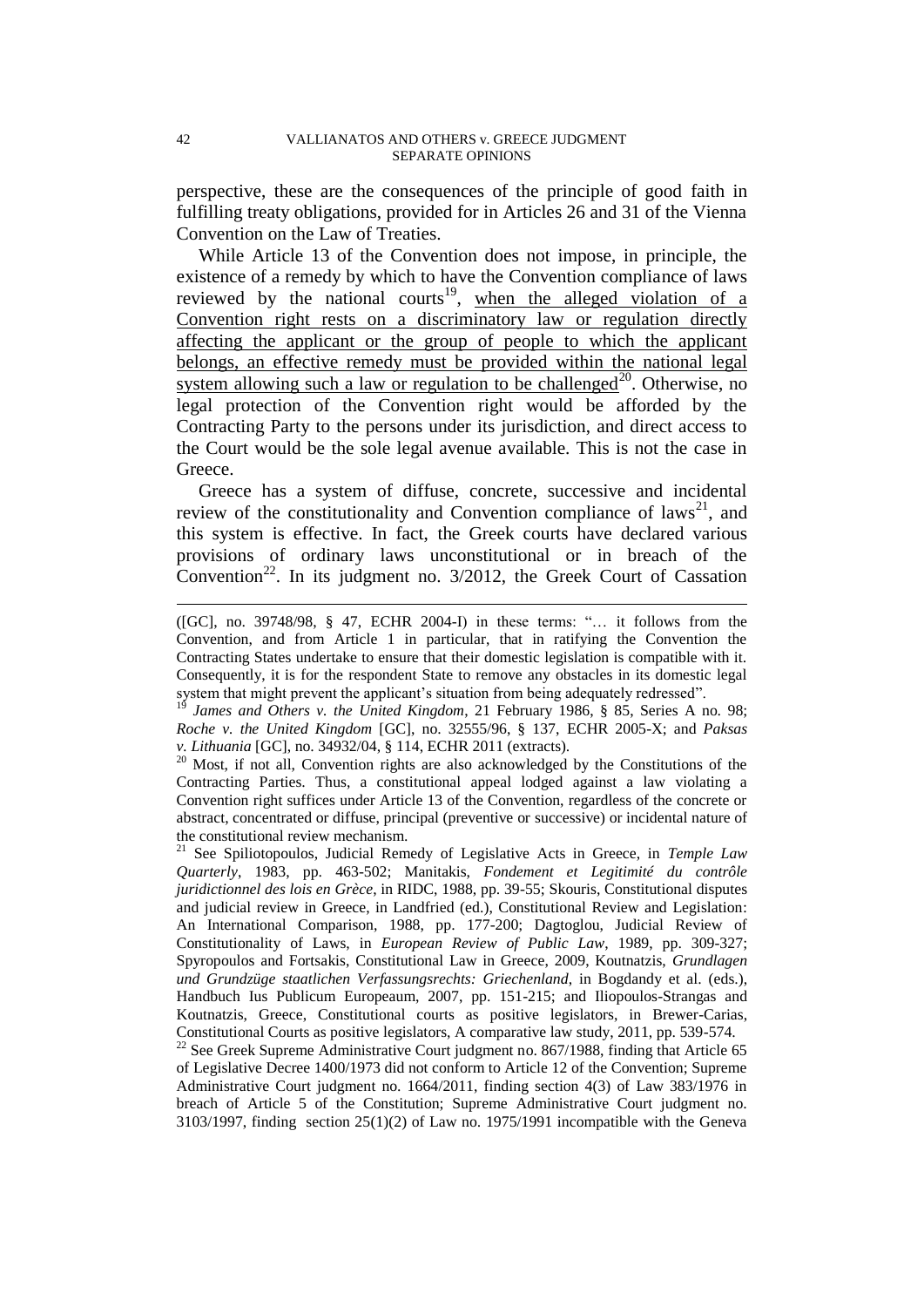perspective, these are the consequences of the principle of good faith in fulfilling treaty obligations, provided for in Articles 26 and 31 of the Vienna Convention on the Law of Treaties.

While Article 13 of the Convention does not impose, in principle, the existence of a remedy by which to have the Convention compliance of laws reviewed by the national courts[19], <u>when the alleged violation of a Convention right rests on a discriminatory law or regulation directly affecting the applicant or the group of people to which the applicant belongs, an effective remedy must be provided within the national legal system allowing such a law or regulation to be challenged</u>[20]. Otherwise, no legal protection of the Convention right would be afforded by the Contracting Party to the persons under its jurisdiction, and direct access to the Court would be the sole legal avenue available. This is not the case in Greece.

Greece has a system of diffuse, concrete, successive and incidental review of the constitutionality and Convention compliance of laws[21], and this system is effective. In fact, the Greek courts have declared various provisions of ordinary laws unconstitutional or in breach of the Convention[22]. In its judgment no. 3/2012, the Greek Court of Cassation

---

([GC], no. 39748/98, § 47, ECHR 2004-I) in these terms: "… it follows from the Convention, and from Article 1 in particular, that in ratifying the Convention the Contracting States undertake to ensure that their domestic legislation is compatible with it. Consequently, it is for the respondent State to remove any obstacles in its domestic legal system that might prevent the applicant's situation from being adequately redressed".

[19] *James and Others v. the United Kingdom*, 21 February 1986, § 85, Series A no. 98; *Roche v. the United Kingdom* [GC], no. 32555/96, § 137, ECHR 2005-X; and *Paksas v. Lithuania* [GC], no. 34932/04, § 114, ECHR 2011 (extracts).

[20] Most, if not all, Convention rights are also acknowledged by the Constitutions of the Contracting Parties. Thus, a constitutional appeal lodged against a law violating a Convention right suffices under Article 13 of the Convention, regardless of the concrete or abstract, concentrated or diffuse, principal (preventive or successive) or incidental nature of the constitutional review mechanism.

[21] See Spiliotopoulos, Judicial Remedy of Legislative Acts in Greece, in *Temple Law Quarterly*, 1983, pp. 463-502; Manitakis, *Fondement et Legitimité du contrôle juridictionnel des lois en Grèce*, in RIDC, 1988, pp. 39-55; Skouris, Constitutional disputes and judicial review in Greece, in Landfried (ed.), Constitutional Review and Legislation: An International Comparison, 1988, pp. 177-200; Dagtoglou, Judicial Review of Constitutionality of Laws, in *European Review of Public Law*, 1989, pp. 309-327; Spyropoulos and Fortsakis, Constitutional Law in Greece, 2009, Koutnatzis, *Grundlagen und Grundzüge staatlichen Verfassungsrechts: Griechenland*, in Bogdandy et al. (eds.), Handbuch Ius Publicum Europeaum, 2007, pp. 151-215; and Iliopoulos-Strangas and Koutnatzis, Greece, Constitutional courts as positive legislators, in Brewer-Carias, Constitutional Courts as positive legislators, A comparative law study, 2011, pp. 539-574.

[22] See Greek Supreme Administrative Court judgment no. 867/1988, finding that Article 65 of Legislative Decree 1400/1973 did not conform to Article 12 of the Convention; Supreme Administrative Court judgment no. 1664/2011, finding section 4(3) of Law 383/1976 in breach of Article 5 of the Constitution; Supreme Administrative Court judgment no. 3103/1997, finding section 25(1)(2) of Law no. 1975/1991 incompatible with the Geneva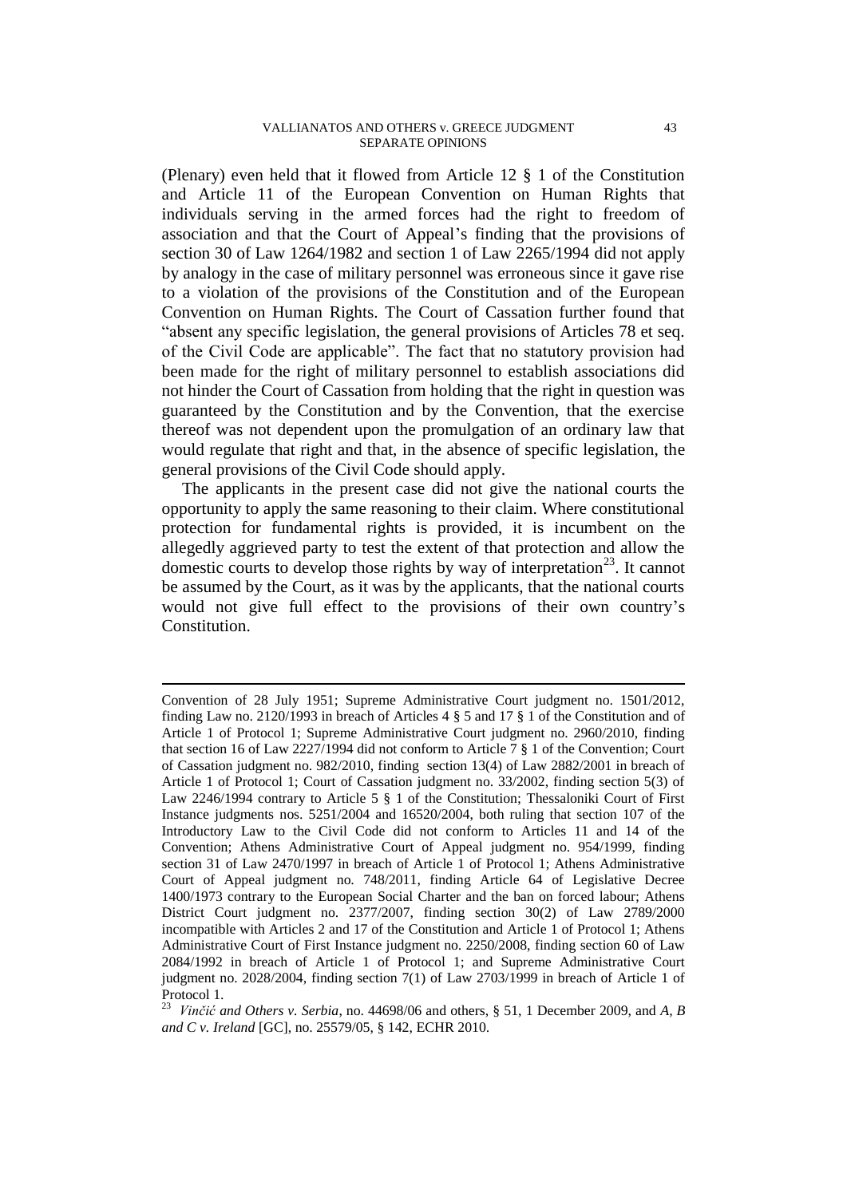(Plenary) even held that it flowed from Article 12 § 1 of the Constitution and Article 11 of the European Convention on Human Rights that individuals serving in the armed forces had the right to freedom of association and that the Court of Appeal's finding that the provisions of section 30 of Law 1264/1982 and section 1 of Law 2265/1994 did not apply by analogy in the case of military personnel was erroneous since it gave rise to a violation of the provisions of the Constitution and of the European Convention on Human Rights. The Court of Cassation further found that "absent any specific legislation, the general provisions of Articles 78 et seq. of the Civil Code are applicable". The fact that no statutory provision had been made for the right of military personnel to establish associations did not hinder the Court of Cassation from holding that the right in question was guaranteed by the Constitution and by the Convention, that the exercise thereof was not dependent upon the promulgation of an ordinary law that would regulate that right and that, in the absence of specific legislation, the general provisions of the Civil Code should apply.

The applicants in the present case did not give the national courts the opportunity to apply the same reasoning to their claim. Where constitutional protection for fundamental rights is provided, it is incumbent on the allegedly aggrieved party to test the extent of that protection and allow the domestic courts to develop those rights by way of interpretation[23]. It cannot be assumed by the Court, as it was by the applicants, that the national courts would not give full effect to the provisions of their own country's Constitution.

---

Convention of 28 July 1951; Supreme Administrative Court judgment no. 1501/2012, finding Law no. 2120/1993 in breach of Articles 4 § 5 and 17 § 1 of the Constitution and of Article 1 of Protocol 1; Supreme Administrative Court judgment no. 2960/2010, finding that section 16 of Law 2227/1994 did not conform to Article 7 § 1 of the Convention; Court of Cassation judgment no. 982/2010, finding section 13(4) of Law 2882/2001 in breach of Article 1 of Protocol 1; Court of Cassation judgment no. 33/2002, finding section 5(3) of Law 2246/1994 contrary to Article 5 § 1 of the Constitution; Thessaloniki Court of First Instance judgments nos. 5251/2004 and 16520/2004, both ruling that section 107 of the Introductory Law to the Civil Code did not conform to Articles 11 and 14 of the Convention; Athens Administrative Court of Appeal judgment no. 954/1999, finding section 31 of Law 2470/1997 in breach of Article 1 of Protocol 1; Athens Administrative Court of Appeal judgment no. 748/2011, finding Article 64 of Legislative Decree 1400/1973 contrary to the European Social Charter and the ban on forced labour; Athens District Court judgment no. 2377/2007, finding section 30(2) of Law 2789/2000 incompatible with Articles 2 and 17 of the Constitution and Article 1 of Protocol 1; Athens Administrative Court of First Instance judgment no. 2250/2008, finding section 60 of Law 2084/1992 in breach of Article 1 of Protocol 1; and Supreme Administrative Court judgment no. 2028/2004, finding section 7(1) of Law 2703/1999 in breach of Article 1 of Protocol 1.

[23] *Vinčić and Others v. Serbia*, no. 44698/06 and others, § 51, 1 December 2009, and *A, B and C v. Ireland* [GC], no. 25579/05, § 142, ECHR 2010.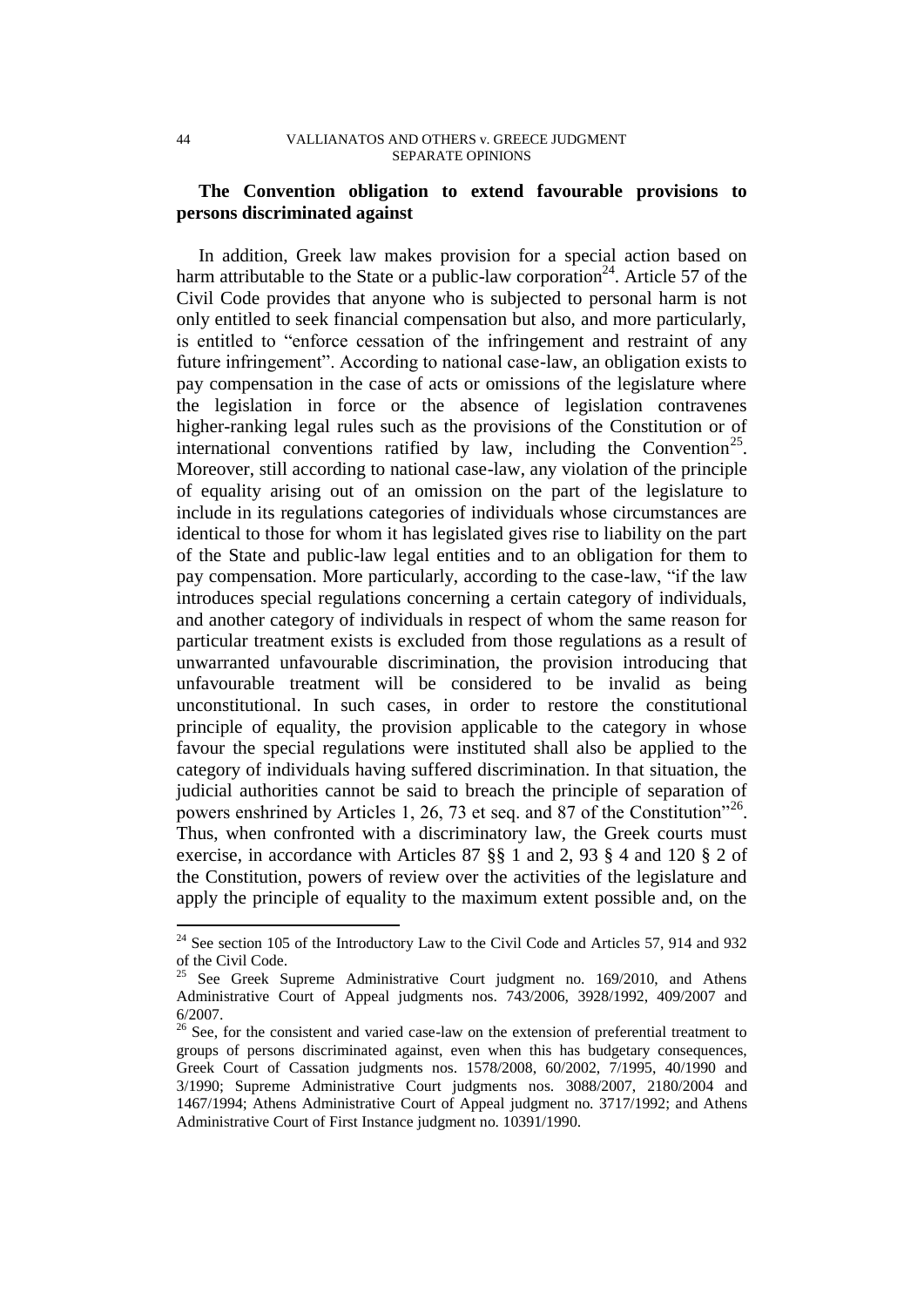**The Convention obligation to extend favourable provisions to persons discriminated against**

In addition, Greek law makes provision for a special action based on harm attributable to the State or a public-law corporation[24]. Article 57 of the Civil Code provides that anyone who is subjected to personal harm is not only entitled to seek financial compensation but also, and more particularly, is entitled to "enforce cessation of the infringement and restraint of any future infringement". According to national case-law, an obligation exists to pay compensation in the case of acts or omissions of the legislature where the legislation in force or the absence of legislation contravenes higher-ranking legal rules such as the provisions of the Constitution or of international conventions ratified by law, including the Convention[25]. Moreover, still according to national case-law, any violation of the principle of equality arising out of an omission on the part of the legislature to include in its regulations categories of individuals whose circumstances are identical to those for whom it has legislated gives rise to liability on the part of the State and public-law legal entities and to an obligation for them to pay compensation. More particularly, according to the case-law, "if the law introduces special regulations concerning a certain category of individuals, and another category of individuals in respect of whom the same reason for particular treatment exists is excluded from those regulations as a result of unwarranted unfavourable discrimination, the provision introducing that unfavourable treatment will be considered to be invalid as being unconstitutional. In such cases, in order to restore the constitutional principle of equality, the provision applicable to the category in whose favour the special regulations were instituted shall also be applied to the category of individuals having suffered discrimination. In that situation, the judicial authorities cannot be said to breach the principle of separation of powers enshrined by Articles 1, 26, 73 et seq. and 87 of the Constitution"[26]. Thus, when confronted with a discriminatory law, the Greek courts must exercise, in accordance with Articles 87 §§ 1 and 2, 93 § 4 and 120 § 2 of the Constitution, powers of review over the activities of the legislature and apply the principle of equality to the maximum extent possible and, on the

---

[24] See section 105 of the Introductory Law to the Civil Code and Articles 57, 914 and 932 of the Civil Code.

[25] See Greek Supreme Administrative Court judgment no. 169/2010, and Athens Administrative Court of Appeal judgments nos. 743/2006, 3928/1992, 409/2007 and 6/2007.

[26] See, for the consistent and varied case-law on the extension of preferential treatment to groups of persons discriminated against, even when this has budgetary consequences, Greek Court of Cassation judgments nos. 1578/2008, 60/2002, 7/1995, 40/1990 and 3/1990; Supreme Administrative Court judgments nos. 3088/2007, 2180/2004 and 1467/1994; Athens Administrative Court of Appeal judgment no. 3717/1992; and Athens Administrative Court of First Instance judgment no. 10391/1990.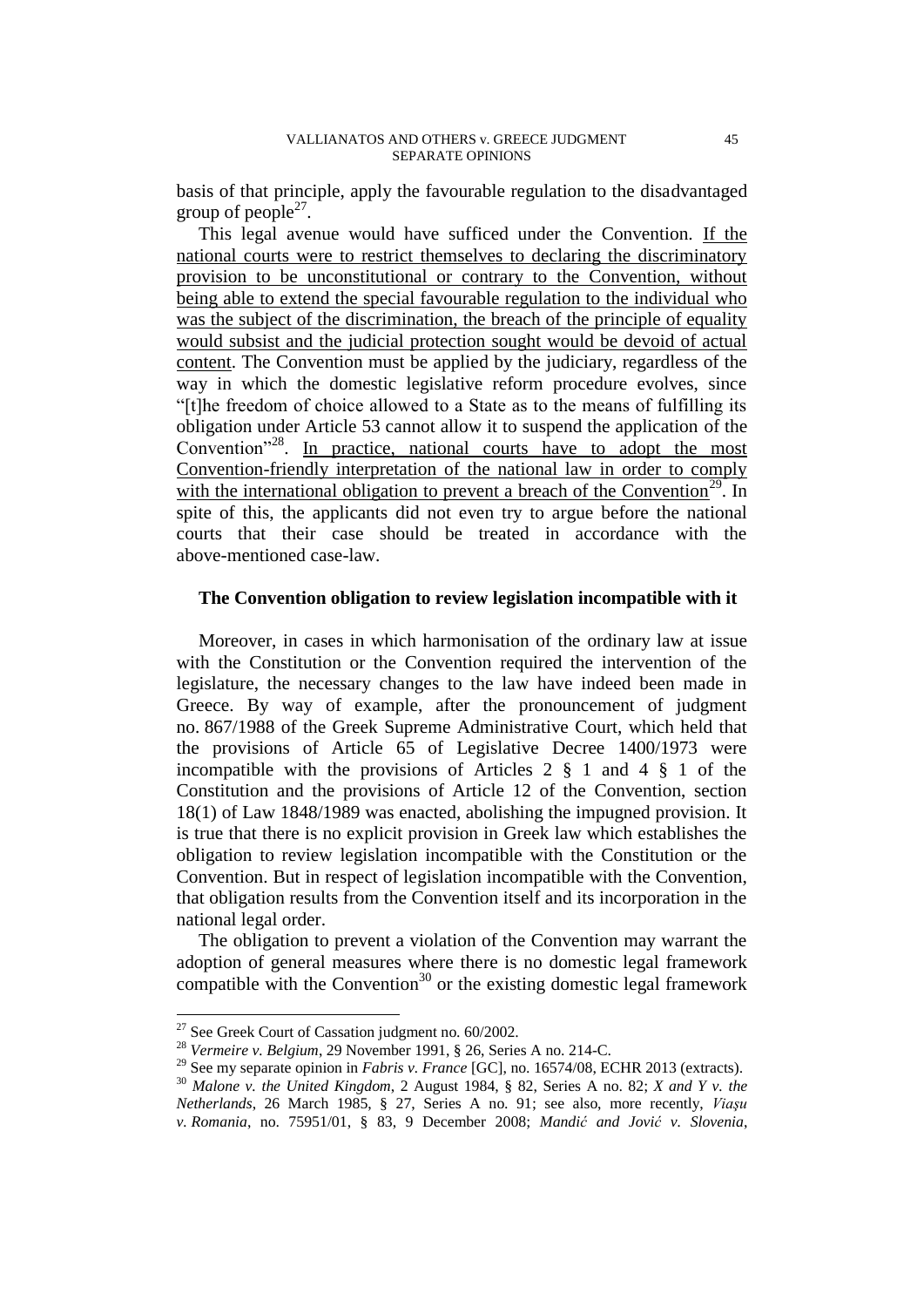basis of that principle, apply the favourable regulation to the disadvantaged group of people[27].

This legal avenue would have sufficed under the Convention. <u>If the national courts were to restrict themselves to declaring the discriminatory provision to be unconstitutional or contrary to the Convention, without being able to extend the special favourable regulation to the individual who was the subject of the discrimination, the breach of the principle of equality would subsist and the judicial protection sought would be devoid of actual content</u>. The Convention must be applied by the judiciary, regardless of the way in which the domestic legislative reform procedure evolves, since "[t]he freedom of choice allowed to a State as to the means of fulfilling its obligation under Article 53 cannot allow it to suspend the application of the Convention"[28]. <u>In practice, national courts have to adopt the most Convention-friendly interpretation of the national law in order to comply with the international obligation to prevent a breach of the Convention</u>[29]. In spite of this, the applicants did not even try to argue before the national courts that their case should be treated in accordance with the above-mentioned case-law.

**The Convention obligation to review legislation incompatible with it**

Moreover, in cases in which harmonisation of the ordinary law at issue with the Constitution or the Convention required the intervention of the legislature, the necessary changes to the law have indeed been made in Greece. By way of example, after the pronouncement of judgment no. 867/1988 of the Greek Supreme Administrative Court, which held that the provisions of Article 65 of Legislative Decree 1400/1973 were incompatible with the provisions of Articles 2 § 1 and 4 § 1 of the Constitution and the provisions of Article 12 of the Convention, section 18(1) of Law 1848/1989 was enacted, abolishing the impugned provision. It is true that there is no explicit provision in Greek law which establishes the obligation to review legislation incompatible with the Constitution or the Convention. But in respect of legislation incompatible with the Convention, that obligation results from the Convention itself and its incorporation in the national legal order.

The obligation to prevent a violation of the Convention may warrant the adoption of general measures where there is no domestic legal framework compatible with the Convention[30] or the existing domestic legal framework

---

[27] See Greek Court of Cassation judgment no. 60/2002.

[28] *Vermeire v. Belgium*, 29 November 1991, § 26, Series A no. 214-C.

[29] See my separate opinion in *Fabris v. France* [GC], no. 16574/08, ECHR 2013 (extracts).

[30] *Malone v. the United Kingdom*, 2 August 1984, § 82, Series A no. 82; *X and Y v. the Netherlands*, 26 March 1985, § 27, Series A no. 91; see also, more recently, *Viaşu v. Romania*, no. 75951/01, § 83, 9 December 2008; *Mandić and Jović v. Slovenia*,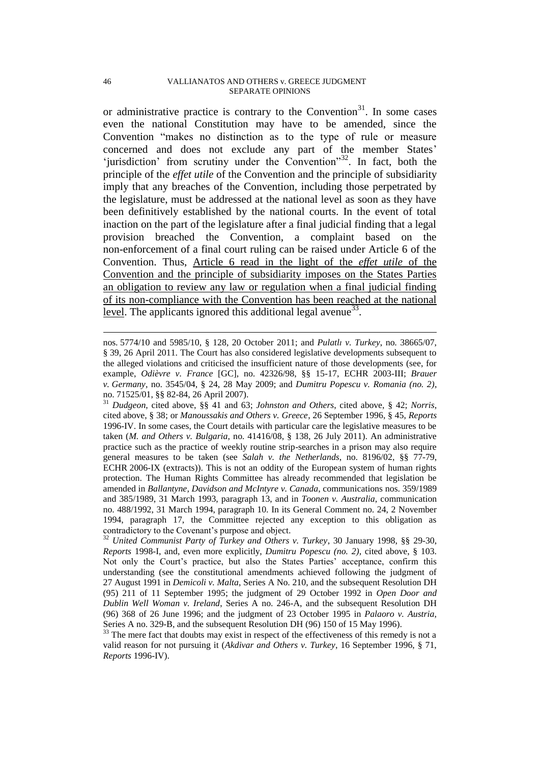or administrative practice is contrary to the Convention[31]. In some cases even the national Constitution may have to be amended, since the Convention "makes no distinction as to the type of rule or measure concerned and does not exclude any part of the member States' 'jurisdiction' from scrutiny under the Convention"[32]. In fact, both the principle of the *effet utile* of the Convention and the principle of subsidiarity imply that any breaches of the Convention, including those perpetrated by the legislature, must be addressed at the national level as soon as they have been definitively established by the national courts. In the event of total inaction on the part of the legislature after a final judicial finding that a legal provision breached the Convention, a complaint based on the non-enforcement of a final court ruling can be raised under Article 6 of the Convention. Thus, <u>Article 6 read in the light of the *effet utile* of the Convention and the principle of subsidiarity imposes on the States Parties an obligation to review any law or regulation when a final judicial finding of its non-compliance with the Convention has been reached at the national level</u>. The applicants ignored this additional legal avenue[33].

---

nos. 5774/10 and 5985/10, § 128, 20 October 2011; and *Pulatlı v. Turkey*, no. 38665/07, § 39, 26 April 2011. The Court has also considered legislative developments subsequent to the alleged violations and criticised the insufficient nature of those developments (see, for example, *Odièvre v. France* [GC], no. 42326/98, §§ 15-17, ECHR 2003-III; *Brauer v. Germany*, no. 3545/04, § 24, 28 May 2009; and *Dumitru Popescu v. Romania (no. 2)*, no. 71525/01, §§ 82-84, 26 April 2007).

[31] *Dudgeon*, cited above, §§ 41 and 63; *Johnston and Others*, cited above, § 42; *Norris*, cited above, § 38; or *Manoussakis and Others v. Greece*, 26 September 1996, § 45, *Reports* 1996-IV. In some cases, the Court details with particular care the legislative measures to be taken (*M. and Others v. Bulgaria*, no. 41416/08, § 138, 26 July 2011). An administrative practice such as the practice of weekly routine strip-searches in a prison may also require general measures to be taken (see *Salah v. the Netherlands*, no. 8196/02, §§ 77-79, ECHR 2006-IX (extracts)). This is not an oddity of the European system of human rights protection. The Human Rights Committee has already recommended that legislation be amended in *Ballantyne, Davidson and McIntyre v. Canada*, communications nos. 359/1989 and 385/1989, 31 March 1993, paragraph 13, and in *Toonen v. Australia*, communication no. 488/1992, 31 March 1994, paragraph 10. In its General Comment no. 24, 2 November 1994, paragraph 17, the Committee rejected any exception to this obligation as contradictory to the Covenant's purpose and object.

[32] *United Communist Party of Turkey and Others v. Turkey*, 30 January 1998, §§ 29-30, *Reports* 1998-I, and, even more explicitly, *Dumitru Popescu (no. 2)*, cited above, § 103. Not only the Court's practice, but also the States Parties' acceptance, confirm this understanding (see the constitutional amendments achieved following the judgment of 27 August 1991 in *Demicoli v. Malta*, Series A No. 210, and the subsequent Resolution DH (95) 211 of 11 September 1995; the judgment of 29 October 1992 in *Open Door and Dublin Well Woman v. Ireland*, Series A no. 246-A, and the subsequent Resolution DH (96) 368 of 26 June 1996; and the judgment of 23 October 1995 in *Palaoro v. Austria*, Series A no. 329-B, and the subsequent Resolution DH (96) 150 of 15 May 1996).

[33] The mere fact that doubts may exist in respect of the effectiveness of this remedy is not a valid reason for not pursuing it (*Akdivar and Others v. Turkey*, 16 September 1996, § 71, *Reports* 1996-IV).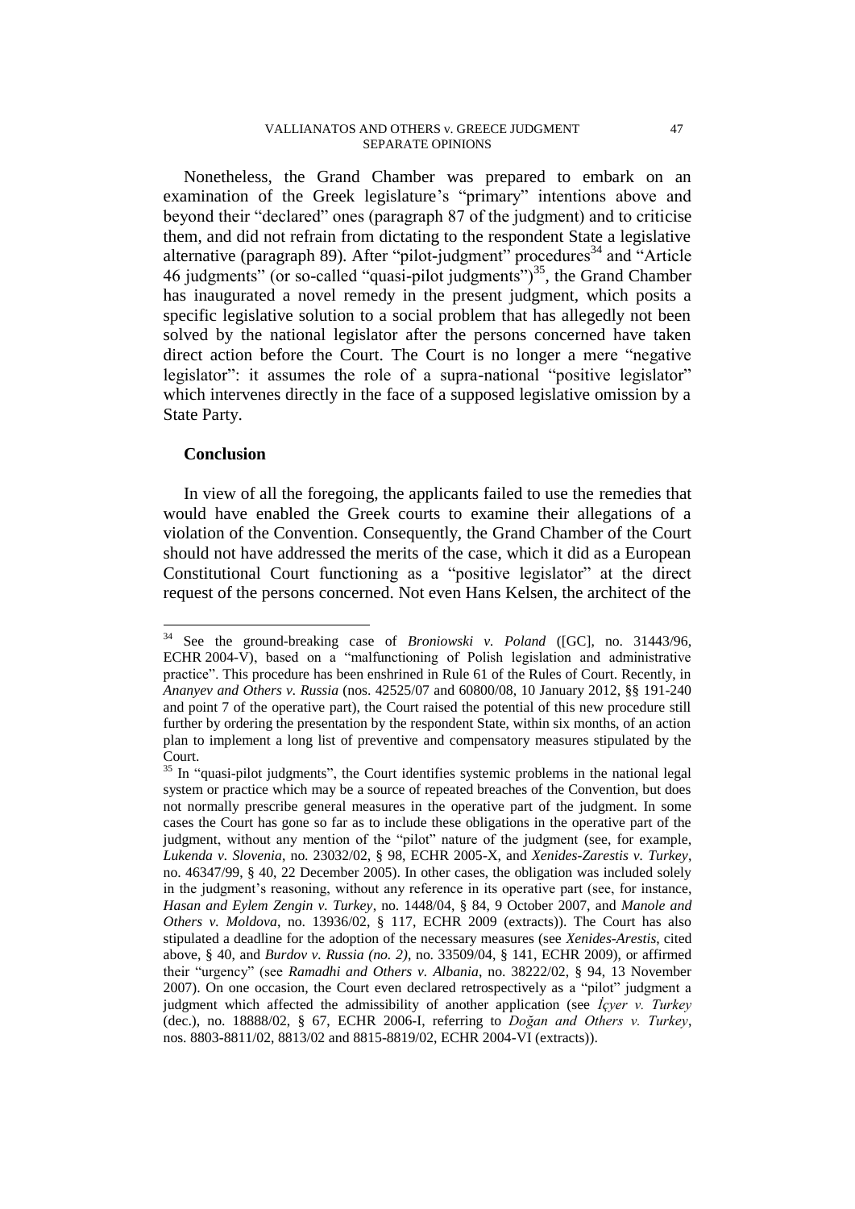Nonetheless, the Grand Chamber was prepared to embark on an examination of the Greek legislature's "primary" intentions above and beyond their "declared" ones (paragraph 87 of the judgment) and to criticise them, and did not refrain from dictating to the respondent State a legislative alternative (paragraph 89). After "pilot-judgment" procedures[34] and "Article 46 judgments" (or so-called "quasi-pilot judgments")[35], the Grand Chamber has inaugurated a novel remedy in the present judgment, which posits a specific legislative solution to a social problem that has allegedly not been solved by the national legislator after the persons concerned have taken direct action before the Court. The Court is no longer a mere "negative legislator": it assumes the role of a supra-national "positive legislator" which intervenes directly in the face of a supposed legislative omission by a State Party.

**Conclusion**

In view of all the foregoing, the applicants failed to use the remedies that would have enabled the Greek courts to examine their allegations of a violation of the Convention. Consequently, the Grand Chamber of the Court should not have addressed the merits of the case, which it did as a European Constitutional Court functioning as a "positive legislator" at the direct request of the persons concerned. Not even Hans Kelsen, the architect of the

---

[34] See the ground-breaking case of *Broniowski v. Poland* ([GC], no. 31443/96, ECHR 2004-V), based on a "malfunctioning of Polish legislation and administrative practice". This procedure has been enshrined in Rule 61 of the Rules of Court. Recently, in *Ananyev and Others v. Russia* (nos. 42525/07 and 60800/08, 10 January 2012, §§ 191-240 and point 7 of the operative part), the Court raised the potential of this new procedure still further by ordering the presentation by the respondent State, within six months, of an action plan to implement a long list of preventive and compensatory measures stipulated by the Court.

[35] In "quasi-pilot judgments", the Court identifies systemic problems in the national legal system or practice which may be a source of repeated breaches of the Convention, but does not normally prescribe general measures in the operative part of the judgment. In some cases the Court has gone so far as to include these obligations in the operative part of the judgment, without any mention of the "pilot" nature of the judgment (see, for example, *Lukenda v. Slovenia*, no. 23032/02, § 98, ECHR 2005-X, and *Xenides-Zarestis v. Turkey*, no. 46347/99, § 40, 22 December 2005). In other cases, the obligation was included solely in the judgment's reasoning, without any reference in its operative part (see, for instance, *Hasan and Eylem Zengin v. Turkey*, no. 1448/04, § 84, 9 October 2007, and *Manole and Others v. Moldova*, no. 13936/02, § 117, ECHR 2009 (extracts)). The Court has also stipulated a deadline for the adoption of the necessary measures (see *Xenides-Arestis*, cited above, § 40, and *Burdov v. Russia (no. 2)*, no. 33509/04, § 141, ECHR 2009), or affirmed their "urgency" (see *Ramadhi and Others v. Albania*, no. 38222/02, § 94, 13 November 2007). On one occasion, the Court even declared retrospectively as a "pilot" judgment a judgment which affected the admissibility of another application (see *İçyer v. Turkey* (dec.), no. 18888/02, § 67, ECHR 2006-I, referring to *Doğan and Others v. Turkey*, nos. 8803-8811/02, 8813/02 and 8815-8819/02, ECHR 2004-VI (extracts)).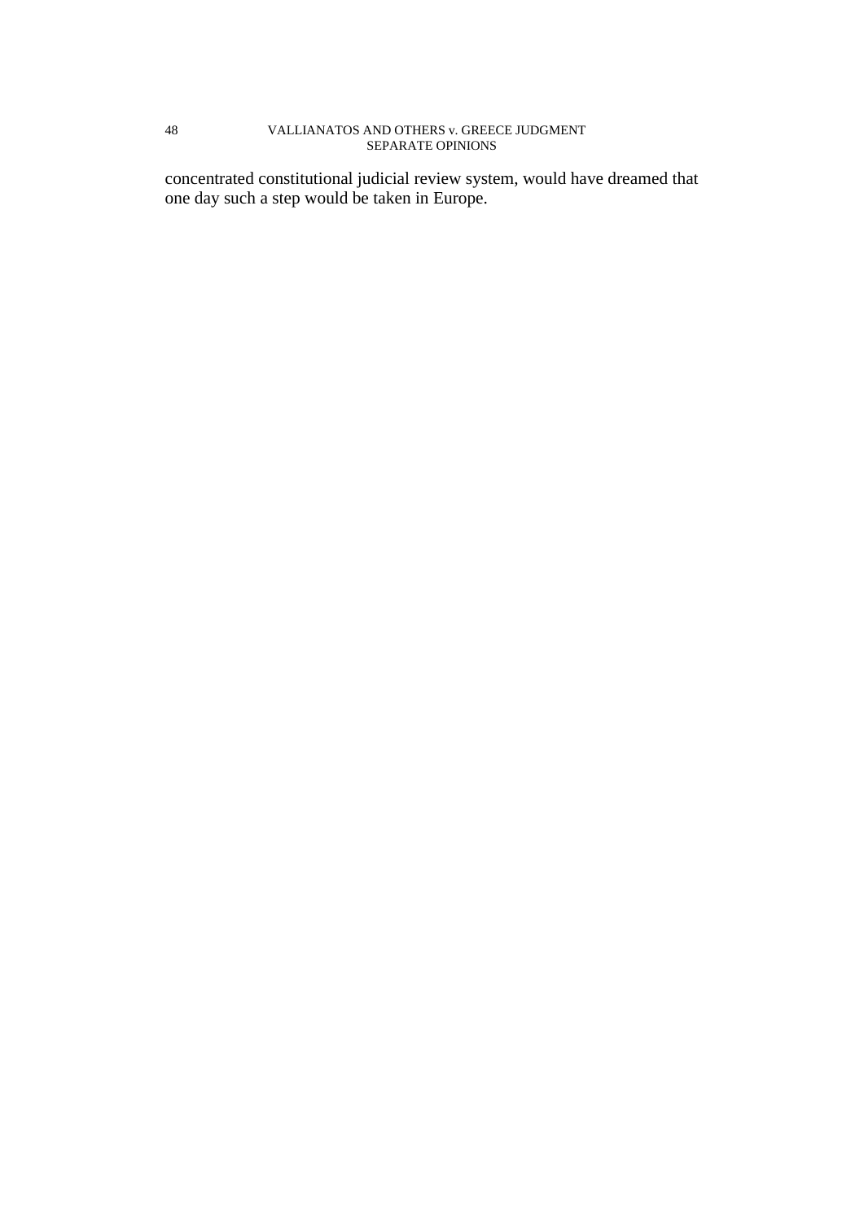concentrated constitutional judicial review system, would have dreamed that one day such a step would be taken in Europe.